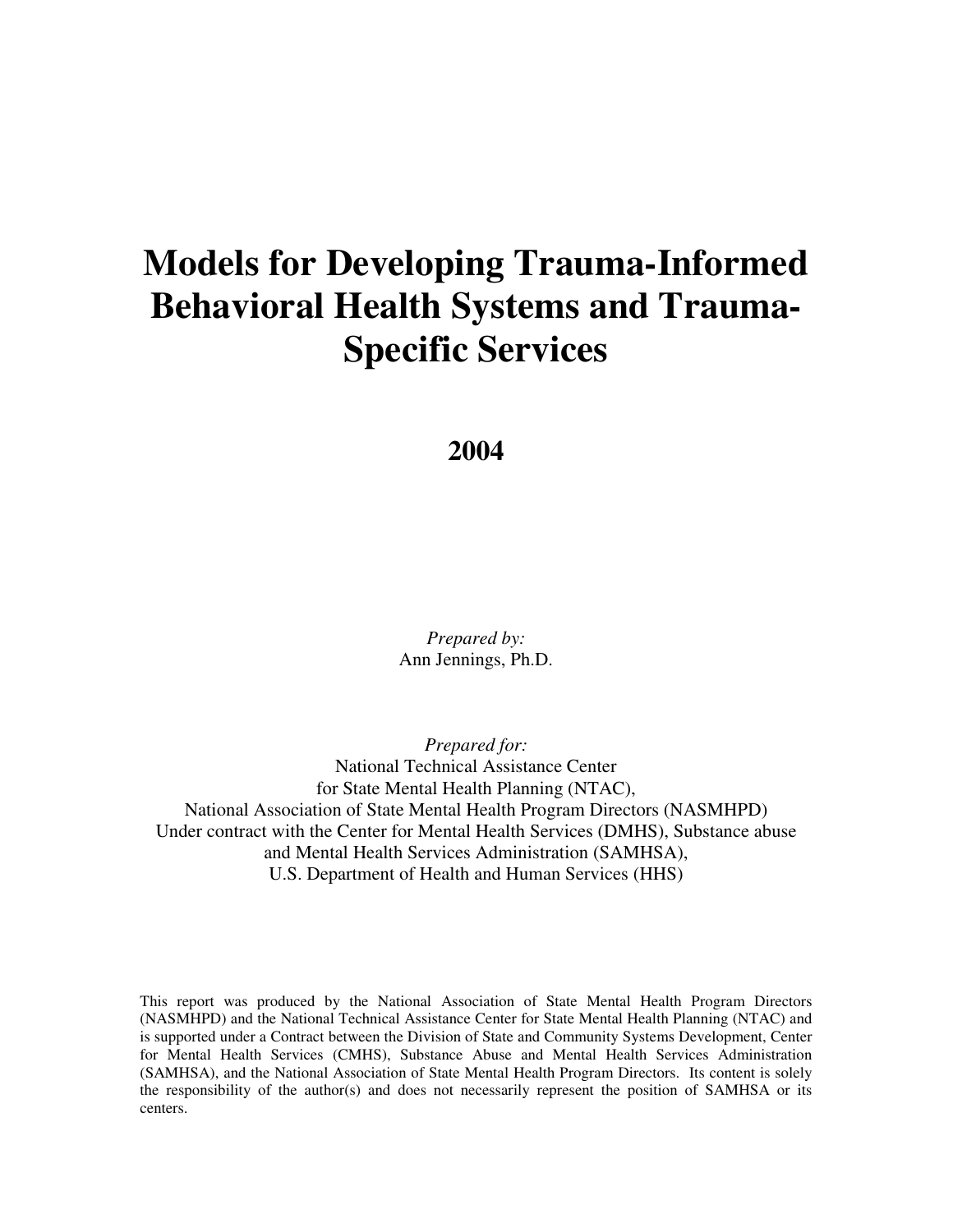# Models for Developing Trauma-Informed Behavioral Health Systems and Trauma-Specific Services

## 2004

*Prepared by:*
Ann Jennings, Ph.D.

*Prepared for:*
National Technical Assistance Center
for State Mental Health Planning (NTAC),
National Association of State Mental Health Program Directors (NASMHPD)
Under contract with the Center for Mental Health Services (DMHS), Substance abuse
and Mental Health Services Administration (SAMHSA),
U.S. Department of Health and Human Services (HHS)

This report was produced by the National Association of State Mental Health Program Directors (NASMHPD) and the National Technical Assistance Center for State Mental Health Planning (NTAC) and is supported under a Contract between the Division of State and Community Systems Development, Center for Mental Health Services (CMHS), Substance Abuse and Mental Health Services Administration (SAMHSA), and the National Association of State Mental Health Program Directors. Its content is solely the responsibility of the author(s) and does not necessarily represent the position of SAMHSA or its centers.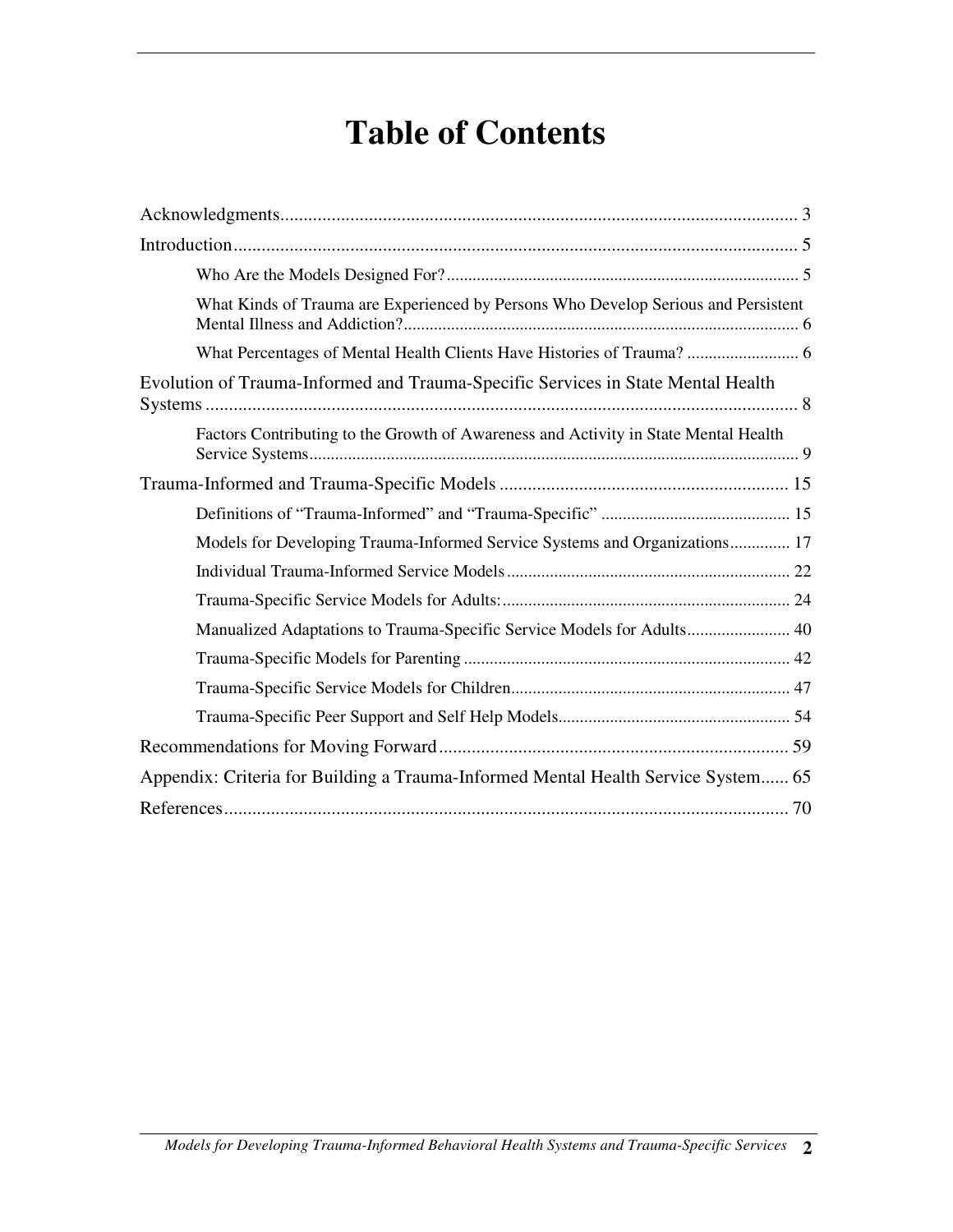# Table of Contents

Acknowledgments ... 3

Introduction ... 5

- Who Are the Models Designed For? ... 5
- What Kinds of Trauma are Experienced by Persons Who Develop Serious and Persistent Mental Illness and Addiction? ... 6
- What Percentages of Mental Health Clients Have Histories of Trauma? ... 6

Evolution of Trauma-Informed and Trauma-Specific Services in State Mental Health Systems ... 8

- Factors Contributing to the Growth of Awareness and Activity in State Mental Health Service Systems ... 9

Trauma-Informed and Trauma-Specific Models ... 15

- Definitions of "Trauma-Informed" and "Trauma-Specific" ... 15
- Models for Developing Trauma-Informed Service Systems and Organizations ... 17
- Individual Trauma-Informed Service Models ... 22
- Trauma-Specific Service Models for Adults: ... 24
- Manualized Adaptations to Trauma-Specific Service Models for Adults ... 40
- Trauma-Specific Models for Parenting ... 42
- Trauma-Specific Service Models for Children ... 47
- Trauma-Specific Peer Support and Self Help Models ... 54

Recommendations for Moving Forward ... 59

Appendix: Criteria for Building a Trauma-Informed Mental Health Service System ... 65

References ... 70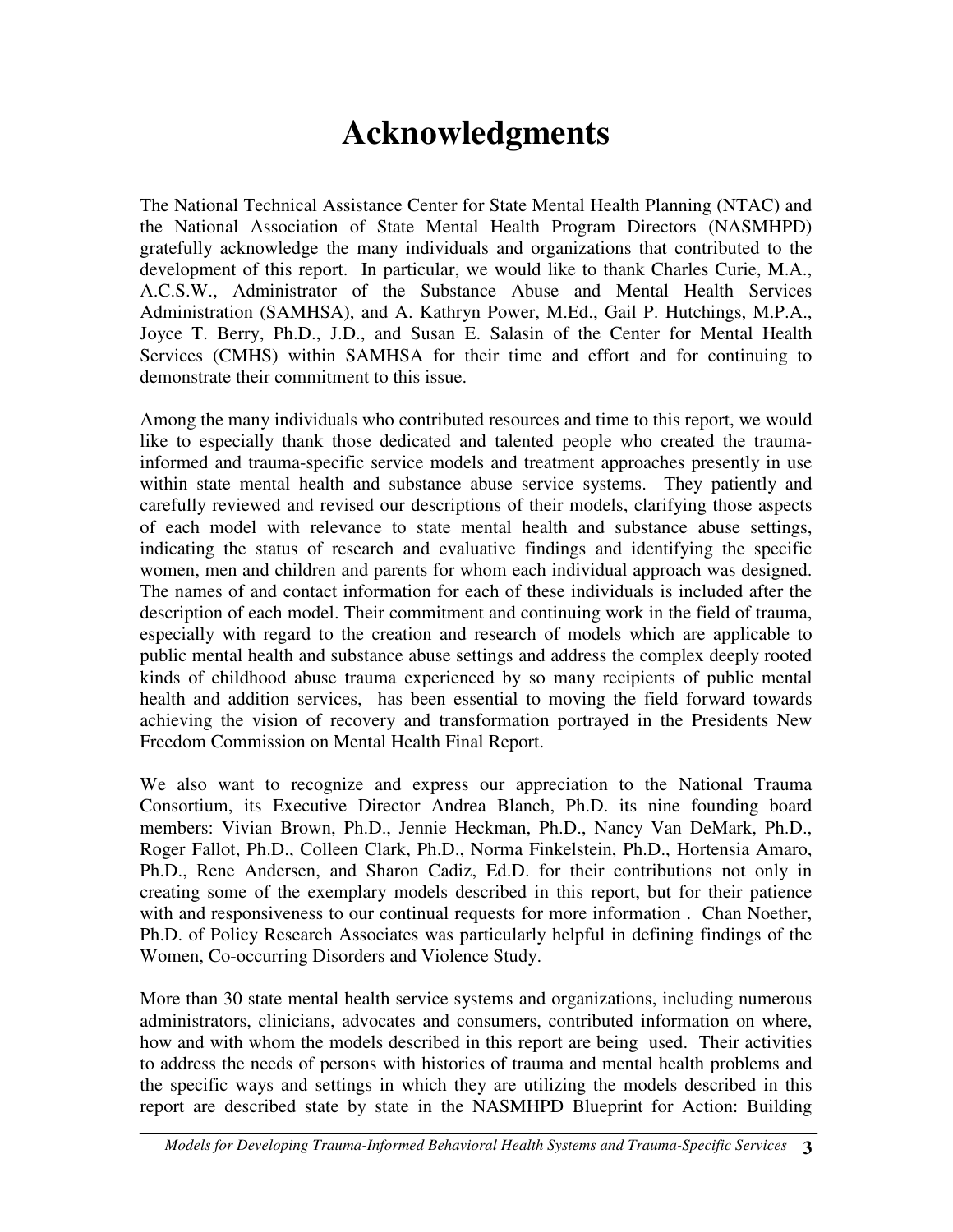# Acknowledgments

The National Technical Assistance Center for State Mental Health Planning (NTAC) and the National Association of State Mental Health Program Directors (NASMHPD) gratefully acknowledge the many individuals and organizations that contributed to the development of this report. In particular, we would like to thank Charles Curie, M.A., A.C.S.W., Administrator of the Substance Abuse and Mental Health Services Administration (SAMHSA), and A. Kathryn Power, M.Ed., Gail P. Hutchings, M.P.A., Joyce T. Berry, Ph.D., J.D., and Susan E. Salasin of the Center for Mental Health Services (CMHS) within SAMHSA for their time and effort and for continuing to demonstrate their commitment to this issue.

Among the many individuals who contributed resources and time to this report, we would like to especially thank those dedicated and talented people who created the trauma-informed and trauma-specific service models and treatment approaches presently in use within state mental health and substance abuse service systems. They patiently and carefully reviewed and revised our descriptions of their models, clarifying those aspects of each model with relevance to state mental health and substance abuse settings, indicating the status of research and evaluative findings and identifying the specific women, men and children and parents for whom each individual approach was designed. The names of and contact information for each of these individuals is included after the description of each model. Their commitment and continuing work in the field of trauma, especially with regard to the creation and research of models which are applicable to public mental health and substance abuse settings and address the complex deeply rooted kinds of childhood abuse trauma experienced by so many recipients of public mental health and addition services, has been essential to moving the field forward towards achieving the vision of recovery and transformation portrayed in the Presidents New Freedom Commission on Mental Health Final Report.

We also want to recognize and express our appreciation to the National Trauma Consortium, its Executive Director Andrea Blanch, Ph.D. its nine founding board members: Vivian Brown, Ph.D., Jennie Heckman, Ph.D., Nancy Van DeMark, Ph.D., Roger Fallot, Ph.D., Colleen Clark, Ph.D., Norma Finkelstein, Ph.D., Hortensia Amaro, Ph.D., Rene Andersen, and Sharon Cadiz, Ed.D. for their contributions not only in creating some of the exemplary models described in this report, but for their patience with and responsiveness to our continual requests for more information . Chan Noether, Ph.D. of Policy Research Associates was particularly helpful in defining findings of the Women, Co-occurring Disorders and Violence Study.

More than 30 state mental health service systems and organizations, including numerous administrators, clinicians, advocates and consumers, contributed information on where, how and with whom the models described in this report are being used. Their activities to address the needs of persons with histories of trauma and mental health problems and the specific ways and settings in which they are utilizing the models described in this report are described state by state in the NASMHPD Blueprint for Action: Building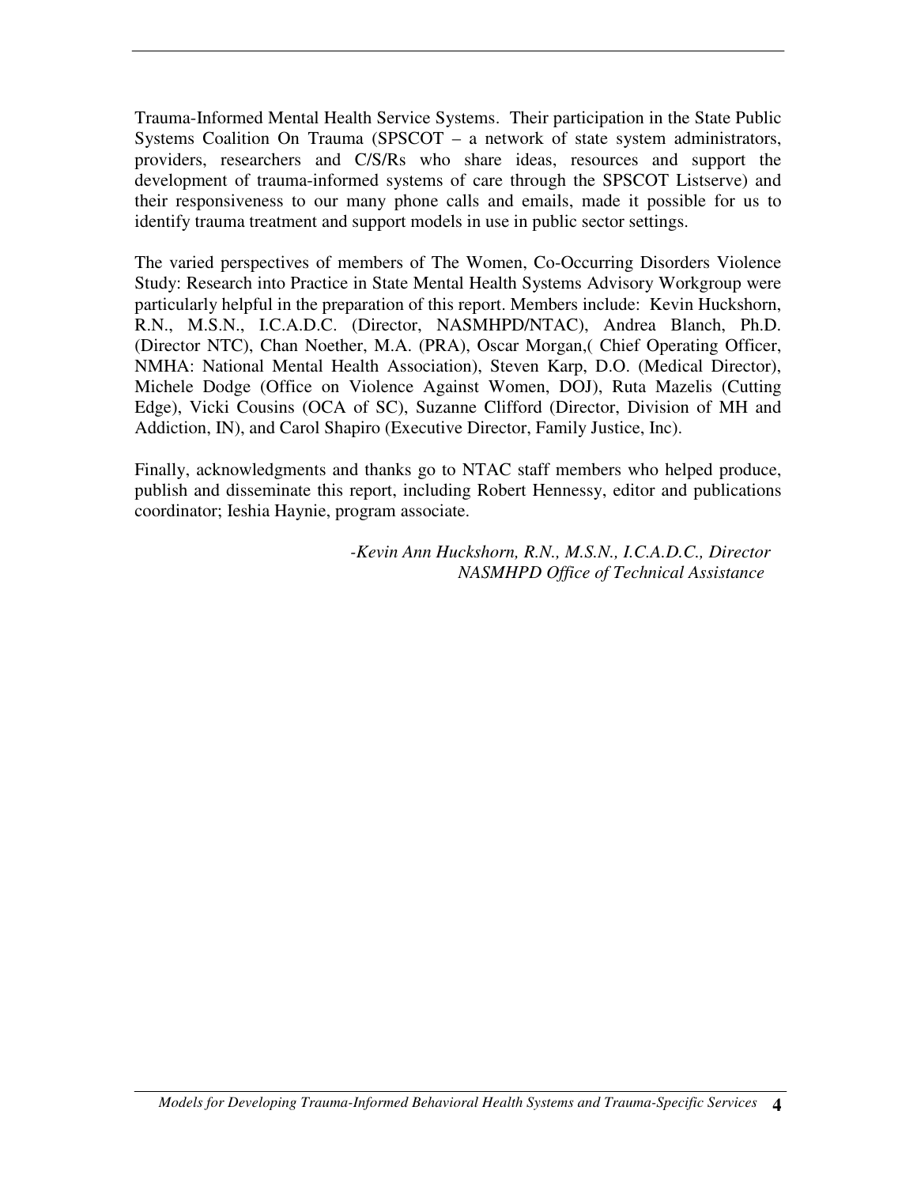Trauma-Informed Mental Health Service Systems. Their participation in the State Public Systems Coalition On Trauma (SPSCOT – a network of state system administrators, providers, researchers and C/S/Rs who share ideas, resources and support the development of trauma-informed systems of care through the SPSCOT Listserve) and their responsiveness to our many phone calls and emails, made it possible for us to identify trauma treatment and support models in use in public sector settings.

The varied perspectives of members of The Women, Co-Occurring Disorders Violence Study: Research into Practice in State Mental Health Systems Advisory Workgroup were particularly helpful in the preparation of this report. Members include: Kevin Huckshorn, R.N., M.S.N., I.C.A.D.C. (Director, NASMHPD/NTAC), Andrea Blanch, Ph.D. (Director NTC), Chan Noether, M.A. (PRA), Oscar Morgan,( Chief Operating Officer, NMHA: National Mental Health Association), Steven Karp, D.O. (Medical Director), Michele Dodge (Office on Violence Against Women, DOJ), Ruta Mazelis (Cutting Edge), Vicki Cousins (OCA of SC), Suzanne Clifford (Director, Division of MH and Addiction, IN), and Carol Shapiro (Executive Director, Family Justice, Inc).

Finally, acknowledgments and thanks go to NTAC staff members who helped produce, publish and disseminate this report, including Robert Hennessy, editor and publications coordinator; Ieshia Haynie, program associate.

*-Kevin Ann Huckshorn, R.N., M.S.N., I.C.A.D.C., Director*
*NASMHPD Office of Technical Assistance*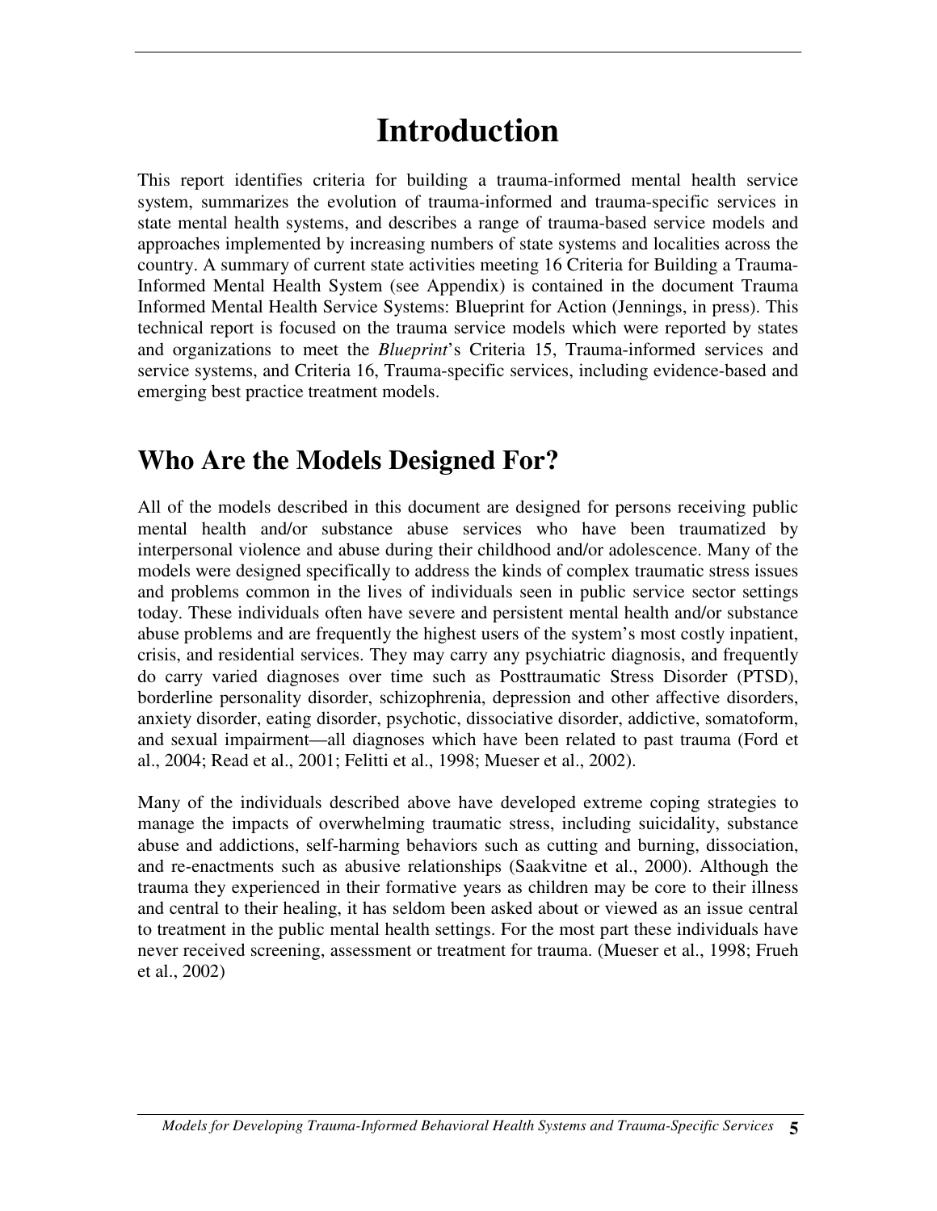# Introduction

This report identifies criteria for building a trauma-informed mental health service system, summarizes the evolution of trauma-informed and trauma-specific services in state mental health systems, and describes a range of trauma-based service models and approaches implemented by increasing numbers of state systems and localities across the country. A summary of current state activities meeting 16 Criteria for Building a Trauma-Informed Mental Health System (see Appendix) is contained in the document Trauma Informed Mental Health Service Systems: Blueprint for Action (Jennings, in press). This technical report is focused on the trauma service models which were reported by states and organizations to meet the *Blueprint*'s Criteria 15, Trauma-informed services and service systems, and Criteria 16, Trauma-specific services, including evidence-based and emerging best practice treatment models.

## Who Are the Models Designed For?

All of the models described in this document are designed for persons receiving public mental health and/or substance abuse services who have been traumatized by interpersonal violence and abuse during their childhood and/or adolescence. Many of the models were designed specifically to address the kinds of complex traumatic stress issues and problems common in the lives of individuals seen in public service sector settings today. These individuals often have severe and persistent mental health and/or substance abuse problems and are frequently the highest users of the system's most costly inpatient, crisis, and residential services. They may carry any psychiatric diagnosis, and frequently do carry varied diagnoses over time such as Posttraumatic Stress Disorder (PTSD), borderline personality disorder, schizophrenia, depression and other affective disorders, anxiety disorder, eating disorder, psychotic, dissociative disorder, addictive, somatoform, and sexual impairment—all diagnoses which have been related to past trauma (Ford et al., 2004; Read et al., 2001; Felitti et al., 1998; Mueser et al., 2002).

Many of the individuals described above have developed extreme coping strategies to manage the impacts of overwhelming traumatic stress, including suicidality, substance abuse and addictions, self-harming behaviors such as cutting and burning, dissociation, and re-enactments such as abusive relationships (Saakvitne et al., 2000). Although the trauma they experienced in their formative years as children may be core to their illness and central to their healing, it has seldom been asked about or viewed as an issue central to treatment in the public mental health settings. For the most part these individuals have never received screening, assessment or treatment for trauma. (Mueser et al., 1998; Frueh et al., 2002)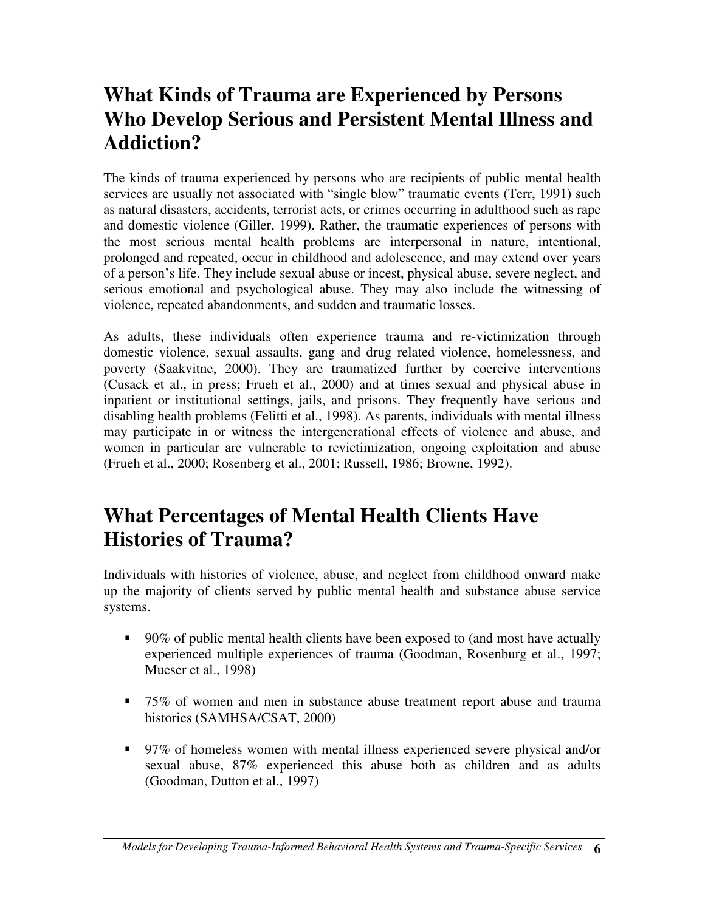## What Kinds of Trauma are Experienced by Persons Who Develop Serious and Persistent Mental Illness and Addiction?

The kinds of trauma experienced by persons who are recipients of public mental health services are usually not associated with "single blow" traumatic events (Terr, 1991) such as natural disasters, accidents, terrorist acts, or crimes occurring in adulthood such as rape and domestic violence (Giller, 1999). Rather, the traumatic experiences of persons with the most serious mental health problems are interpersonal in nature, intentional, prolonged and repeated, occur in childhood and adolescence, and may extend over years of a person's life. They include sexual abuse or incest, physical abuse, severe neglect, and serious emotional and psychological abuse. They may also include the witnessing of violence, repeated abandonments, and sudden and traumatic losses.

As adults, these individuals often experience trauma and re-victimization through domestic violence, sexual assaults, gang and drug related violence, homelessness, and poverty (Saakvitne, 2000). They are traumatized further by coercive interventions (Cusack et al., in press; Frueh et al., 2000) and at times sexual and physical abuse in inpatient or institutional settings, jails, and prisons. They frequently have serious and disabling health problems (Felitti et al., 1998). As parents, individuals with mental illness may participate in or witness the intergenerational effects of violence and abuse, and women in particular are vulnerable to revictimization, ongoing exploitation and abuse (Frueh et al., 2000; Rosenberg et al., 2001; Russell, 1986; Browne, 1992).

## What Percentages of Mental Health Clients Have Histories of Trauma?

Individuals with histories of violence, abuse, and neglect from childhood onward make up the majority of clients served by public mental health and substance abuse service systems.

- 90% of public mental health clients have been exposed to (and most have actually experienced multiple experiences of trauma (Goodman, Rosenburg et al., 1997; Mueser et al., 1998)
- 75% of women and men in substance abuse treatment report abuse and trauma histories (SAMHSA/CSAT, 2000)
- 97% of homeless women with mental illness experienced severe physical and/or sexual abuse, 87% experienced this abuse both as children and as adults (Goodman, Dutton et al., 1997)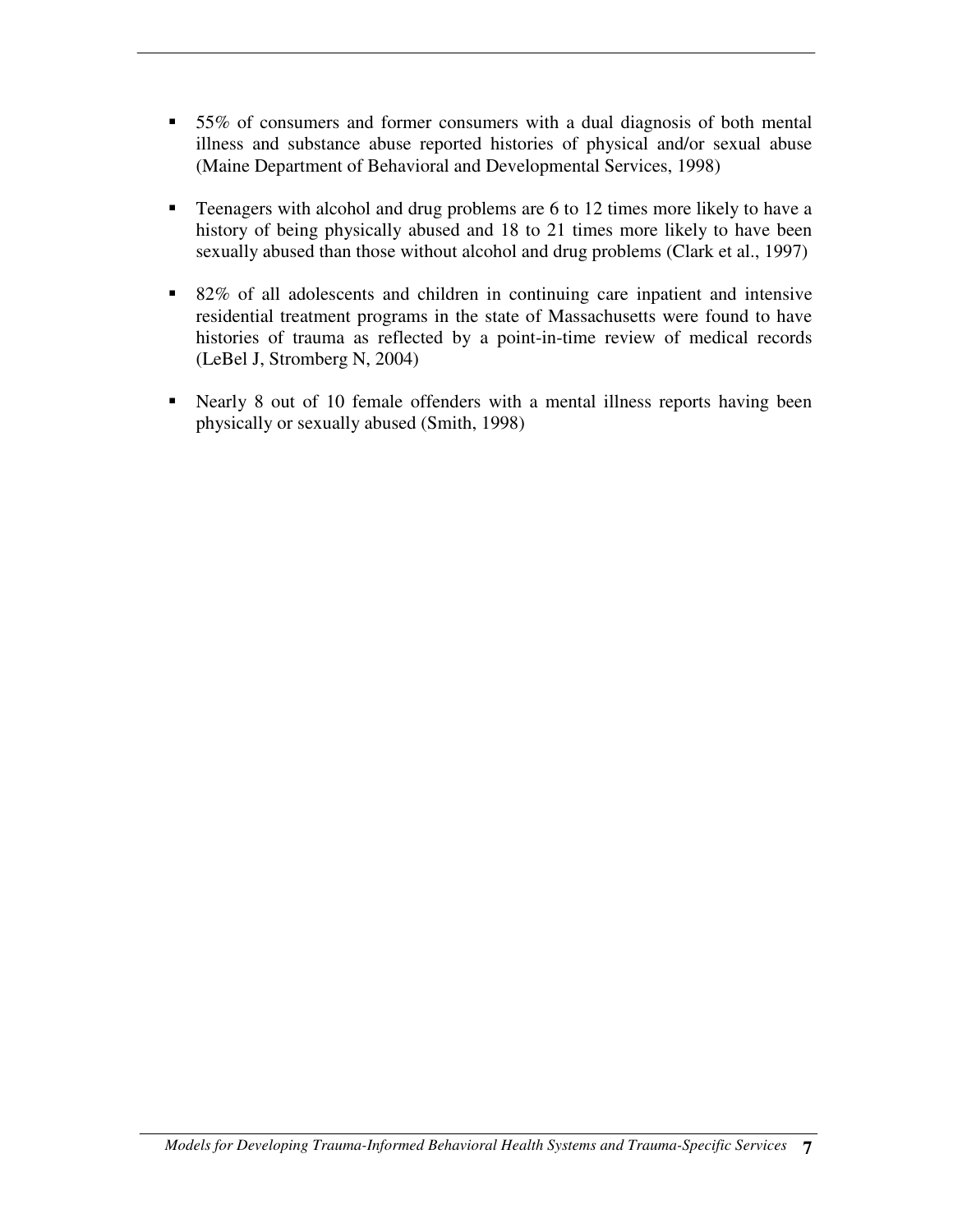- 55% of consumers and former consumers with a dual diagnosis of both mental illness and substance abuse reported histories of physical and/or sexual abuse (Maine Department of Behavioral and Developmental Services, 1998)

- Teenagers with alcohol and drug problems are 6 to 12 times more likely to have a history of being physically abused and 18 to 21 times more likely to have been sexually abused than those without alcohol and drug problems (Clark et al., 1997)

- 82% of all adolescents and children in continuing care inpatient and intensive residential treatment programs in the state of Massachusetts were found to have histories of trauma as reflected by a point-in-time review of medical records (LeBel J, Stromberg N, 2004)

- Nearly 8 out of 10 female offenders with a mental illness reports having been physically or sexually abused (Smith, 1998)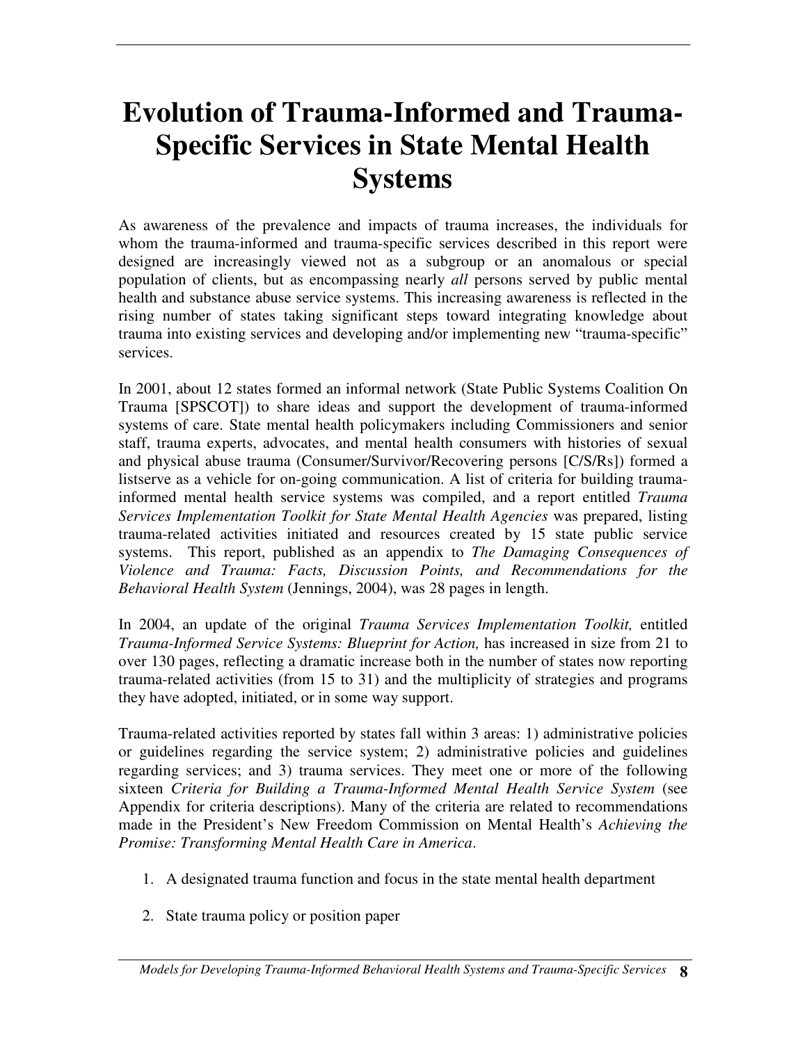# Evolution of Trauma-Informed and Trauma-Specific Services in State Mental Health Systems

As awareness of the prevalence and impacts of trauma increases, the individuals for whom the trauma-informed and trauma-specific services described in this report were designed are increasingly viewed not as a subgroup or an anomalous or special population of clients, but as encompassing nearly *all* persons served by public mental health and substance abuse service systems. This increasing awareness is reflected in the rising number of states taking significant steps toward integrating knowledge about trauma into existing services and developing and/or implementing new "trauma-specific" services.

In 2001, about 12 states formed an informal network (State Public Systems Coalition On Trauma [SPSCOT]) to share ideas and support the development of trauma-informed systems of care. State mental health policymakers including Commissioners and senior staff, trauma experts, advocates, and mental health consumers with histories of sexual and physical abuse trauma (Consumer/Survivor/Recovering persons [C/S/Rs]) formed a listserve as a vehicle for on-going communication. A list of criteria for building trauma-informed mental health service systems was compiled, and a report entitled *Trauma Services Implementation Toolkit for State Mental Health Agencies* was prepared, listing trauma-related activities initiated and resources created by 15 state public service systems. This report, published as an appendix to *The Damaging Consequences of Violence and Trauma: Facts, Discussion Points, and Recommendations for the Behavioral Health System* (Jennings, 2004), was 28 pages in length.

In 2004, an update of the original *Trauma Services Implementation Toolkit,* entitled *Trauma-Informed Service Systems: Blueprint for Action,* has increased in size from 21 to over 130 pages, reflecting a dramatic increase both in the number of states now reporting trauma-related activities (from 15 to 31) and the multiplicity of strategies and programs they have adopted, initiated, or in some way support.

Trauma-related activities reported by states fall within 3 areas: 1) administrative policies or guidelines regarding the service system; 2) administrative policies and guidelines regarding services; and 3) trauma services. They meet one or more of the following sixteen *Criteria for Building a Trauma-Informed Mental Health Service System* (see Appendix for criteria descriptions). Many of the criteria are related to recommendations made in the President's New Freedom Commission on Mental Health's *Achieving the Promise: Transforming Mental Health Care in America*.

1. A designated trauma function and focus in the state mental health department
2. State trauma policy or position paper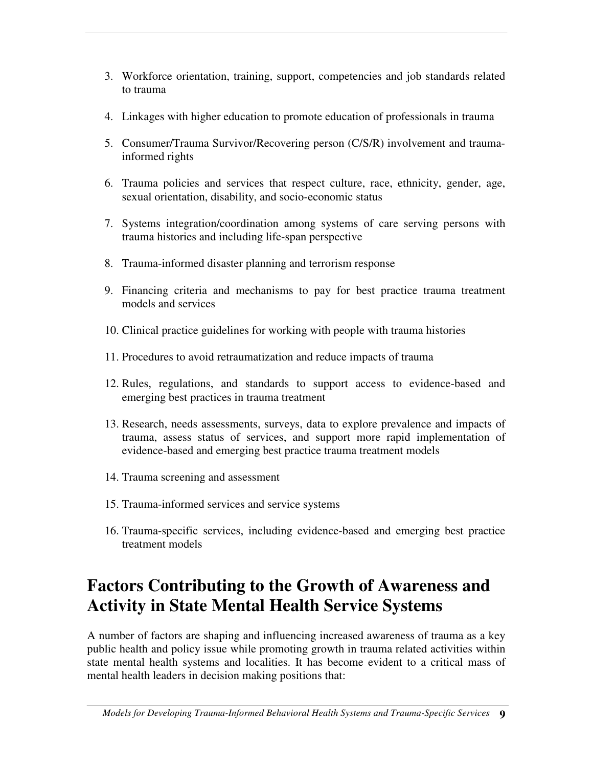3. Workforce orientation, training, support, competencies and job standards related to trauma
4. Linkages with higher education to promote education of professionals in trauma
5. Consumer/Trauma Survivor/Recovering person (C/S/R) involvement and trauma-informed rights
6. Trauma policies and services that respect culture, race, ethnicity, gender, age, sexual orientation, disability, and socio-economic status
7. Systems integration/coordination among systems of care serving persons with trauma histories and including life-span perspective
8. Trauma-informed disaster planning and terrorism response
9. Financing criteria and mechanisms to pay for best practice trauma treatment models and services
10. Clinical practice guidelines for working with people with trauma histories
11. Procedures to avoid retraumatization and reduce impacts of trauma
12. Rules, regulations, and standards to support access to evidence-based and emerging best practices in trauma treatment
13. Research, needs assessments, surveys, data to explore prevalence and impacts of trauma, assess status of services, and support more rapid implementation of evidence-based and emerging best practice trauma treatment models
14. Trauma screening and assessment
15. Trauma-informed services and service systems
16. Trauma-specific services, including evidence-based and emerging best practice treatment models

## Factors Contributing to the Growth of Awareness and Activity in State Mental Health Service Systems

A number of factors are shaping and influencing increased awareness of trauma as a key public health and policy issue while promoting growth in trauma related activities within state mental health systems and localities. It has become evident to a critical mass of mental health leaders in decision making positions that: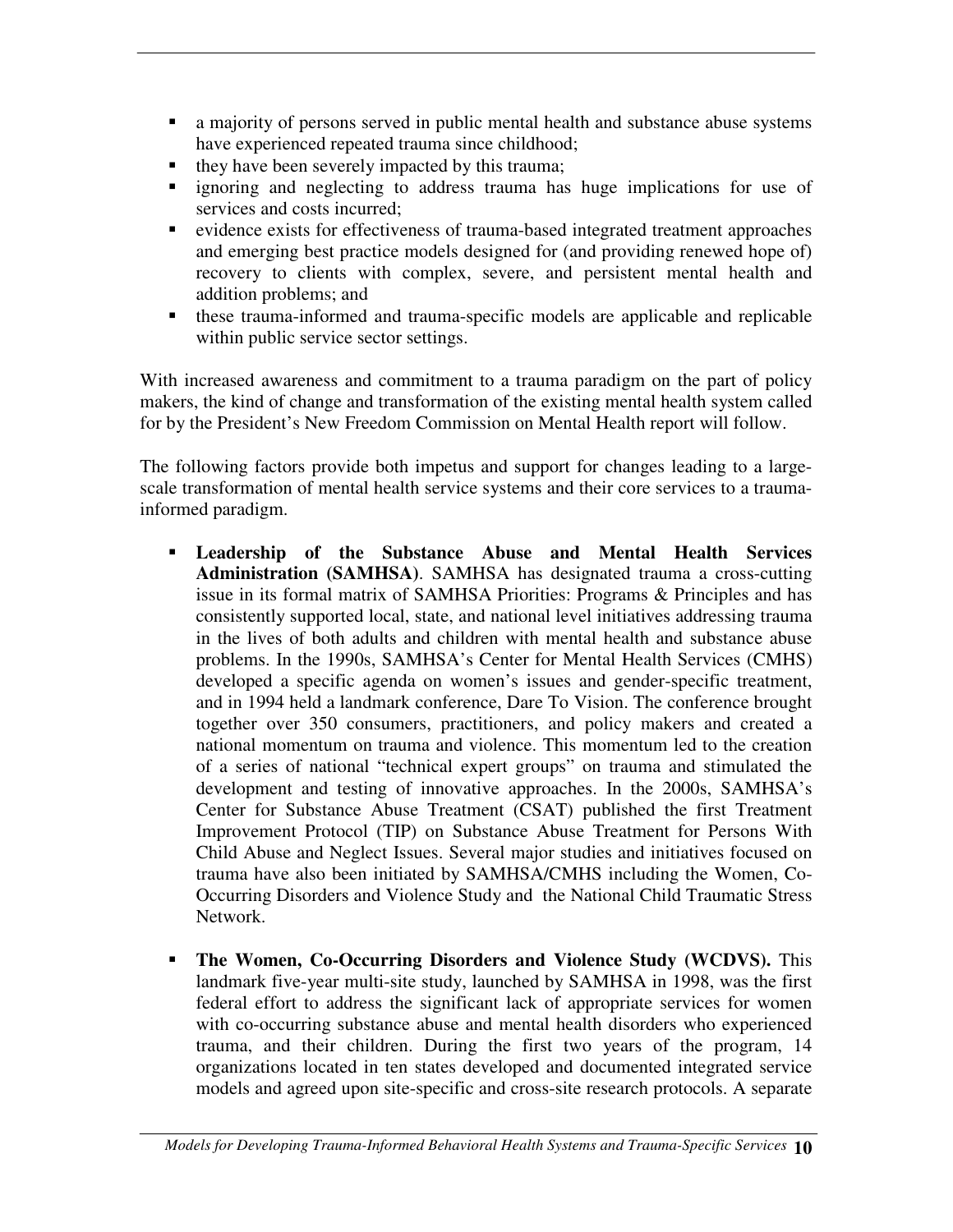- a majority of persons served in public mental health and substance abuse systems have experienced repeated trauma since childhood;
- they have been severely impacted by this trauma;
- ignoring and neglecting to address trauma has huge implications for use of services and costs incurred;
- evidence exists for effectiveness of trauma-based integrated treatment approaches and emerging best practice models designed for (and providing renewed hope of) recovery to clients with complex, severe, and persistent mental health and addition problems; and
- these trauma-informed and trauma-specific models are applicable and replicable within public service sector settings.

With increased awareness and commitment to a trauma paradigm on the part of policy makers, the kind of change and transformation of the existing mental health system called for by the President's New Freedom Commission on Mental Health report will follow.

The following factors provide both impetus and support for changes leading to a large-scale transformation of mental health service systems and their core services to a trauma-informed paradigm.

- **Leadership of the Substance Abuse and Mental Health Services Administration (SAMHSA)**. SAMHSA has designated trauma a cross-cutting issue in its formal matrix of SAMHSA Priorities: Programs & Principles and has consistently supported local, state, and national level initiatives addressing trauma in the lives of both adults and children with mental health and substance abuse problems. In the 1990s, SAMHSA's Center for Mental Health Services (CMHS) developed a specific agenda on women's issues and gender-specific treatment, and in 1994 held a landmark conference, Dare To Vision. The conference brought together over 350 consumers, practitioners, and policy makers and created a national momentum on trauma and violence. This momentum led to the creation of a series of national "technical expert groups" on trauma and stimulated the development and testing of innovative approaches. In the 2000s, SAMHSA's Center for Substance Abuse Treatment (CSAT) published the first Treatment Improvement Protocol (TIP) on Substance Abuse Treatment for Persons With Child Abuse and Neglect Issues. Several major studies and initiatives focused on trauma have also been initiated by SAMHSA/CMHS including the Women, Co-Occurring Disorders and Violence Study and the National Child Traumatic Stress Network.

- **The Women, Co-Occurring Disorders and Violence Study (WCDVS).** This landmark five-year multi-site study, launched by SAMHSA in 1998, was the first federal effort to address the significant lack of appropriate services for women with co-occurring substance abuse and mental health disorders who experienced trauma, and their children. During the first two years of the program, 14 organizations located in ten states developed and documented integrated service models and agreed upon site-specific and cross-site research protocols. A separate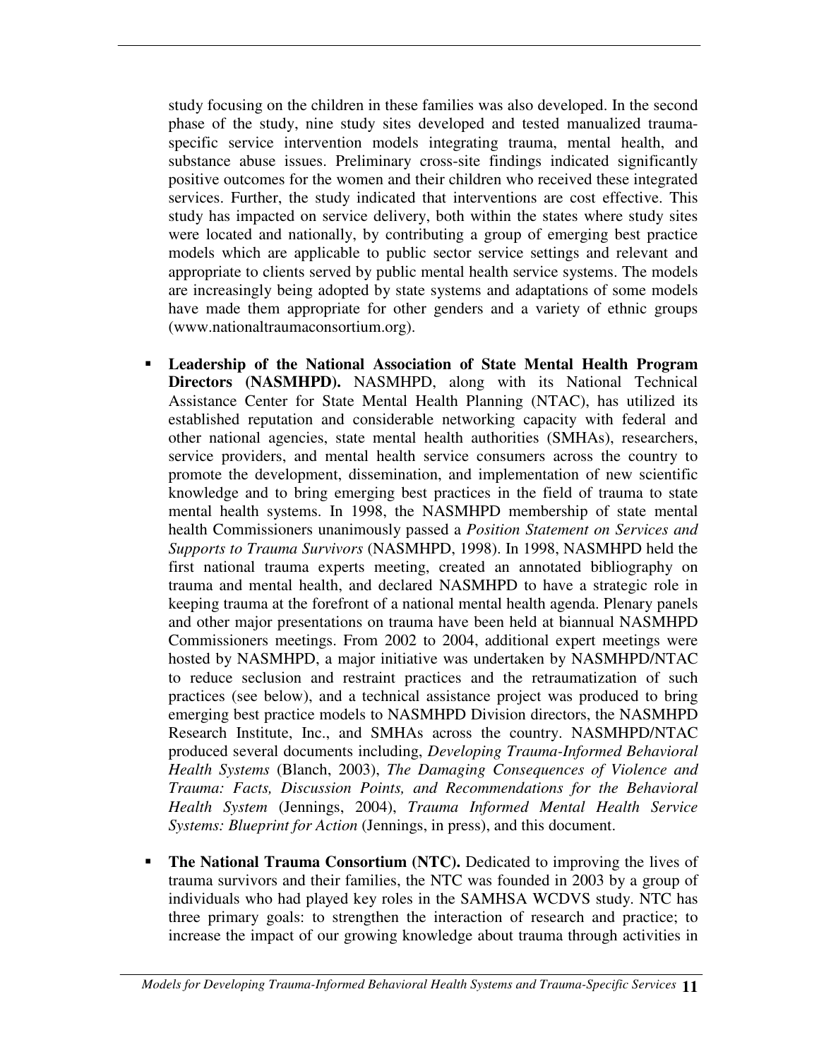study focusing on the children in these families was also developed. In the second phase of the study, nine study sites developed and tested manualized trauma-specific service intervention models integrating trauma, mental health, and substance abuse issues. Preliminary cross-site findings indicated significantly positive outcomes for the women and their children who received these integrated services. Further, the study indicated that interventions are cost effective. This study has impacted on service delivery, both within the states where study sites were located and nationally, by contributing a group of emerging best practice models which are applicable to public sector service settings and relevant and appropriate to clients served by public mental health service systems. The models are increasingly being adopted by state systems and adaptations of some models have made them appropriate for other genders and a variety of ethnic groups (www.nationaltraumaconsortium.org).

- **Leadership of the National Association of State Mental Health Program Directors (NASMHPD).** NASMHPD, along with its National Technical Assistance Center for State Mental Health Planning (NTAC), has utilized its established reputation and considerable networking capacity with federal and other national agencies, state mental health authorities (SMHAs), researchers, service providers, and mental health service consumers across the country to promote the development, dissemination, and implementation of new scientific knowledge and to bring emerging best practices in the field of trauma to state mental health systems. In 1998, the NASMHPD membership of state mental health Commissioners unanimously passed a *Position Statement on Services and Supports to Trauma Survivors* (NASMHPD, 1998). In 1998, NASMHPD held the first national trauma experts meeting, created an annotated bibliography on trauma and mental health, and declared NASMHPD to have a strategic role in keeping trauma at the forefront of a national mental health agenda. Plenary panels and other major presentations on trauma have been held at biannual NASMHPD Commissioners meetings. From 2002 to 2004, additional expert meetings were hosted by NASMHPD, a major initiative was undertaken by NASMHPD/NTAC to reduce seclusion and restraint practices and the retraumatization of such practices (see below), and a technical assistance project was produced to bring emerging best practice models to NASMHPD Division directors, the NASMHPD Research Institute, Inc., and SMHAs across the country. NASMHPD/NTAC produced several documents including, *Developing Trauma-Informed Behavioral Health Systems* (Blanch, 2003), *The Damaging Consequences of Violence and Trauma: Facts, Discussion Points, and Recommendations for the Behavioral Health System* (Jennings, 2004), *Trauma Informed Mental Health Service Systems: Blueprint for Action* (Jennings, in press), and this document.

- **The National Trauma Consortium (NTC).** Dedicated to improving the lives of trauma survivors and their families, the NTC was founded in 2003 by a group of individuals who had played key roles in the SAMHSA WCDVS study. NTC has three primary goals: to strengthen the interaction of research and practice; to increase the impact of our growing knowledge about trauma through activities in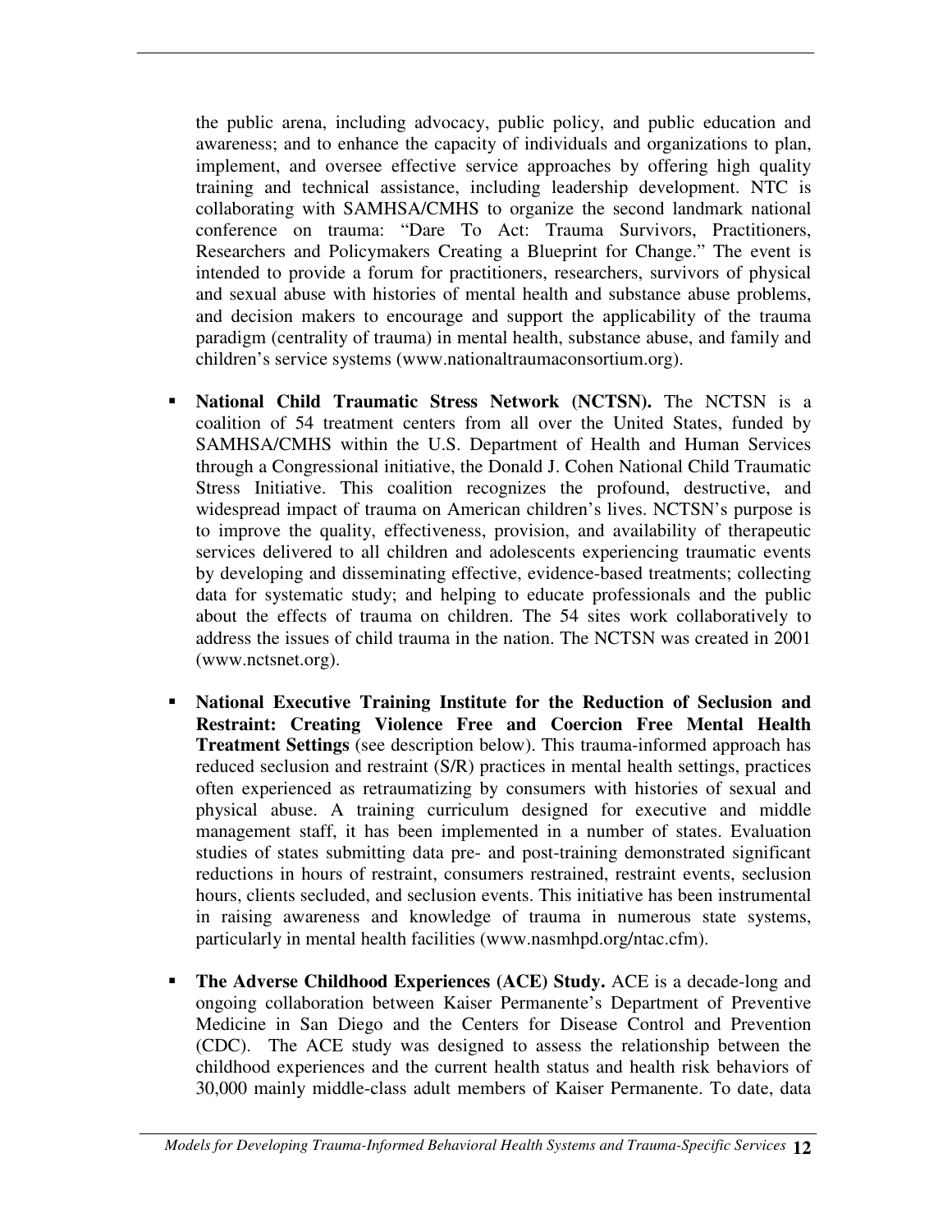the public arena, including advocacy, public policy, and public education and awareness; and to enhance the capacity of individuals and organizations to plan, implement, and oversee effective service approaches by offering high quality training and technical assistance, including leadership development. NTC is collaborating with SAMHSA/CMHS to organize the second landmark national conference on trauma: "Dare To Act: Trauma Survivors, Practitioners, Researchers and Policymakers Creating a Blueprint for Change." The event is intended to provide a forum for practitioners, researchers, survivors of physical and sexual abuse with histories of mental health and substance abuse problems, and decision makers to encourage and support the applicability of the trauma paradigm (centrality of trauma) in mental health, substance abuse, and family and children's service systems (www.nationaltraumaconsortium.org).

- **National Child Traumatic Stress Network (NCTSN).** The NCTSN is a coalition of 54 treatment centers from all over the United States, funded by SAMHSA/CMHS within the U.S. Department of Health and Human Services through a Congressional initiative, the Donald J. Cohen National Child Traumatic Stress Initiative. This coalition recognizes the profound, destructive, and widespread impact of trauma on American children's lives. NCTSN's purpose is to improve the quality, effectiveness, provision, and availability of therapeutic services delivered to all children and adolescents experiencing traumatic events by developing and disseminating effective, evidence-based treatments; collecting data for systematic study; and helping to educate professionals and the public about the effects of trauma on children. The 54 sites work collaboratively to address the issues of child trauma in the nation. The NCTSN was created in 2001 (www.nctsnet.org).

- **National Executive Training Institute for the Reduction of Seclusion and Restraint: Creating Violence Free and Coercion Free Mental Health Treatment Settings** (see description below). This trauma-informed approach has reduced seclusion and restraint (S/R) practices in mental health settings, practices often experienced as retraumatizing by consumers with histories of sexual and physical abuse. A training curriculum designed for executive and middle management staff, it has been implemented in a number of states. Evaluation studies of states submitting data pre- and post-training demonstrated significant reductions in hours of restraint, consumers restrained, restraint events, seclusion hours, clients secluded, and seclusion events. This initiative has been instrumental in raising awareness and knowledge of trauma in numerous state systems, particularly in mental health facilities (www.nasmhpd.org/ntac.cfm).

- **The Adverse Childhood Experiences (ACE) Study.** ACE is a decade-long and ongoing collaboration between Kaiser Permanente's Department of Preventive Medicine in San Diego and the Centers for Disease Control and Prevention (CDC). The ACE study was designed to assess the relationship between the childhood experiences and the current health status and health risk behaviors of 30,000 mainly middle-class adult members of Kaiser Permanente. To date, data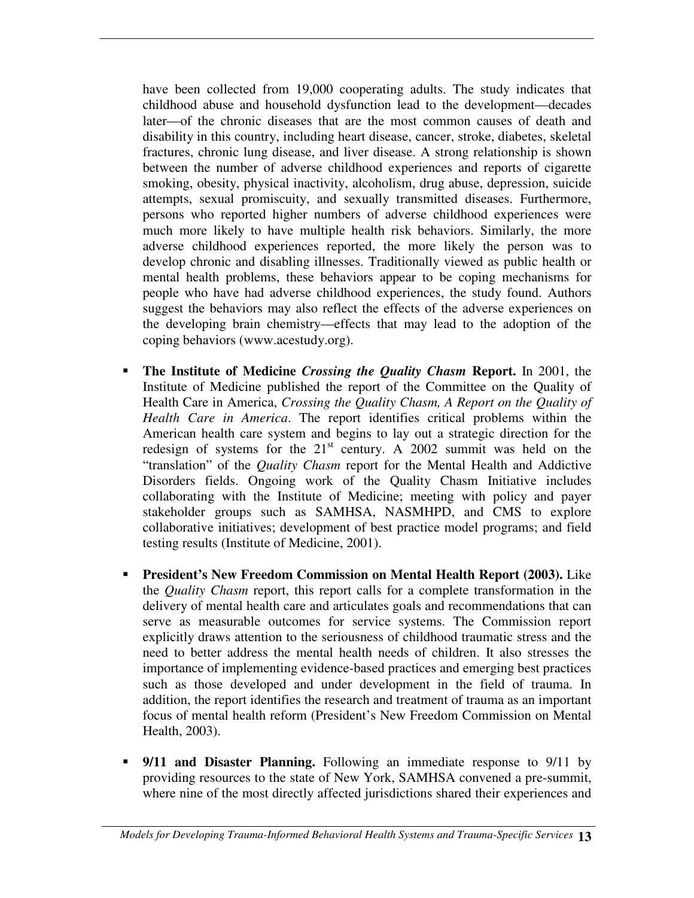have been collected from 19,000 cooperating adults. The study indicates that childhood abuse and household dysfunction lead to the development—decades later—of the chronic diseases that are the most common causes of death and disability in this country, including heart disease, cancer, stroke, diabetes, skeletal fractures, chronic lung disease, and liver disease. A strong relationship is shown between the number of adverse childhood experiences and reports of cigarette smoking, obesity, physical inactivity, alcoholism, drug abuse, depression, suicide attempts, sexual promiscuity, and sexually transmitted diseases. Furthermore, persons who reported higher numbers of adverse childhood experiences were much more likely to have multiple health risk behaviors. Similarly, the more adverse childhood experiences reported, the more likely the person was to develop chronic and disabling illnesses. Traditionally viewed as public health or mental health problems, these behaviors appear to be coping mechanisms for people who have had adverse childhood experiences, the study found. Authors suggest the behaviors may also reflect the effects of the adverse experiences on the developing brain chemistry—effects that may lead to the adoption of the coping behaviors (www.acestudy.org).

- **The Institute of Medicine *Crossing the Quality Chasm* Report.** In 2001, the Institute of Medicine published the report of the Committee on the Quality of Health Care in America, *Crossing the Quality Chasm, A Report on the Quality of Health Care in America*. The report identifies critical problems within the American health care system and begins to lay out a strategic direction for the redesign of systems for the 21st century. A 2002 summit was held on the "translation" of the *Quality Chasm* report for the Mental Health and Addictive Disorders fields. Ongoing work of the Quality Chasm Initiative includes collaborating with the Institute of Medicine; meeting with policy and payer stakeholder groups such as SAMHSA, NASMHPD, and CMS to explore collaborative initiatives; development of best practice model programs; and field testing results (Institute of Medicine, 2001).

- **President's New Freedom Commission on Mental Health Report (2003).** Like the *Quality Chasm* report, this report calls for a complete transformation in the delivery of mental health care and articulates goals and recommendations that can serve as measurable outcomes for service systems. The Commission report explicitly draws attention to the seriousness of childhood traumatic stress and the need to better address the mental health needs of children. It also stresses the importance of implementing evidence-based practices and emerging best practices such as those developed and under development in the field of trauma. In addition, the report identifies the research and treatment of trauma as an important focus of mental health reform (President's New Freedom Commission on Mental Health, 2003).

- **9/11 and Disaster Planning.** Following an immediate response to 9/11 by providing resources to the state of New York, SAMHSA convened a pre-summit, where nine of the most directly affected jurisdictions shared their experiences and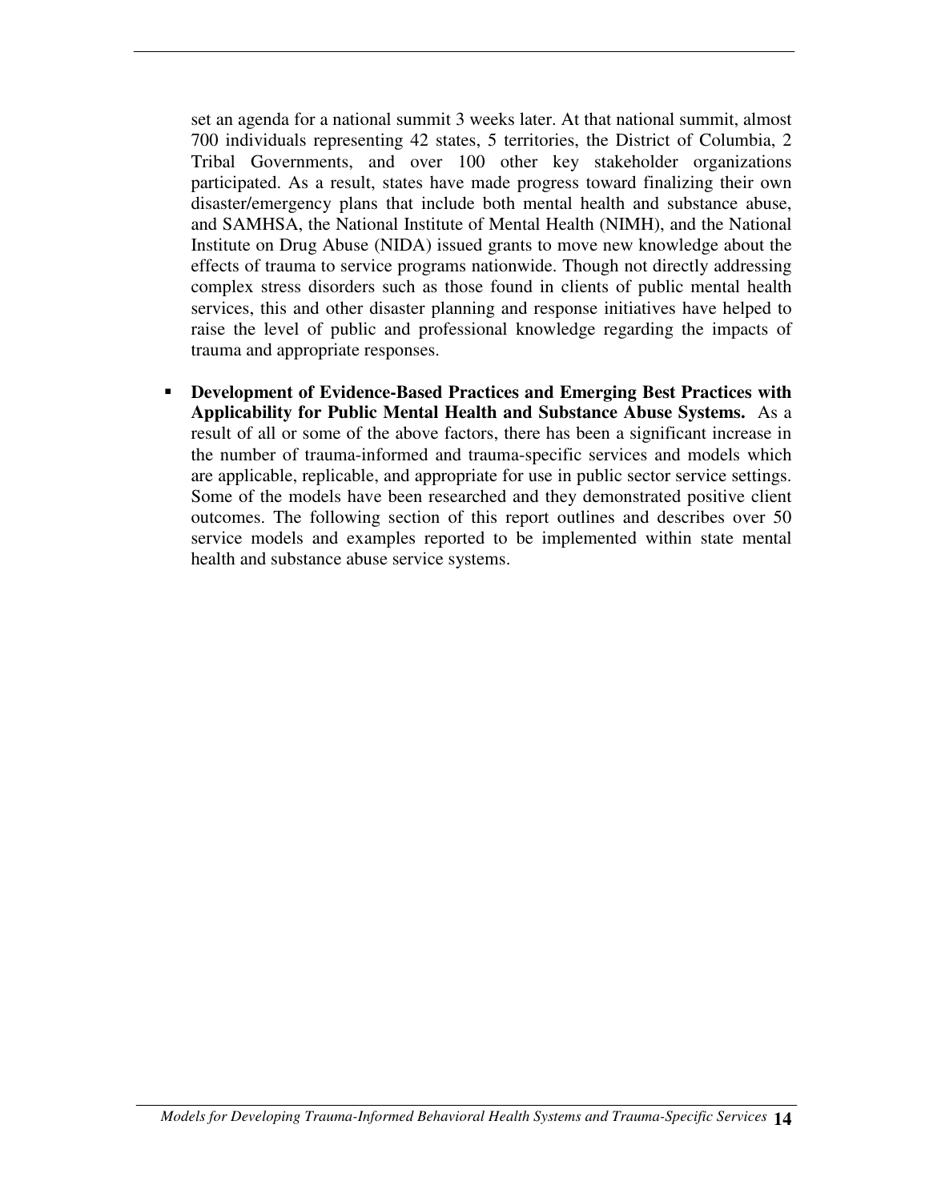set an agenda for a national summit 3 weeks later. At that national summit, almost 700 individuals representing 42 states, 5 territories, the District of Columbia, 2 Tribal Governments, and over 100 other key stakeholder organizations participated. As a result, states have made progress toward finalizing their own disaster/emergency plans that include both mental health and substance abuse, and SAMHSA, the National Institute of Mental Health (NIMH), and the National Institute on Drug Abuse (NIDA) issued grants to move new knowledge about the effects of trauma to service programs nationwide. Though not directly addressing complex stress disorders such as those found in clients of public mental health services, this and other disaster planning and response initiatives have helped to raise the level of public and professional knowledge regarding the impacts of trauma and appropriate responses.

- **Development of Evidence-Based Practices and Emerging Best Practices with Applicability for Public Mental Health and Substance Abuse Systems.** As a result of all or some of the above factors, there has been a significant increase in the number of trauma-informed and trauma-specific services and models which are applicable, replicable, and appropriate for use in public sector service settings. Some of the models have been researched and they demonstrated positive client outcomes. The following section of this report outlines and describes over 50 service models and examples reported to be implemented within state mental health and substance abuse service systems.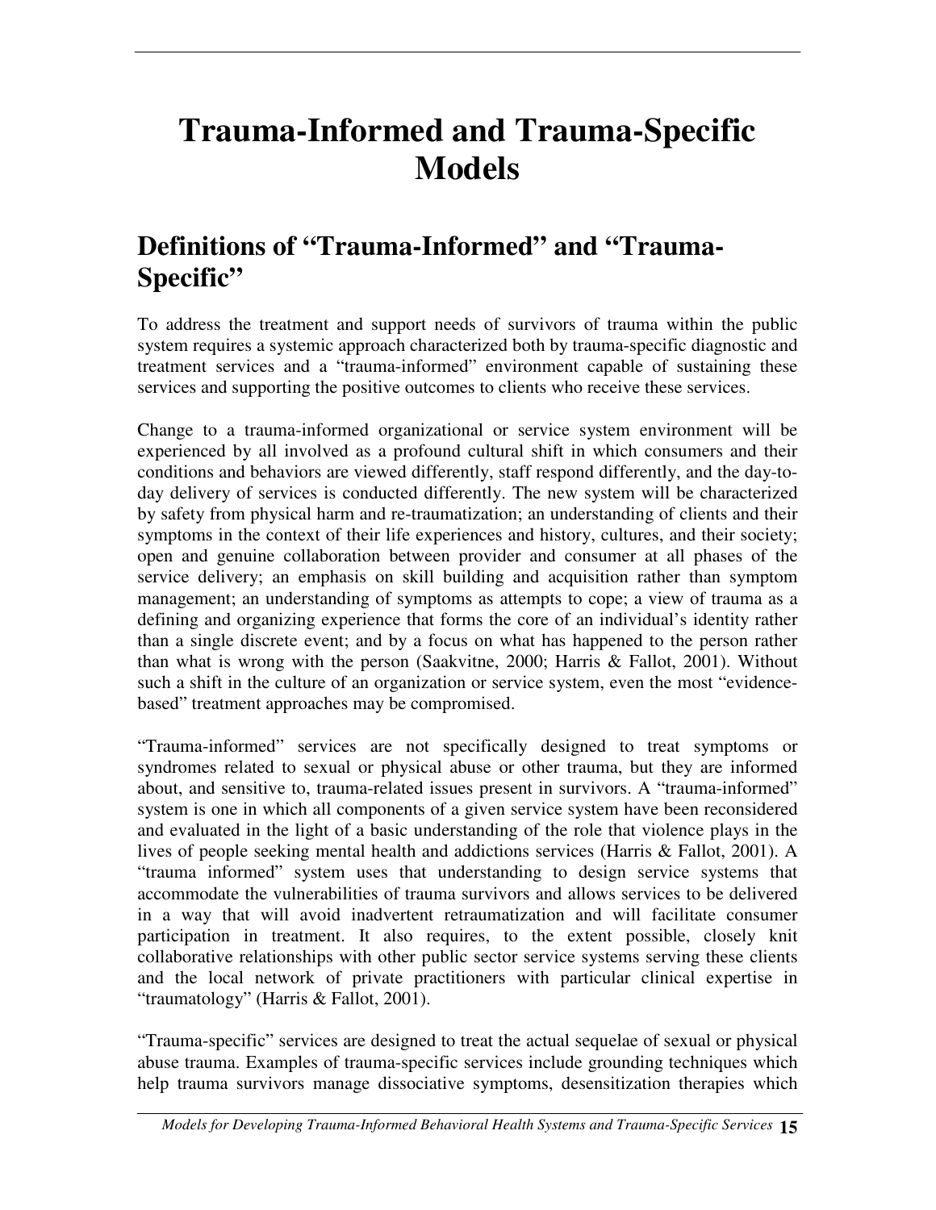# Trauma-Informed and Trauma-Specific Models

## Definitions of "Trauma-Informed" and "Trauma-Specific"

To address the treatment and support needs of survivors of trauma within the public system requires a systemic approach characterized both by trauma-specific diagnostic and treatment services and a "trauma-informed" environment capable of sustaining these services and supporting the positive outcomes to clients who receive these services.

Change to a trauma-informed organizational or service system environment will be experienced by all involved as a profound cultural shift in which consumers and their conditions and behaviors are viewed differently, staff respond differently, and the day-to-day delivery of services is conducted differently. The new system will be characterized by safety from physical harm and re-traumatization; an understanding of clients and their symptoms in the context of their life experiences and history, cultures, and their society; open and genuine collaboration between provider and consumer at all phases of the service delivery; an emphasis on skill building and acquisition rather than symptom management; an understanding of symptoms as attempts to cope; a view of trauma as a defining and organizing experience that forms the core of an individual's identity rather than a single discrete event; and by a focus on what has happened to the person rather than what is wrong with the person (Saakvitne, 2000; Harris & Fallot, 2001). Without such a shift in the culture of an organization or service system, even the most "evidence-based" treatment approaches may be compromised.

"Trauma-informed" services are not specifically designed to treat symptoms or syndromes related to sexual or physical abuse or other trauma, but they are informed about, and sensitive to, trauma-related issues present in survivors. A "trauma-informed" system is one in which all components of a given service system have been reconsidered and evaluated in the light of a basic understanding of the role that violence plays in the lives of people seeking mental health and addictions services (Harris & Fallot, 2001). A "trauma informed" system uses that understanding to design service systems that accommodate the vulnerabilities of trauma survivors and allows services to be delivered in a way that will avoid inadvertent retraumatization and will facilitate consumer participation in treatment. It also requires, to the extent possible, closely knit collaborative relationships with other public sector service systems serving these clients and the local network of private practitioners with particular clinical expertise in "traumatology" (Harris & Fallot, 2001).

"Trauma-specific" services are designed to treat the actual sequelae of sexual or physical abuse trauma. Examples of trauma-specific services include grounding techniques which help trauma survivors manage dissociative symptoms, desensitization therapies which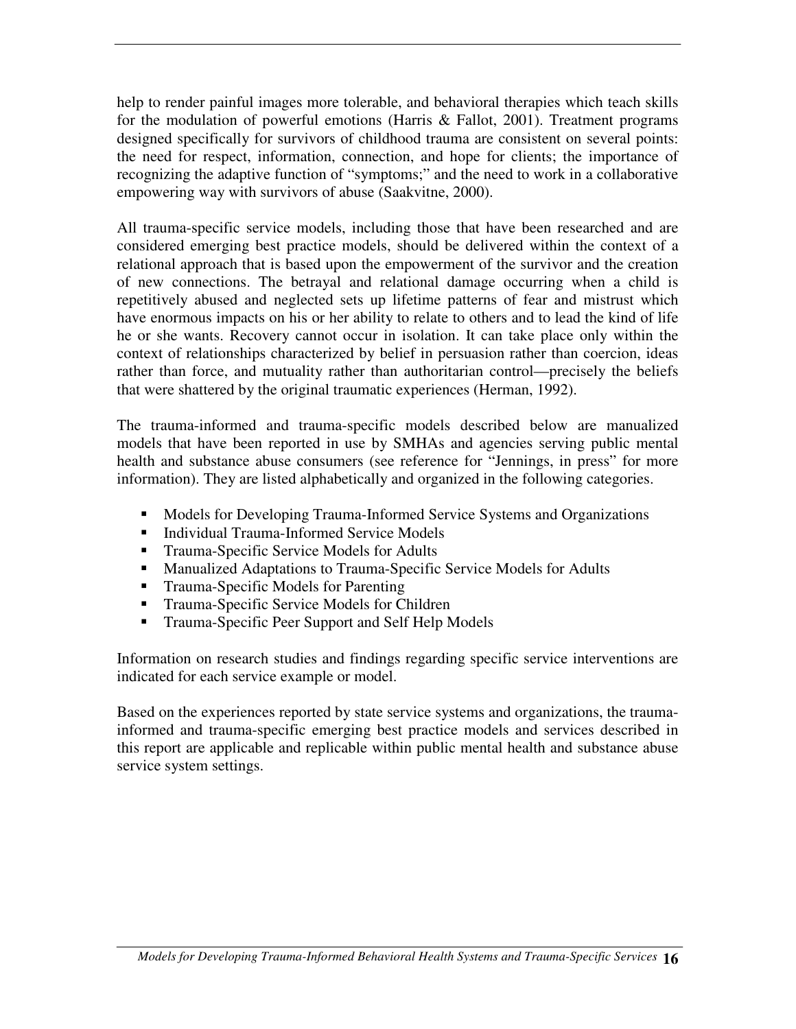help to render painful images more tolerable, and behavioral therapies which teach skills for the modulation of powerful emotions (Harris & Fallot, 2001). Treatment programs designed specifically for survivors of childhood trauma are consistent on several points: the need for respect, information, connection, and hope for clients; the importance of recognizing the adaptive function of "symptoms;" and the need to work in a collaborative empowering way with survivors of abuse (Saakvitne, 2000).

All trauma-specific service models, including those that have been researched and are considered emerging best practice models, should be delivered within the context of a relational approach that is based upon the empowerment of the survivor and the creation of new connections. The betrayal and relational damage occurring when a child is repetitively abused and neglected sets up lifetime patterns of fear and mistrust which have enormous impacts on his or her ability to relate to others and to lead the kind of life he or she wants. Recovery cannot occur in isolation. It can take place only within the context of relationships characterized by belief in persuasion rather than coercion, ideas rather than force, and mutuality rather than authoritarian control—precisely the beliefs that were shattered by the original traumatic experiences (Herman, 1992).

The trauma-informed and trauma-specific models described below are manualized models that have been reported in use by SMHAs and agencies serving public mental health and substance abuse consumers (see reference for "Jennings, in press" for more information). They are listed alphabetically and organized in the following categories.

- Models for Developing Trauma-Informed Service Systems and Organizations
- Individual Trauma-Informed Service Models
- Trauma-Specific Service Models for Adults
- Manualized Adaptations to Trauma-Specific Service Models for Adults
- Trauma-Specific Models for Parenting
- Trauma-Specific Service Models for Children
- Trauma-Specific Peer Support and Self Help Models

Information on research studies and findings regarding specific service interventions are indicated for each service example or model.

Based on the experiences reported by state service systems and organizations, the trauma-informed and trauma-specific emerging best practice models and services described in this report are applicable and replicable within public mental health and substance abuse service system settings.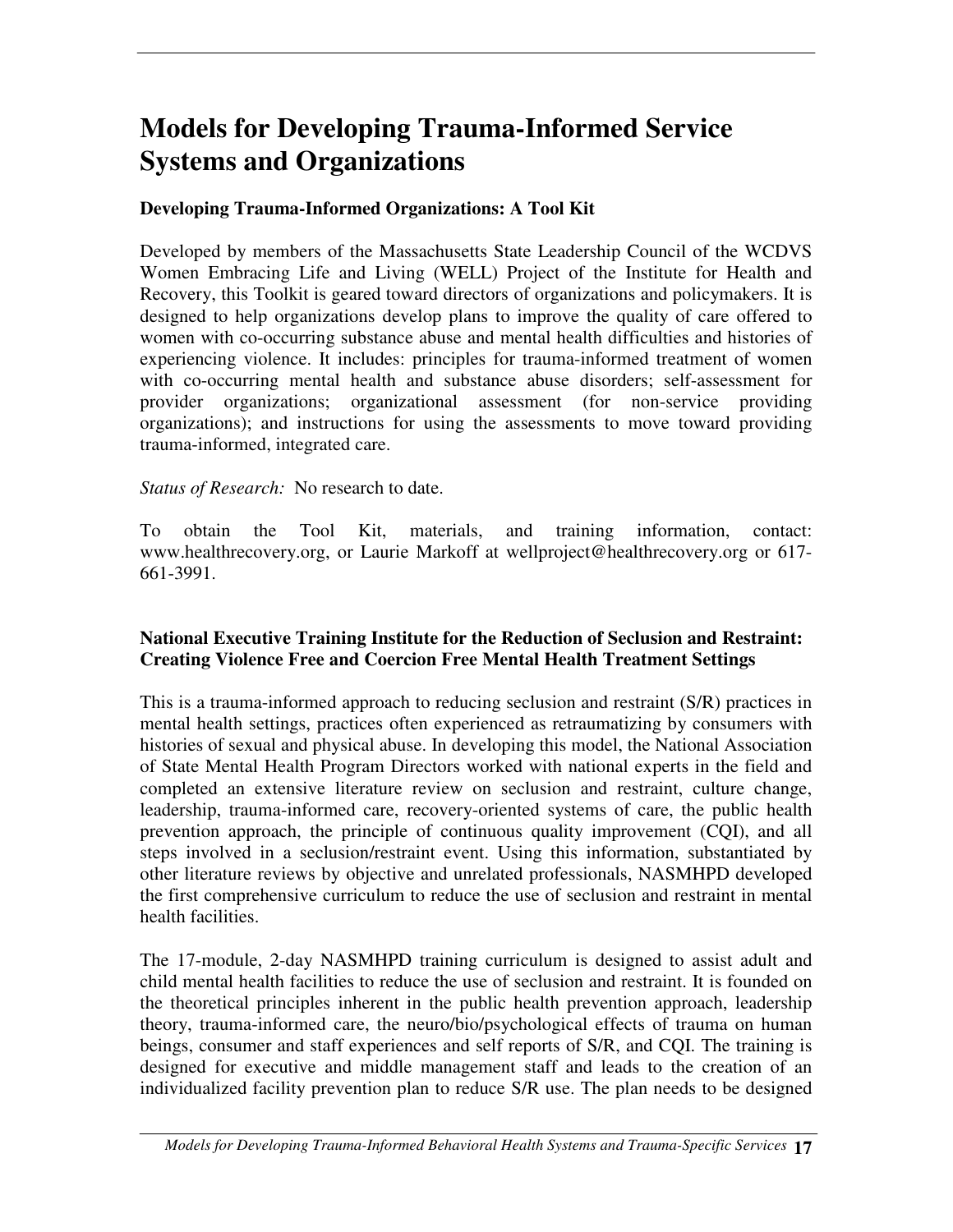# Models for Developing Trauma-Informed Service Systems and Organizations

**Developing Trauma-Informed Organizations: A Tool Kit**

Developed by members of the Massachusetts State Leadership Council of the WCDVS Women Embracing Life and Living (WELL) Project of the Institute for Health and Recovery, this Toolkit is geared toward directors of organizations and policymakers. It is designed to help organizations develop plans to improve the quality of care offered to women with co-occurring substance abuse and mental health difficulties and histories of experiencing violence. It includes: principles for trauma-informed treatment of women with co-occurring mental health and substance abuse disorders; self-assessment for provider organizations; organizational assessment (for non-service providing organizations); and instructions for using the assessments to move toward providing trauma-informed, integrated care.

*Status of Research:* No research to date.

To obtain the Tool Kit, materials, and training information, contact: www.healthrecovery.org, or Laurie Markoff at wellproject@healthrecovery.org or 617-661-3991.

**National Executive Training Institute for the Reduction of Seclusion and Restraint: Creating Violence Free and Coercion Free Mental Health Treatment Settings**

This is a trauma-informed approach to reducing seclusion and restraint (S/R) practices in mental health settings, practices often experienced as retraumatizing by consumers with histories of sexual and physical abuse. In developing this model, the National Association of State Mental Health Program Directors worked with national experts in the field and completed an extensive literature review on seclusion and restraint, culture change, leadership, trauma-informed care, recovery-oriented systems of care, the public health prevention approach, the principle of continuous quality improvement (CQI), and all steps involved in a seclusion/restraint event. Using this information, substantiated by other literature reviews by objective and unrelated professionals, NASMHPD developed the first comprehensive curriculum to reduce the use of seclusion and restraint in mental health facilities.

The 17-module, 2-day NASMHPD training curriculum is designed to assist adult and child mental health facilities to reduce the use of seclusion and restraint. It is founded on the theoretical principles inherent in the public health prevention approach, leadership theory, trauma-informed care, the neuro/bio/psychological effects of trauma on human beings, consumer and staff experiences and self reports of S/R, and CQI. The training is designed for executive and middle management staff and leads to the creation of an individualized facility prevention plan to reduce S/R use. The plan needs to be designed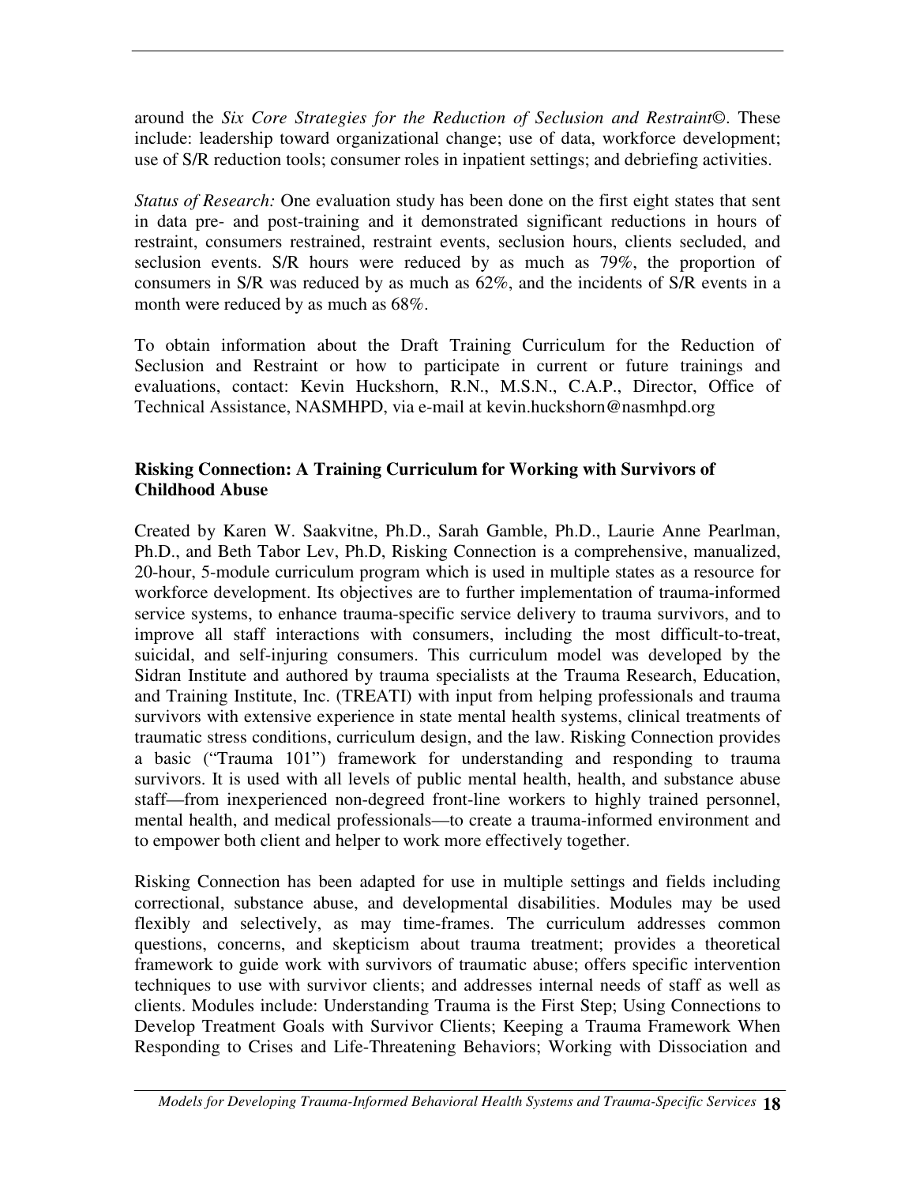around the *Six Core Strategies for the Reduction of Seclusion and Restraint©*. These include: leadership toward organizational change; use of data, workforce development; use of S/R reduction tools; consumer roles in inpatient settings; and debriefing activities.

*Status of Research:* One evaluation study has been done on the first eight states that sent in data pre- and post-training and it demonstrated significant reductions in hours of restraint, consumers restrained, restraint events, seclusion hours, clients secluded, and seclusion events. S/R hours were reduced by as much as 79%, the proportion of consumers in S/R was reduced by as much as 62%, and the incidents of S/R events in a month were reduced by as much as 68%.

To obtain information about the Draft Training Curriculum for the Reduction of Seclusion and Restraint or how to participate in current or future trainings and evaluations, contact: Kevin Huckshorn, R.N., M.S.N., C.A.P., Director, Office of Technical Assistance, NASMHPD, via e-mail at kevin.huckshorn@nasmhpd.org

**Risking Connection: A Training Curriculum for Working with Survivors of Childhood Abuse**

Created by Karen W. Saakvitne, Ph.D., Sarah Gamble, Ph.D., Laurie Anne Pearlman, Ph.D., and Beth Tabor Lev, Ph.D, Risking Connection is a comprehensive, manualized, 20-hour, 5-module curriculum program which is used in multiple states as a resource for workforce development. Its objectives are to further implementation of trauma-informed service systems, to enhance trauma-specific service delivery to trauma survivors, and to improve all staff interactions with consumers, including the most difficult-to-treat, suicidal, and self-injuring consumers. This curriculum model was developed by the Sidran Institute and authored by trauma specialists at the Trauma Research, Education, and Training Institute, Inc. (TREATI) with input from helping professionals and trauma survivors with extensive experience in state mental health systems, clinical treatments of traumatic stress conditions, curriculum design, and the law. Risking Connection provides a basic ("Trauma 101") framework for understanding and responding to trauma survivors. It is used with all levels of public mental health, health, and substance abuse staff—from inexperienced non-degreed front-line workers to highly trained personnel, mental health, and medical professionals—to create a trauma-informed environment and to empower both client and helper to work more effectively together.

Risking Connection has been adapted for use in multiple settings and fields including correctional, substance abuse, and developmental disabilities. Modules may be used flexibly and selectively, as may time-frames. The curriculum addresses common questions, concerns, and skepticism about trauma treatment; provides a theoretical framework to guide work with survivors of traumatic abuse; offers specific intervention techniques to use with survivor clients; and addresses internal needs of staff as well as clients. Modules include: Understanding Trauma is the First Step; Using Connections to Develop Treatment Goals with Survivor Clients; Keeping a Trauma Framework When Responding to Crises and Life-Threatening Behaviors; Working with Dissociation and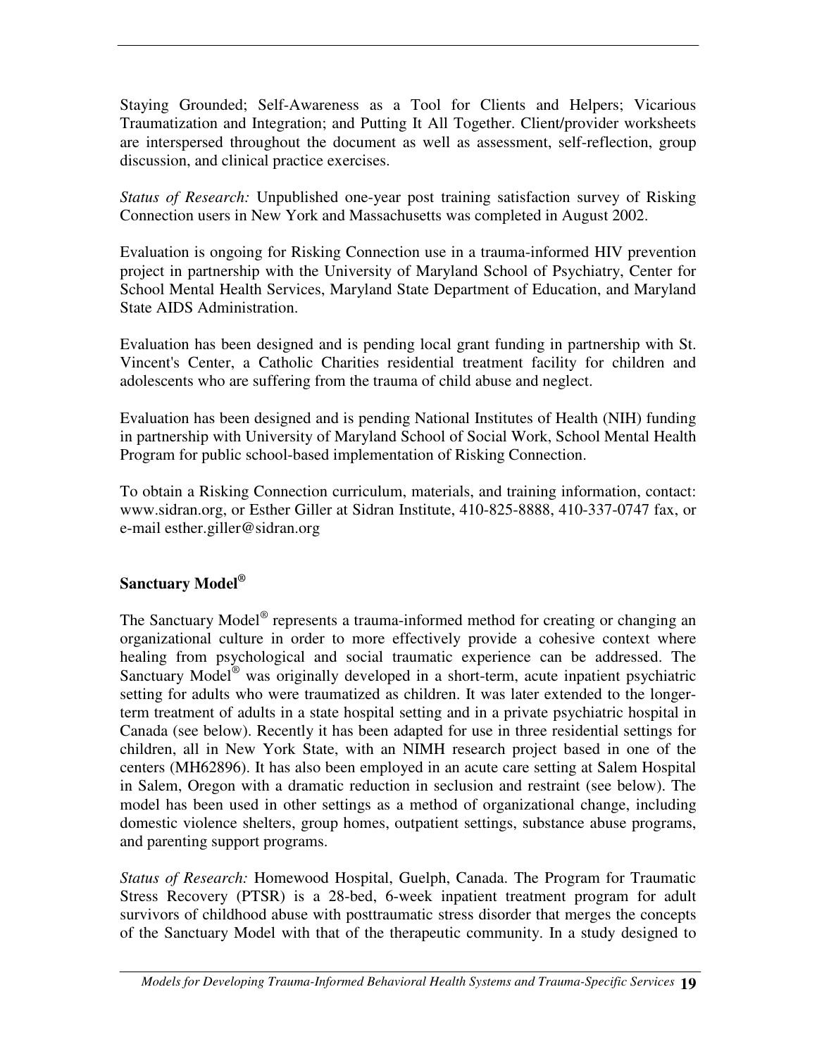Staying Grounded; Self-Awareness as a Tool for Clients and Helpers; Vicarious Traumatization and Integration; and Putting It All Together. Client/provider worksheets are interspersed throughout the document as well as assessment, self-reflection, group discussion, and clinical practice exercises.

*Status of Research:* Unpublished one-year post training satisfaction survey of Risking Connection users in New York and Massachusetts was completed in August 2002.

Evaluation is ongoing for Risking Connection use in a trauma-informed HIV prevention project in partnership with the University of Maryland School of Psychiatry, Center for School Mental Health Services, Maryland State Department of Education, and Maryland State AIDS Administration.

Evaluation has been designed and is pending local grant funding in partnership with St. Vincent's Center, a Catholic Charities residential treatment facility for children and adolescents who are suffering from the trauma of child abuse and neglect.

Evaluation has been designed and is pending National Institutes of Health (NIH) funding in partnership with University of Maryland School of Social Work, School Mental Health Program for public school-based implementation of Risking Connection.

To obtain a Risking Connection curriculum, materials, and training information, contact: www.sidran.org, or Esther Giller at Sidran Institute, 410-825-8888, 410-337-0747 fax, or e-mail esther.giller@sidran.org

### Sanctuary Model®

The Sanctuary Model® represents a trauma-informed method for creating or changing an organizational culture in order to more effectively provide a cohesive context where healing from psychological and social traumatic experience can be addressed. The Sanctuary Model® was originally developed in a short-term, acute inpatient psychiatric setting for adults who were traumatized as children. It was later extended to the longer-term treatment of adults in a state hospital setting and in a private psychiatric hospital in Canada (see below). Recently it has been adapted for use in three residential settings for children, all in New York State, with an NIMH research project based in one of the centers (MH62896). It has also been employed in an acute care setting at Salem Hospital in Salem, Oregon with a dramatic reduction in seclusion and restraint (see below). The model has been used in other settings as a method of organizational change, including domestic violence shelters, group homes, outpatient settings, substance abuse programs, and parenting support programs.

*Status of Research:* Homewood Hospital, Guelph, Canada. The Program for Traumatic Stress Recovery (PTSR) is a 28-bed, 6-week inpatient treatment program for adult survivors of childhood abuse with posttraumatic stress disorder that merges the concepts of the Sanctuary Model with that of the therapeutic community. In a study designed to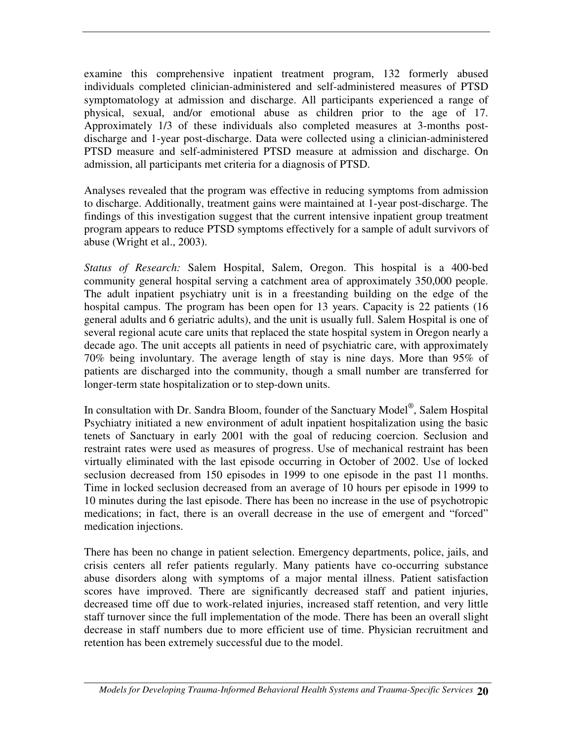examine this comprehensive inpatient treatment program, 132 formerly abused individuals completed clinician-administered and self-administered measures of PTSD symptomatology at admission and discharge. All participants experienced a range of physical, sexual, and/or emotional abuse as children prior to the age of 17. Approximately 1/3 of these individuals also completed measures at 3-months post-discharge and 1-year post-discharge. Data were collected using a clinician-administered PTSD measure and self-administered PTSD measure at admission and discharge. On admission, all participants met criteria for a diagnosis of PTSD.

Analyses revealed that the program was effective in reducing symptoms from admission to discharge. Additionally, treatment gains were maintained at 1-year post-discharge. The findings of this investigation suggest that the current intensive inpatient group treatment program appears to reduce PTSD symptoms effectively for a sample of adult survivors of abuse (Wright et al., 2003).

*Status of Research:* Salem Hospital, Salem, Oregon. This hospital is a 400-bed community general hospital serving a catchment area of approximately 350,000 people. The adult inpatient psychiatry unit is in a freestanding building on the edge of the hospital campus. The program has been open for 13 years. Capacity is 22 patients (16 general adults and 6 geriatric adults), and the unit is usually full. Salem Hospital is one of several regional acute care units that replaced the state hospital system in Oregon nearly a decade ago. The unit accepts all patients in need of psychiatric care, with approximately 70% being involuntary. The average length of stay is nine days. More than 95% of patients are discharged into the community, though a small number are transferred for longer-term state hospitalization or to step-down units.

In consultation with Dr. Sandra Bloom, founder of the Sanctuary Model®, Salem Hospital Psychiatry initiated a new environment of adult inpatient hospitalization using the basic tenets of Sanctuary in early 2001 with the goal of reducing coercion. Seclusion and restraint rates were used as measures of progress. Use of mechanical restraint has been virtually eliminated with the last episode occurring in October of 2002. Use of locked seclusion decreased from 150 episodes in 1999 to one episode in the past 11 months. Time in locked seclusion decreased from an average of 10 hours per episode in 1999 to 10 minutes during the last episode. There has been no increase in the use of psychotropic medications; in fact, there is an overall decrease in the use of emergent and "forced" medication injections.

There has been no change in patient selection. Emergency departments, police, jails, and crisis centers all refer patients regularly. Many patients have co-occurring substance abuse disorders along with symptoms of a major mental illness. Patient satisfaction scores have improved. There are significantly decreased staff and patient injuries, decreased time off due to work-related injuries, increased staff retention, and very little staff turnover since the full implementation of the mode. There has been an overall slight decrease in staff numbers due to more efficient use of time. Physician recruitment and retention has been extremely successful due to the model.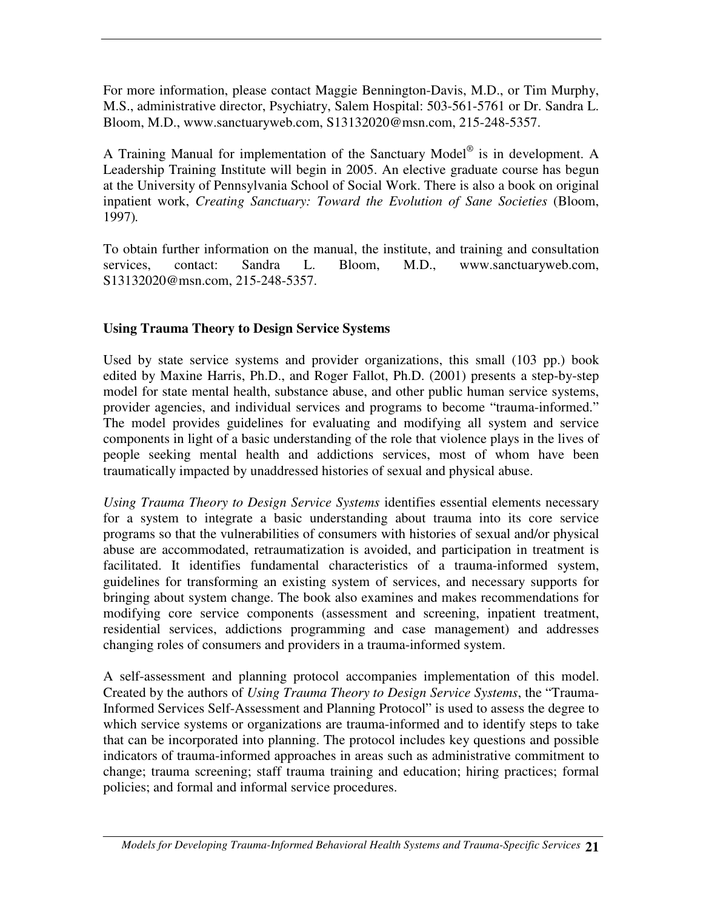For more information, please contact Maggie Bennington-Davis, M.D., or Tim Murphy, M.S., administrative director, Psychiatry, Salem Hospital: 503-561-5761 or Dr. Sandra L. Bloom, M.D., www.sanctuaryweb.com, S13132020@msn.com, 215-248-5357.

A Training Manual for implementation of the Sanctuary Model® is in development. A Leadership Training Institute will begin in 2005. An elective graduate course has begun at the University of Pennsylvania School of Social Work. There is also a book on original inpatient work, *Creating Sanctuary: Toward the Evolution of Sane Societies* (Bloom, 1997).

To obtain further information on the manual, the institute, and training and consultation services, contact: Sandra L. Bloom, M.D., www.sanctuaryweb.com, S13132020@msn.com, 215-248-5357.

**Using Trauma Theory to Design Service Systems**

Used by state service systems and provider organizations, this small (103 pp.) book edited by Maxine Harris, Ph.D., and Roger Fallot, Ph.D. (2001) presents a step-by-step model for state mental health, substance abuse, and other public human service systems, provider agencies, and individual services and programs to become "trauma-informed." The model provides guidelines for evaluating and modifying all system and service components in light of a basic understanding of the role that violence plays in the lives of people seeking mental health and addictions services, most of whom have been traumatically impacted by unaddressed histories of sexual and physical abuse.

*Using Trauma Theory to Design Service Systems* identifies essential elements necessary for a system to integrate a basic understanding about trauma into its core service programs so that the vulnerabilities of consumers with histories of sexual and/or physical abuse are accommodated, retraumatization is avoided, and participation in treatment is facilitated. It identifies fundamental characteristics of a trauma-informed system, guidelines for transforming an existing system of services, and necessary supports for bringing about system change. The book also examines and makes recommendations for modifying core service components (assessment and screening, inpatient treatment, residential services, addictions programming and case management) and addresses changing roles of consumers and providers in a trauma-informed system.

A self-assessment and planning protocol accompanies implementation of this model. Created by the authors of *Using Trauma Theory to Design Service Systems*, the "Trauma-Informed Services Self-Assessment and Planning Protocol" is used to assess the degree to which service systems or organizations are trauma-informed and to identify steps to take that can be incorporated into planning. The protocol includes key questions and possible indicators of trauma-informed approaches in areas such as administrative commitment to change; trauma screening; staff trauma training and education; hiring practices; formal policies; and formal and informal service procedures.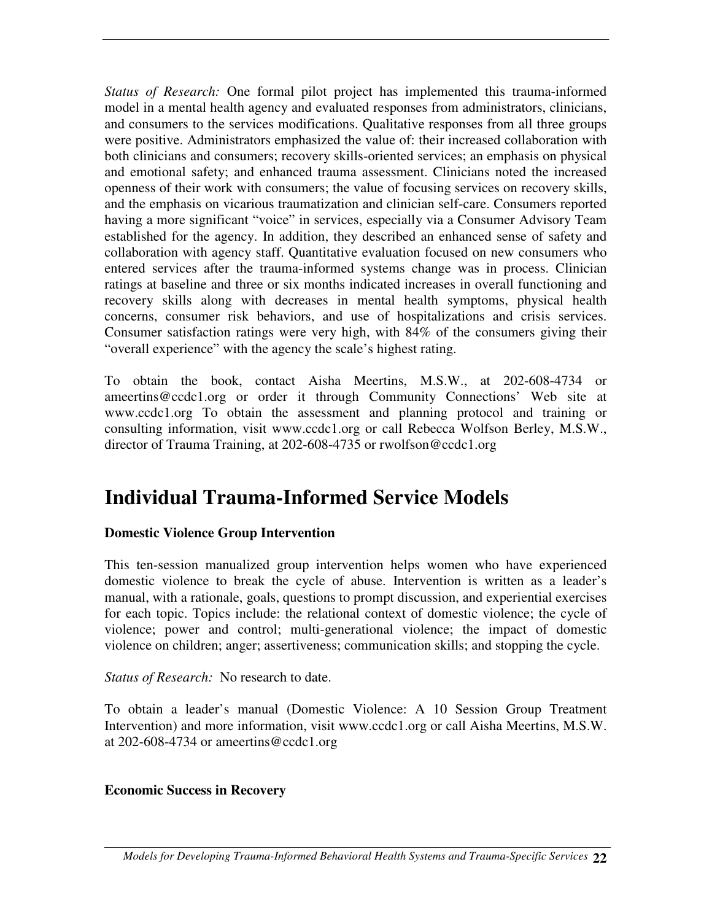*Status of Research:* One formal pilot project has implemented this trauma-informed model in a mental health agency and evaluated responses from administrators, clinicians, and consumers to the services modifications. Qualitative responses from all three groups were positive. Administrators emphasized the value of: their increased collaboration with both clinicians and consumers; recovery skills-oriented services; an emphasis on physical and emotional safety; and enhanced trauma assessment. Clinicians noted the increased openness of their work with consumers; the value of focusing services on recovery skills, and the emphasis on vicarious traumatization and clinician self-care. Consumers reported having a more significant "voice" in services, especially via a Consumer Advisory Team established for the agency. In addition, they described an enhanced sense of safety and collaboration with agency staff. Quantitative evaluation focused on new consumers who entered services after the trauma-informed systems change was in process. Clinician ratings at baseline and three or six months indicated increases in overall functioning and recovery skills along with decreases in mental health symptoms, physical health concerns, consumer risk behaviors, and use of hospitalizations and crisis services. Consumer satisfaction ratings were very high, with 84% of the consumers giving their "overall experience" with the agency the scale's highest rating.

To obtain the book, contact Aisha Meertins, M.S.W., at 202-608-4734 or ameertins@ccdc1.org or order it through Community Connections' Web site at www.ccdc1.org To obtain the assessment and planning protocol and training or consulting information, visit www.ccdc1.org or call Rebecca Wolfson Berley, M.S.W., director of Trauma Training, at 202-608-4735 or rwolfson@ccdc1.org

# Individual Trauma-Informed Service Models

**Domestic Violence Group Intervention**

This ten-session manualized group intervention helps women who have experienced domestic violence to break the cycle of abuse. Intervention is written as a leader's manual, with a rationale, goals, questions to prompt discussion, and experiential exercises for each topic. Topics include: the relational context of domestic violence; the cycle of violence; power and control; multi-generational violence; the impact of domestic violence on children; anger; assertiveness; communication skills; and stopping the cycle.

*Status of Research:* No research to date.

To obtain a leader's manual (Domestic Violence: A 10 Session Group Treatment Intervention) and more information, visit www.ccdc1.org or call Aisha Meertins, M.S.W. at 202-608-4734 or ameertins@ccdc1.org

**Economic Success in Recovery**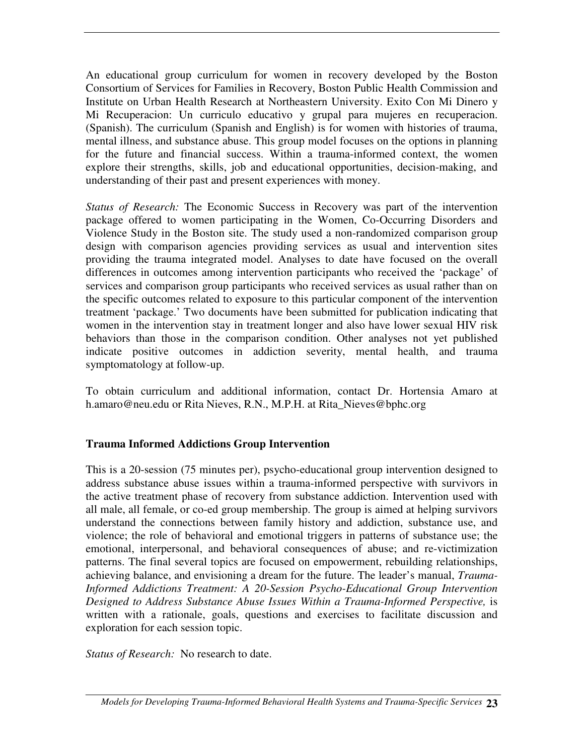An educational group curriculum for women in recovery developed by the Boston Consortium of Services for Families in Recovery, Boston Public Health Commission and Institute on Urban Health Research at Northeastern University. Exito Con Mi Dinero y Mi Recuperacion: Un curriculo educativo y grupal para mujeres en recuperacion. (Spanish). The curriculum (Spanish and English) is for women with histories of trauma, mental illness, and substance abuse. This group model focuses on the options in planning for the future and financial success. Within a trauma-informed context, the women explore their strengths, skills, job and educational opportunities, decision-making, and understanding of their past and present experiences with money.

*Status of Research:* The Economic Success in Recovery was part of the intervention package offered to women participating in the Women, Co-Occurring Disorders and Violence Study in the Boston site. The study used a non-randomized comparison group design with comparison agencies providing services as usual and intervention sites providing the trauma integrated model. Analyses to date have focused on the overall differences in outcomes among intervention participants who received the 'package' of services and comparison group participants who received services as usual rather than on the specific outcomes related to exposure to this particular component of the intervention treatment 'package.' Two documents have been submitted for publication indicating that women in the intervention stay in treatment longer and also have lower sexual HIV risk behaviors than those in the comparison condition. Other analyses not yet published indicate positive outcomes in addiction severity, mental health, and trauma symptomatology at follow-up.

To obtain curriculum and additional information, contact Dr. Hortensia Amaro at h.amaro@neu.edu or Rita Nieves, R.N., M.P.H. at Rita_Nieves@bphc.org

**Trauma Informed Addictions Group Intervention**

This is a 20-session (75 minutes per), psycho-educational group intervention designed to address substance abuse issues within a trauma-informed perspective with survivors in the active treatment phase of recovery from substance addiction. Intervention used with all male, all female, or co-ed group membership. The group is aimed at helping survivors understand the connections between family history and addiction, substance use, and violence; the role of behavioral and emotional triggers in patterns of substance use; the emotional, interpersonal, and behavioral consequences of abuse; and re-victimization patterns. The final several topics are focused on empowerment, rebuilding relationships, achieving balance, and envisioning a dream for the future. The leader's manual, *Trauma-Informed Addictions Treatment: A 20-Session Psycho-Educational Group Intervention Designed to Address Substance Abuse Issues Within a Trauma-Informed Perspective,* is written with a rationale, goals, questions and exercises to facilitate discussion and exploration for each session topic.

*Status of Research:* No research to date.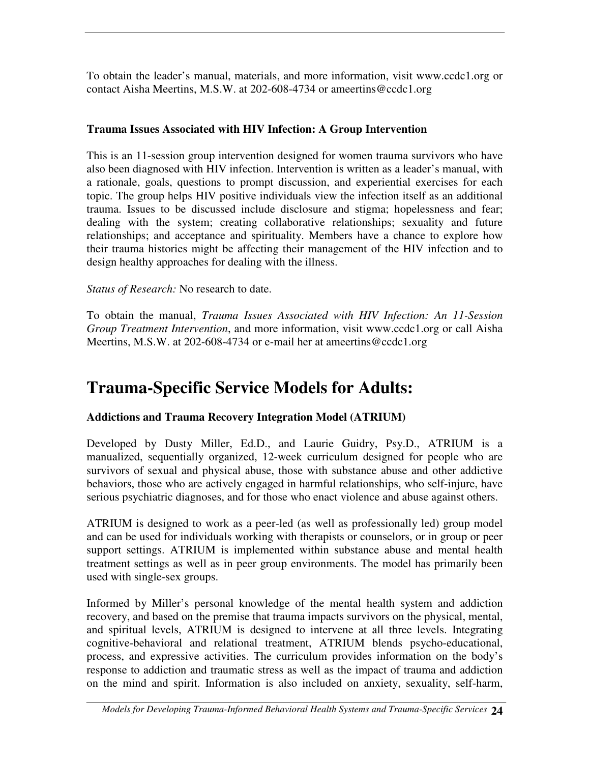To obtain the leader's manual, materials, and more information, visit www.ccdc1.org or contact Aisha Meertins, M.S.W. at 202-608-4734 or ameertins@ccdc1.org

**Trauma Issues Associated with HIV Infection: A Group Intervention**

This is an 11-session group intervention designed for women trauma survivors who have also been diagnosed with HIV infection. Intervention is written as a leader's manual, with a rationale, goals, questions to prompt discussion, and experiential exercises for each topic. The group helps HIV positive individuals view the infection itself as an additional trauma. Issues to be discussed include disclosure and stigma; hopelessness and fear; dealing with the system; creating collaborative relationships; sexuality and future relationships; and acceptance and spirituality. Members have a chance to explore how their trauma histories might be affecting their management of the HIV infection and to design healthy approaches for dealing with the illness.

*Status of Research:* No research to date.

To obtain the manual, *Trauma Issues Associated with HIV Infection: An 11-Session Group Treatment Intervention*, and more information, visit www.ccdc1.org or call Aisha Meertins, M.S.W. at 202-608-4734 or e-mail her at ameertins@ccdc1.org

# Trauma-Specific Service Models for Adults:

**Addictions and Trauma Recovery Integration Model (ATRIUM)**

Developed by Dusty Miller, Ed.D., and Laurie Guidry, Psy.D., ATRIUM is a manualized, sequentially organized, 12-week curriculum designed for people who are survivors of sexual and physical abuse, those with substance abuse and other addictive behaviors, those who are actively engaged in harmful relationships, who self-injure, have serious psychiatric diagnoses, and for those who enact violence and abuse against others.

ATRIUM is designed to work as a peer-led (as well as professionally led) group model and can be used for individuals working with therapists or counselors, or in group or peer support settings. ATRIUM is implemented within substance abuse and mental health treatment settings as well as in peer group environments. The model has primarily been used with single-sex groups.

Informed by Miller's personal knowledge of the mental health system and addiction recovery, and based on the premise that trauma impacts survivors on the physical, mental, and spiritual levels, ATRIUM is designed to intervene at all three levels. Integrating cognitive-behavioral and relational treatment, ATRIUM blends psycho-educational, process, and expressive activities. The curriculum provides information on the body's response to addiction and traumatic stress as well as the impact of trauma and addiction on the mind and spirit. Information is also included on anxiety, sexuality, self-harm,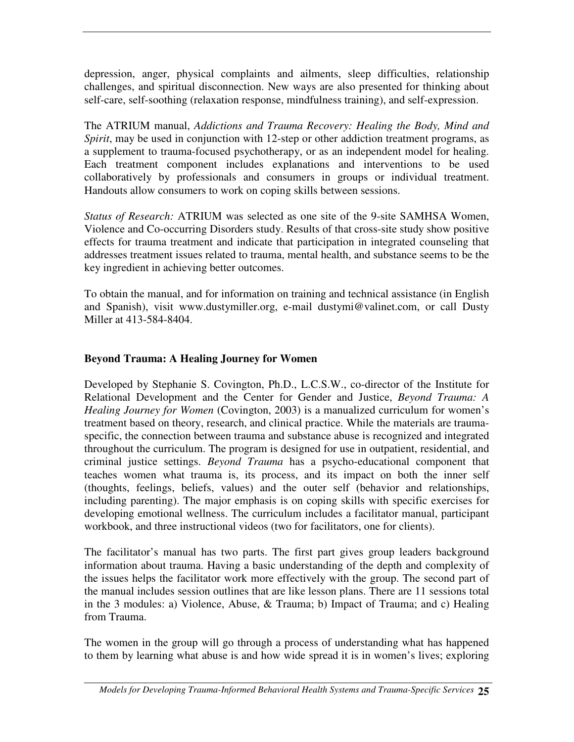depression, anger, physical complaints and ailments, sleep difficulties, relationship challenges, and spiritual disconnection. New ways are also presented for thinking about self-care, self-soothing (relaxation response, mindfulness training), and self-expression.

The ATRIUM manual, *Addictions and Trauma Recovery: Healing the Body, Mind and Spirit*, may be used in conjunction with 12-step or other addiction treatment programs, as a supplement to trauma-focused psychotherapy, or as an independent model for healing. Each treatment component includes explanations and interventions to be used collaboratively by professionals and consumers in groups or individual treatment. Handouts allow consumers to work on coping skills between sessions.

*Status of Research:* ATRIUM was selected as one site of the 9-site SAMHSA Women, Violence and Co-occurring Disorders study. Results of that cross-site study show positive effects for trauma treatment and indicate that participation in integrated counseling that addresses treatment issues related to trauma, mental health, and substance seems to be the key ingredient in achieving better outcomes.

To obtain the manual, and for information on training and technical assistance (in English and Spanish), visit www.dustymiller.org, e-mail dustymi@valinet.com, or call Dusty Miller at 413-584-8404.

### Beyond Trauma: A Healing Journey for Women

Developed by Stephanie S. Covington, Ph.D., L.C.S.W., co-director of the Institute for Relational Development and the Center for Gender and Justice, *Beyond Trauma: A Healing Journey for Women* (Covington, 2003) is a manualized curriculum for women's treatment based on theory, research, and clinical practice. While the materials are trauma-specific, the connection between trauma and substance abuse is recognized and integrated throughout the curriculum. The program is designed for use in outpatient, residential, and criminal justice settings. *Beyond Trauma* has a psycho-educational component that teaches women what trauma is, its process, and its impact on both the inner self (thoughts, feelings, beliefs, values) and the outer self (behavior and relationships, including parenting). The major emphasis is on coping skills with specific exercises for developing emotional wellness. The curriculum includes a facilitator manual, participant workbook, and three instructional videos (two for facilitators, one for clients).

The facilitator's manual has two parts. The first part gives group leaders background information about trauma. Having a basic understanding of the depth and complexity of the issues helps the facilitator work more effectively with the group. The second part of the manual includes session outlines that are like lesson plans. There are 11 sessions total in the 3 modules: a) Violence, Abuse, & Trauma; b) Impact of Trauma; and c) Healing from Trauma.

The women in the group will go through a process of understanding what has happened to them by learning what abuse is and how wide spread it is in women's lives; exploring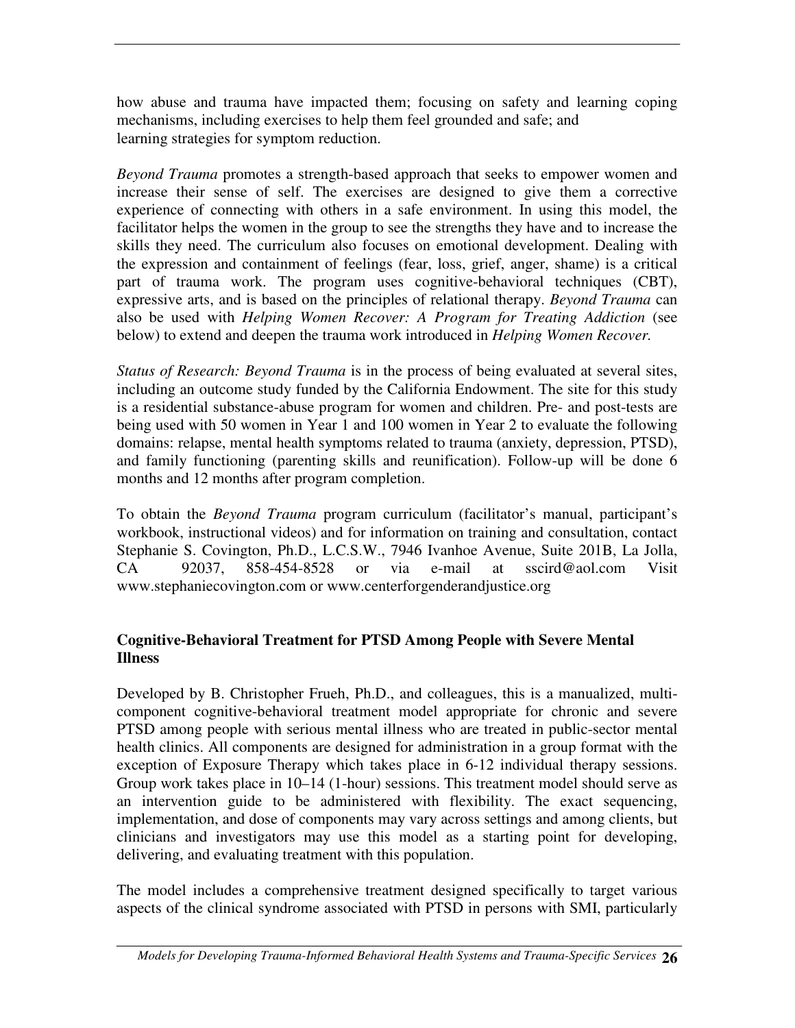how abuse and trauma have impacted them; focusing on safety and learning coping mechanisms, including exercises to help them feel grounded and safe; and learning strategies for symptom reduction.

*Beyond Trauma* promotes a strength-based approach that seeks to empower women and increase their sense of self. The exercises are designed to give them a corrective experience of connecting with others in a safe environment. In using this model, the facilitator helps the women in the group to see the strengths they have and to increase the skills they need. The curriculum also focuses on emotional development. Dealing with the expression and containment of feelings (fear, loss, grief, anger, shame) is a critical part of trauma work. The program uses cognitive-behavioral techniques (CBT), expressive arts, and is based on the principles of relational therapy. *Beyond Trauma* can also be used with *Helping Women Recover: A Program for Treating Addiction* (see below) to extend and deepen the trauma work introduced in *Helping Women Recover.*

*Status of Research: Beyond Trauma* is in the process of being evaluated at several sites, including an outcome study funded by the California Endowment. The site for this study is a residential substance-abuse program for women and children. Pre- and post-tests are being used with 50 women in Year 1 and 100 women in Year 2 to evaluate the following domains: relapse, mental health symptoms related to trauma (anxiety, depression, PTSD), and family functioning (parenting skills and reunification). Follow-up will be done 6 months and 12 months after program completion.

To obtain the *Beyond Trauma* program curriculum (facilitator's manual, participant's workbook, instructional videos) and for information on training and consultation, contact Stephanie S. Covington, Ph.D., L.C.S.W., 7946 Ivanhoe Avenue, Suite 201B, La Jolla, CA 92037, 858-454-8528 or via e-mail at sscird@aol.com Visit www.stephaniecovington.com or www.centerforgenderandjustice.org

**Cognitive-Behavioral Treatment for PTSD Among People with Severe Mental Illness**

Developed by B. Christopher Frueh, Ph.D., and colleagues, this is a manualized, multi-component cognitive-behavioral treatment model appropriate for chronic and severe PTSD among people with serious mental illness who are treated in public-sector mental health clinics. All components are designed for administration in a group format with the exception of Exposure Therapy which takes place in 6-12 individual therapy sessions. Group work takes place in 10–14 (1-hour) sessions. This treatment model should serve as an intervention guide to be administered with flexibility. The exact sequencing, implementation, and dose of components may vary across settings and among clients, but clinicians and investigators may use this model as a starting point for developing, delivering, and evaluating treatment with this population.

The model includes a comprehensive treatment designed specifically to target various aspects of the clinical syndrome associated with PTSD in persons with SMI, particularly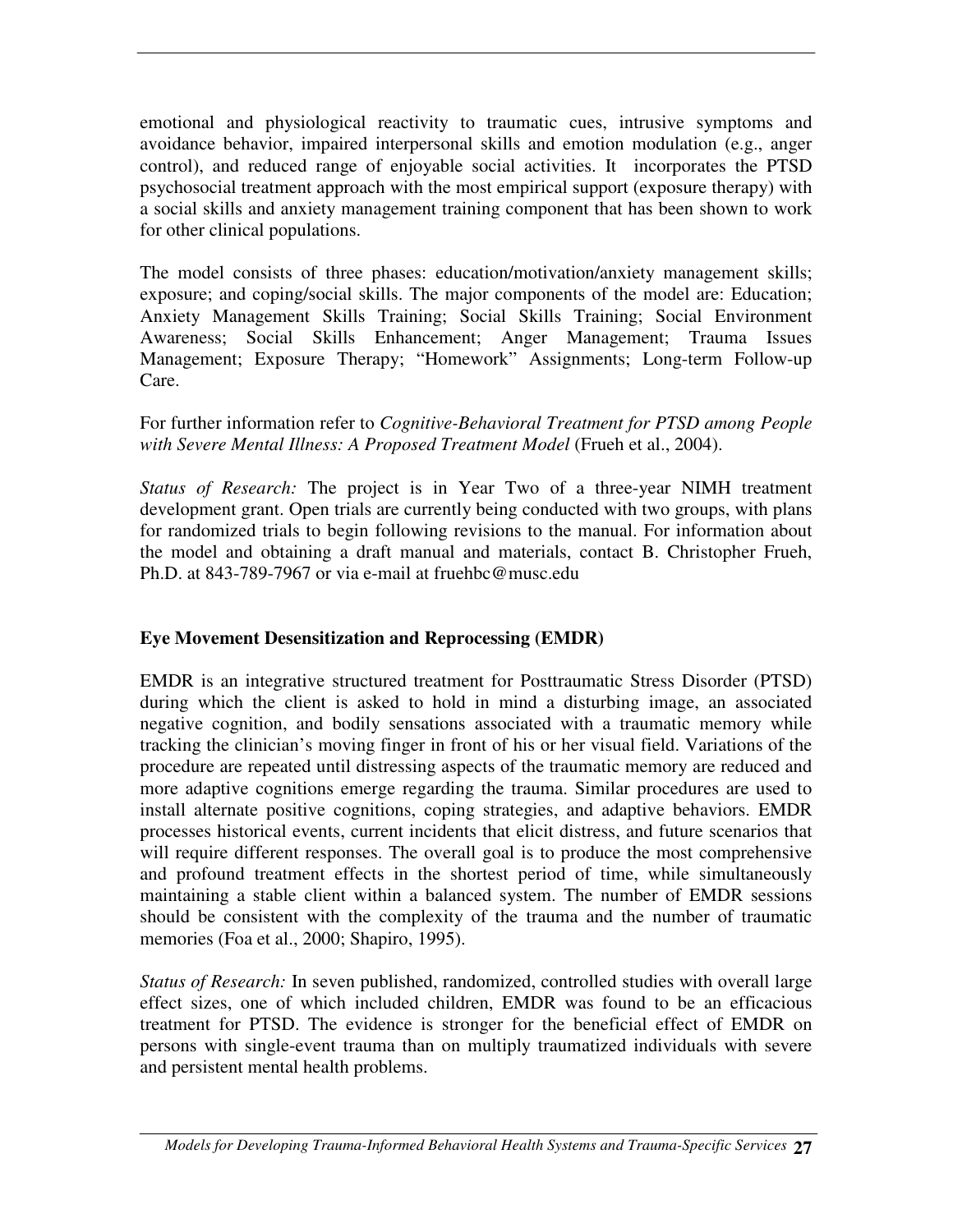emotional and physiological reactivity to traumatic cues, intrusive symptoms and avoidance behavior, impaired interpersonal skills and emotion modulation (e.g., anger control), and reduced range of enjoyable social activities. It incorporates the PTSD psychosocial treatment approach with the most empirical support (exposure therapy) with a social skills and anxiety management training component that has been shown to work for other clinical populations.

The model consists of three phases: education/motivation/anxiety management skills; exposure; and coping/social skills. The major components of the model are: Education; Anxiety Management Skills Training; Social Skills Training; Social Environment Awareness; Social Skills Enhancement; Anger Management; Trauma Issues Management; Exposure Therapy; "Homework" Assignments; Long-term Follow-up Care.

For further information refer to *Cognitive-Behavioral Treatment for PTSD among People with Severe Mental Illness: A Proposed Treatment Model* (Frueh et al., 2004).

*Status of Research:* The project is in Year Two of a three-year NIMH treatment development grant. Open trials are currently being conducted with two groups, with plans for randomized trials to begin following revisions to the manual. For information about the model and obtaining a draft manual and materials, contact B. Christopher Frueh, Ph.D. at 843-789-7967 or via e-mail at fruehbc@musc.edu

**Eye Movement Desensitization and Reprocessing (EMDR)**

EMDR is an integrative structured treatment for Posttraumatic Stress Disorder (PTSD) during which the client is asked to hold in mind a disturbing image, an associated negative cognition, and bodily sensations associated with a traumatic memory while tracking the clinician's moving finger in front of his or her visual field. Variations of the procedure are repeated until distressing aspects of the traumatic memory are reduced and more adaptive cognitions emerge regarding the trauma. Similar procedures are used to install alternate positive cognitions, coping strategies, and adaptive behaviors. EMDR processes historical events, current incidents that elicit distress, and future scenarios that will require different responses. The overall goal is to produce the most comprehensive and profound treatment effects in the shortest period of time, while simultaneously maintaining a stable client within a balanced system. The number of EMDR sessions should be consistent with the complexity of the trauma and the number of traumatic memories (Foa et al., 2000; Shapiro, 1995).

*Status of Research:* In seven published, randomized, controlled studies with overall large effect sizes, one of which included children, EMDR was found to be an efficacious treatment for PTSD. The evidence is stronger for the beneficial effect of EMDR on persons with single-event trauma than on multiply traumatized individuals with severe and persistent mental health problems.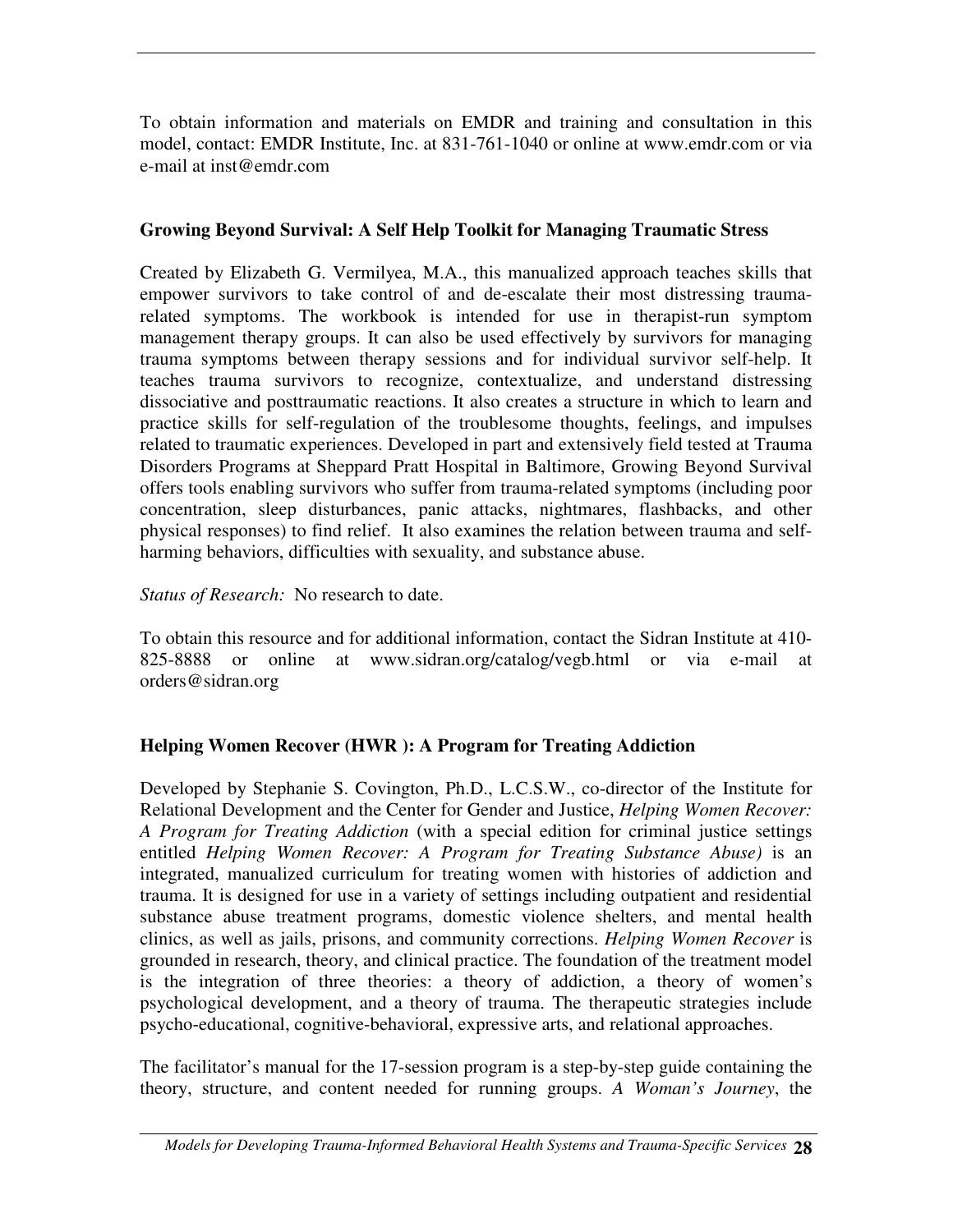To obtain information and materials on EMDR and training and consultation in this model, contact: EMDR Institute, Inc. at 831-761-1040 or online at www.emdr.com or via e-mail at inst@emdr.com

**Growing Beyond Survival: A Self Help Toolkit for Managing Traumatic Stress**

Created by Elizabeth G. Vermilyea, M.A., this manualized approach teaches skills that empower survivors to take control of and de-escalate their most distressing trauma-related symptoms. The workbook is intended for use in therapist-run symptom management therapy groups. It can also be used effectively by survivors for managing trauma symptoms between therapy sessions and for individual survivor self-help. It teaches trauma survivors to recognize, contextualize, and understand distressing dissociative and posttraumatic reactions. It also creates a structure in which to learn and practice skills for self-regulation of the troublesome thoughts, feelings, and impulses related to traumatic experiences. Developed in part and extensively field tested at Trauma Disorders Programs at Sheppard Pratt Hospital in Baltimore, Growing Beyond Survival offers tools enabling survivors who suffer from trauma-related symptoms (including poor concentration, sleep disturbances, panic attacks, nightmares, flashbacks, and other physical responses) to find relief. It also examines the relation between trauma and self-harming behaviors, difficulties with sexuality, and substance abuse.

*Status of Research:* No research to date.

To obtain this resource and for additional information, contact the Sidran Institute at 410-825-8888 or online at www.sidran.org/catalog/vegb.html or via e-mail at orders@sidran.org

**Helping Women Recover (HWR ): A Program for Treating Addiction**

Developed by Stephanie S. Covington, Ph.D., L.C.S.W., co-director of the Institute for Relational Development and the Center for Gender and Justice, *Helping Women Recover: A Program for Treating Addiction* (with a special edition for criminal justice settings entitled *Helping Women Recover: A Program for Treating Substance Abuse)* is an integrated, manualized curriculum for treating women with histories of addiction and trauma. It is designed for use in a variety of settings including outpatient and residential substance abuse treatment programs, domestic violence shelters, and mental health clinics, as well as jails, prisons, and community corrections. *Helping Women Recover* is grounded in research, theory, and clinical practice. The foundation of the treatment model is the integration of three theories: a theory of addiction, a theory of women's psychological development, and a theory of trauma. The therapeutic strategies include psycho-educational, cognitive-behavioral, expressive arts, and relational approaches.

The facilitator's manual for the 17-session program is a step-by-step guide containing the theory, structure, and content needed for running groups. *A Woman's Journey*, the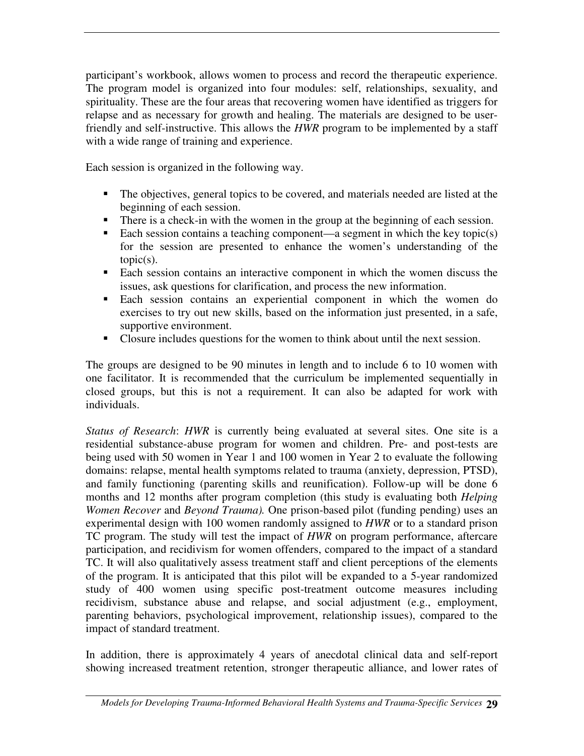participant's workbook, allows women to process and record the therapeutic experience. The program model is organized into four modules: self, relationships, sexuality, and spirituality. These are the four areas that recovering women have identified as triggers for relapse and as necessary for growth and healing. The materials are designed to be user-friendly and self-instructive. This allows the *HWR* program to be implemented by a staff with a wide range of training and experience.

Each session is organized in the following way.

- The objectives, general topics to be covered, and materials needed are listed at the beginning of each session.
- There is a check-in with the women in the group at the beginning of each session.
- Each session contains a teaching component—a segment in which the key topic(s) for the session are presented to enhance the women's understanding of the topic(s).
- Each session contains an interactive component in which the women discuss the issues, ask questions for clarification, and process the new information.
- Each session contains an experiential component in which the women do exercises to try out new skills, based on the information just presented, in a safe, supportive environment.
- Closure includes questions for the women to think about until the next session.

The groups are designed to be 90 minutes in length and to include 6 to 10 women with one facilitator. It is recommended that the curriculum be implemented sequentially in closed groups, but this is not a requirement. It can also be adapted for work with individuals.

*Status of Research*: *HWR* is currently being evaluated at several sites. One site is a residential substance-abuse program for women and children. Pre- and post-tests are being used with 50 women in Year 1 and 100 women in Year 2 to evaluate the following domains: relapse, mental health symptoms related to trauma (anxiety, depression, PTSD), and family functioning (parenting skills and reunification). Follow-up will be done 6 months and 12 months after program completion (this study is evaluating both *Helping Women Recover* and *Beyond Trauma).* One prison-based pilot (funding pending) uses an experimental design with 100 women randomly assigned to *HWR* or to a standard prison TC program. The study will test the impact of *HWR* on program performance, aftercare participation, and recidivism for women offenders, compared to the impact of a standard TC. It will also qualitatively assess treatment staff and client perceptions of the elements of the program. It is anticipated that this pilot will be expanded to a 5-year randomized study of 400 women using specific post-treatment outcome measures including recidivism, substance abuse and relapse, and social adjustment (e.g., employment, parenting behaviors, psychological improvement, relationship issues), compared to the impact of standard treatment.

In addition, there is approximately 4 years of anecdotal clinical data and self-report showing increased treatment retention, stronger therapeutic alliance, and lower rates of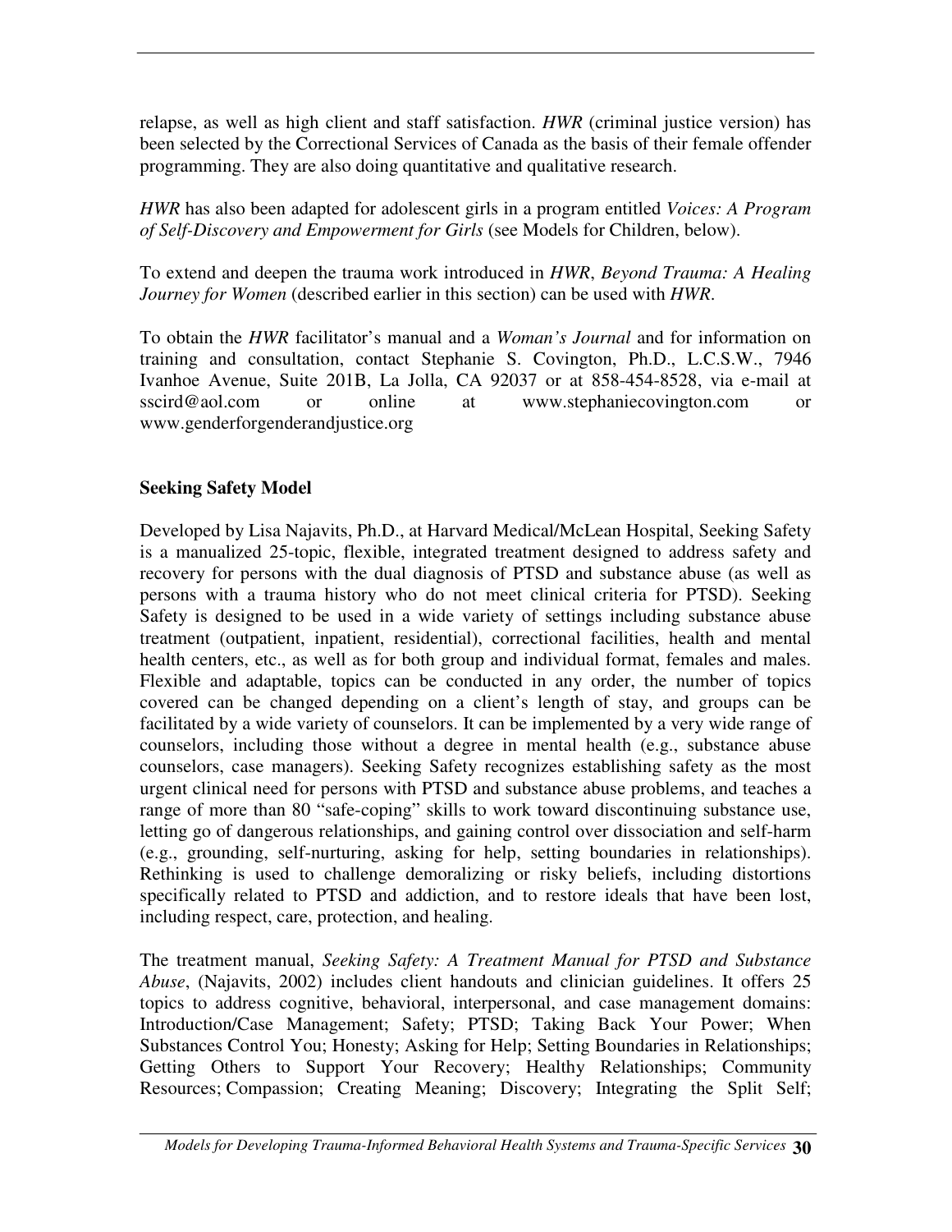relapse, as well as high client and staff satisfaction. *HWR* (criminal justice version) has been selected by the Correctional Services of Canada as the basis of their female offender programming. They are also doing quantitative and qualitative research.

*HWR* has also been adapted for adolescent girls in a program entitled *Voices: A Program of Self-Discovery and Empowerment for Girls* (see Models for Children, below).

To extend and deepen the trauma work introduced in *HWR*, *Beyond Trauma: A Healing Journey for Women* (described earlier in this section) can be used with *HWR*.

To obtain the *HWR* facilitator's manual and a *Woman's Journal* and for information on training and consultation, contact Stephanie S. Covington, Ph.D., L.C.S.W., 7946 Ivanhoe Avenue, Suite 201B, La Jolla, CA 92037 or at 858-454-8528, via e-mail at sscird@aol.com or online at www.stephaniecovington.com or www.genderforgenderandjustice.org

**Seeking Safety Model**

Developed by Lisa Najavits, Ph.D., at Harvard Medical/McLean Hospital, Seeking Safety is a manualized 25-topic, flexible, integrated treatment designed to address safety and recovery for persons with the dual diagnosis of PTSD and substance abuse (as well as persons with a trauma history who do not meet clinical criteria for PTSD). Seeking Safety is designed to be used in a wide variety of settings including substance abuse treatment (outpatient, inpatient, residential), correctional facilities, health and mental health centers, etc., as well as for both group and individual format, females and males. Flexible and adaptable, topics can be conducted in any order, the number of topics covered can be changed depending on a client's length of stay, and groups can be facilitated by a wide variety of counselors. It can be implemented by a very wide range of counselors, including those without a degree in mental health (e.g., substance abuse counselors, case managers). Seeking Safety recognizes establishing safety as the most urgent clinical need for persons with PTSD and substance abuse problems, and teaches a range of more than 80 "safe-coping" skills to work toward discontinuing substance use, letting go of dangerous relationships, and gaining control over dissociation and self-harm (e.g., grounding, self-nurturing, asking for help, setting boundaries in relationships). Rethinking is used to challenge demoralizing or risky beliefs, including distortions specifically related to PTSD and addiction, and to restore ideals that have been lost, including respect, care, protection, and healing.

The treatment manual, *Seeking Safety: A Treatment Manual for PTSD and Substance Abuse*, (Najavits, 2002) includes client handouts and clinician guidelines. It offers 25 topics to address cognitive, behavioral, interpersonal, and case management domains: Introduction/Case Management; Safety; PTSD; Taking Back Your Power; When Substances Control You; Honesty; Asking for Help; Setting Boundaries in Relationships; Getting Others to Support Your Recovery; Healthy Relationships; Community Resources; Compassion; Creating Meaning; Discovery; Integrating the Split Self;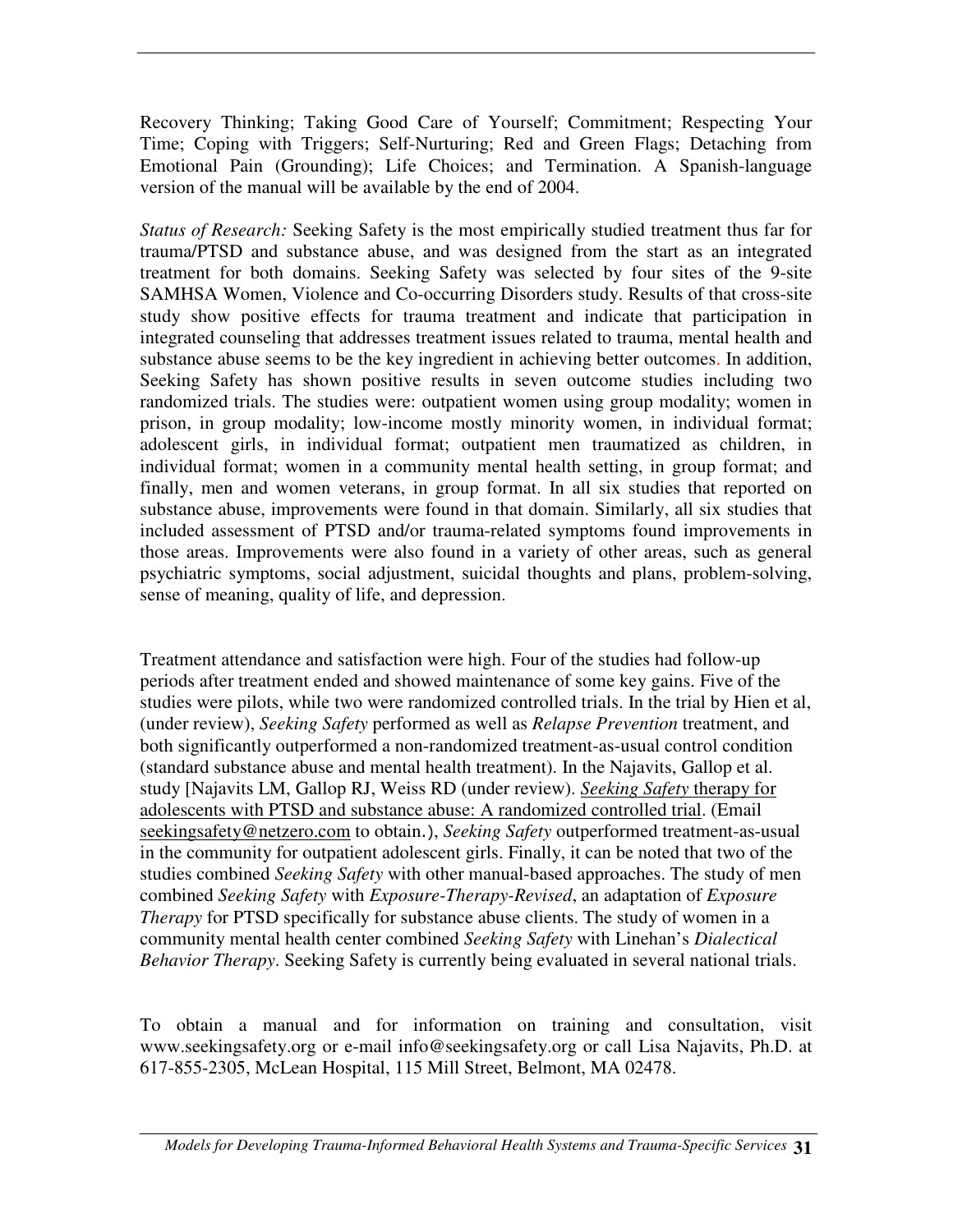Recovery Thinking; Taking Good Care of Yourself; Commitment; Respecting Your Time; Coping with Triggers; Self-Nurturing; Red and Green Flags; Detaching from Emotional Pain (Grounding); Life Choices; and Termination. A Spanish-language version of the manual will be available by the end of 2004.

*Status of Research:* Seeking Safety is the most empirically studied treatment thus far for trauma/PTSD and substance abuse, and was designed from the start as an integrated treatment for both domains. Seeking Safety was selected by four sites of the 9-site SAMHSA Women, Violence and Co-occurring Disorders study. Results of that cross-site study show positive effects for trauma treatment and indicate that participation in integrated counseling that addresses treatment issues related to trauma, mental health and substance abuse seems to be the key ingredient in achieving better outcomes. In addition, Seeking Safety has shown positive results in seven outcome studies including two randomized trials. The studies were: outpatient women using group modality; women in prison, in group modality; low-income mostly minority women, in individual format; adolescent girls, in individual format; outpatient men traumatized as children, in individual format; women in a community mental health setting, in group format; and finally, men and women veterans, in group format. In all six studies that reported on substance abuse, improvements were found in that domain. Similarly, all six studies that included assessment of PTSD and/or trauma-related symptoms found improvements in those areas. Improvements were also found in a variety of other areas, such as general psychiatric symptoms, social adjustment, suicidal thoughts and plans, problem-solving, sense of meaning, quality of life, and depression.

Treatment attendance and satisfaction were high. Four of the studies had follow-up periods after treatment ended and showed maintenance of some key gains. Five of the studies were pilots, while two were randomized controlled trials. In the trial by Hien et al, (under review), *Seeking Safety* performed as well as *Relapse Prevention* treatment, and both significantly outperformed a non-randomized treatment-as-usual control condition (standard substance abuse and mental health treatment). In the Najavits, Gallop et al. study [Najavits LM, Gallop RJ, Weiss RD (under review). *Seeking Safety* therapy for adolescents with PTSD and substance abuse: A randomized controlled trial. (Email seekingsafety@netzero.com to obtain.), *Seeking Safety* outperformed treatment-as-usual in the community for outpatient adolescent girls. Finally, it can be noted that two of the studies combined *Seeking Safety* with other manual-based approaches. The study of men combined *Seeking Safety* with *Exposure-Therapy-Revised*, an adaptation of *Exposure Therapy* for PTSD specifically for substance abuse clients. The study of women in a community mental health center combined *Seeking Safety* with Linehan's *Dialectical Behavior Therapy*. Seeking Safety is currently being evaluated in several national trials.

To obtain a manual and for information on training and consultation, visit www.seekingsafety.org or e-mail info@seekingsafety.org or call Lisa Najavits, Ph.D. at 617-855-2305, McLean Hospital, 115 Mill Street, Belmont, MA 02478.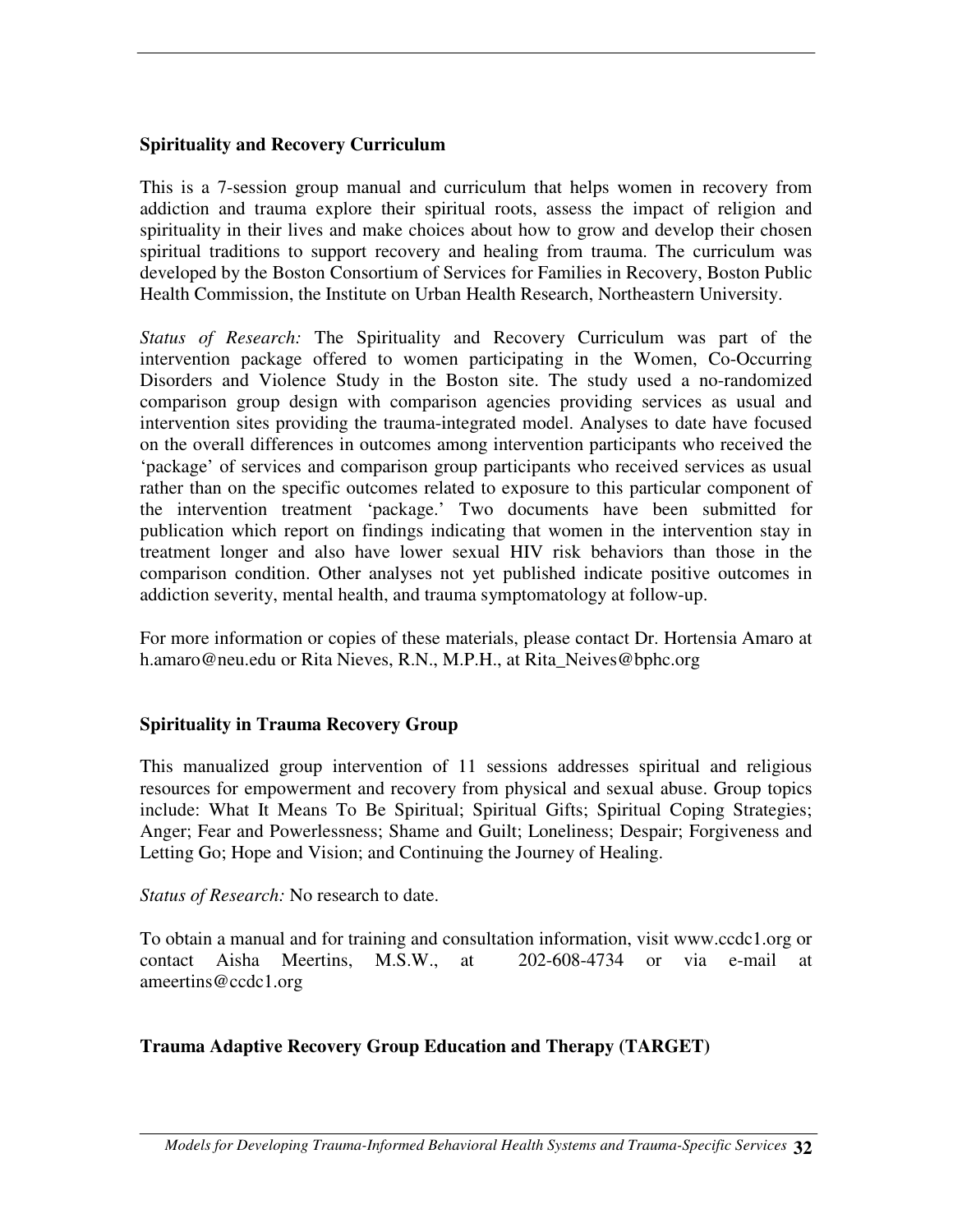### Spirituality and Recovery Curriculum

This is a 7-session group manual and curriculum that helps women in recovery from addiction and trauma explore their spiritual roots, assess the impact of religion and spirituality in their lives and make choices about how to grow and develop their chosen spiritual traditions to support recovery and healing from trauma. The curriculum was developed by the Boston Consortium of Services for Families in Recovery, Boston Public Health Commission, the Institute on Urban Health Research, Northeastern University.

*Status of Research:* The Spirituality and Recovery Curriculum was part of the intervention package offered to women participating in the Women, Co-Occurring Disorders and Violence Study in the Boston site. The study used a no-randomized comparison group design with comparison agencies providing services as usual and intervention sites providing the trauma-integrated model. Analyses to date have focused on the overall differences in outcomes among intervention participants who received the 'package' of services and comparison group participants who received services as usual rather than on the specific outcomes related to exposure to this particular component of the intervention treatment 'package.' Two documents have been submitted for publication which report on findings indicating that women in the intervention stay in treatment longer and also have lower sexual HIV risk behaviors than those in the comparison condition. Other analyses not yet published indicate positive outcomes in addiction severity, mental health, and trauma symptomatology at follow-up.

For more information or copies of these materials, please contact Dr. Hortensia Amaro at h.amaro@neu.edu or Rita Nieves, R.N., M.P.H., at Rita_Neives@bphc.org

### Spirituality in Trauma Recovery Group

This manualized group intervention of 11 sessions addresses spiritual and religious resources for empowerment and recovery from physical and sexual abuse. Group topics include: What It Means To Be Spiritual; Spiritual Gifts; Spiritual Coping Strategies; Anger; Fear and Powerlessness; Shame and Guilt; Loneliness; Despair; Forgiveness and Letting Go; Hope and Vision; and Continuing the Journey of Healing.

*Status of Research:* No research to date.

To obtain a manual and for training and consultation information, visit www.ccdc1.org or contact Aisha Meertins, M.S.W., at 202-608-4734 or via e-mail at ameertins@ccdc1.org

### Trauma Adaptive Recovery Group Education and Therapy (TARGET)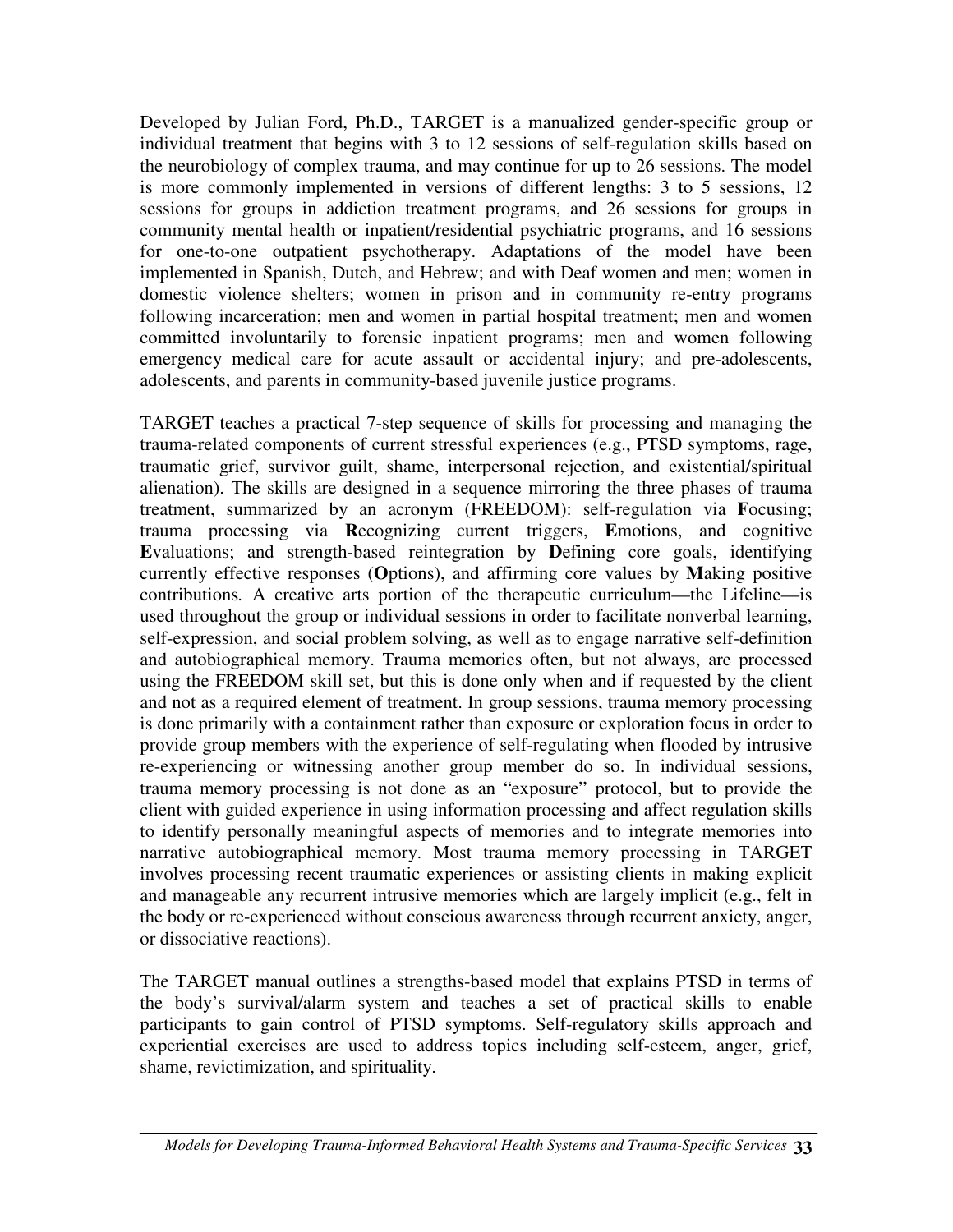Developed by Julian Ford, Ph.D., TARGET is a manualized gender-specific group or individual treatment that begins with 3 to 12 sessions of self-regulation skills based on the neurobiology of complex trauma, and may continue for up to 26 sessions. The model is more commonly implemented in versions of different lengths: 3 to 5 sessions, 12 sessions for groups in addiction treatment programs, and 26 sessions for groups in community mental health or inpatient/residential psychiatric programs, and 16 sessions for one-to-one outpatient psychotherapy. Adaptations of the model have been implemented in Spanish, Dutch, and Hebrew; and with Deaf women and men; women in domestic violence shelters; women in prison and in community re-entry programs following incarceration; men and women in partial hospital treatment; men and women committed involuntarily to forensic inpatient programs; men and women following emergency medical care for acute assault or accidental injury; and pre-adolescents, adolescents, and parents in community-based juvenile justice programs.

TARGET teaches a practical 7-step sequence of skills for processing and managing the trauma-related components of current stressful experiences (e.g., PTSD symptoms, rage, traumatic grief, survivor guilt, shame, interpersonal rejection, and existential/spiritual alienation). The skills are designed in a sequence mirroring the three phases of trauma treatment, summarized by an acronym (FREEDOM): self-regulation via **F**ocusing; trauma processing via **R**ecognizing current triggers, **E**motions, and cognitive **E**valuations; and strength-based reintegration by **D**efining core goals, identifying currently effective responses (**O**ptions), and affirming core values by **M**aking positive contributions*.* A creative arts portion of the therapeutic curriculum—the Lifeline—is used throughout the group or individual sessions in order to facilitate nonverbal learning, self-expression, and social problem solving, as well as to engage narrative self-definition and autobiographical memory. Trauma memories often, but not always, are processed using the FREEDOM skill set, but this is done only when and if requested by the client and not as a required element of treatment. In group sessions, trauma memory processing is done primarily with a containment rather than exposure or exploration focus in order to provide group members with the experience of self-regulating when flooded by intrusive re-experiencing or witnessing another group member do so. In individual sessions, trauma memory processing is not done as an "exposure" protocol, but to provide the client with guided experience in using information processing and affect regulation skills to identify personally meaningful aspects of memories and to integrate memories into narrative autobiographical memory. Most trauma memory processing in TARGET involves processing recent traumatic experiences or assisting clients in making explicit and manageable any recurrent intrusive memories which are largely implicit (e.g., felt in the body or re-experienced without conscious awareness through recurrent anxiety, anger, or dissociative reactions).

The TARGET manual outlines a strengths-based model that explains PTSD in terms of the body's survival/alarm system and teaches a set of practical skills to enable participants to gain control of PTSD symptoms. Self-regulatory skills approach and experiential exercises are used to address topics including self-esteem, anger, grief, shame, revictimization, and spirituality.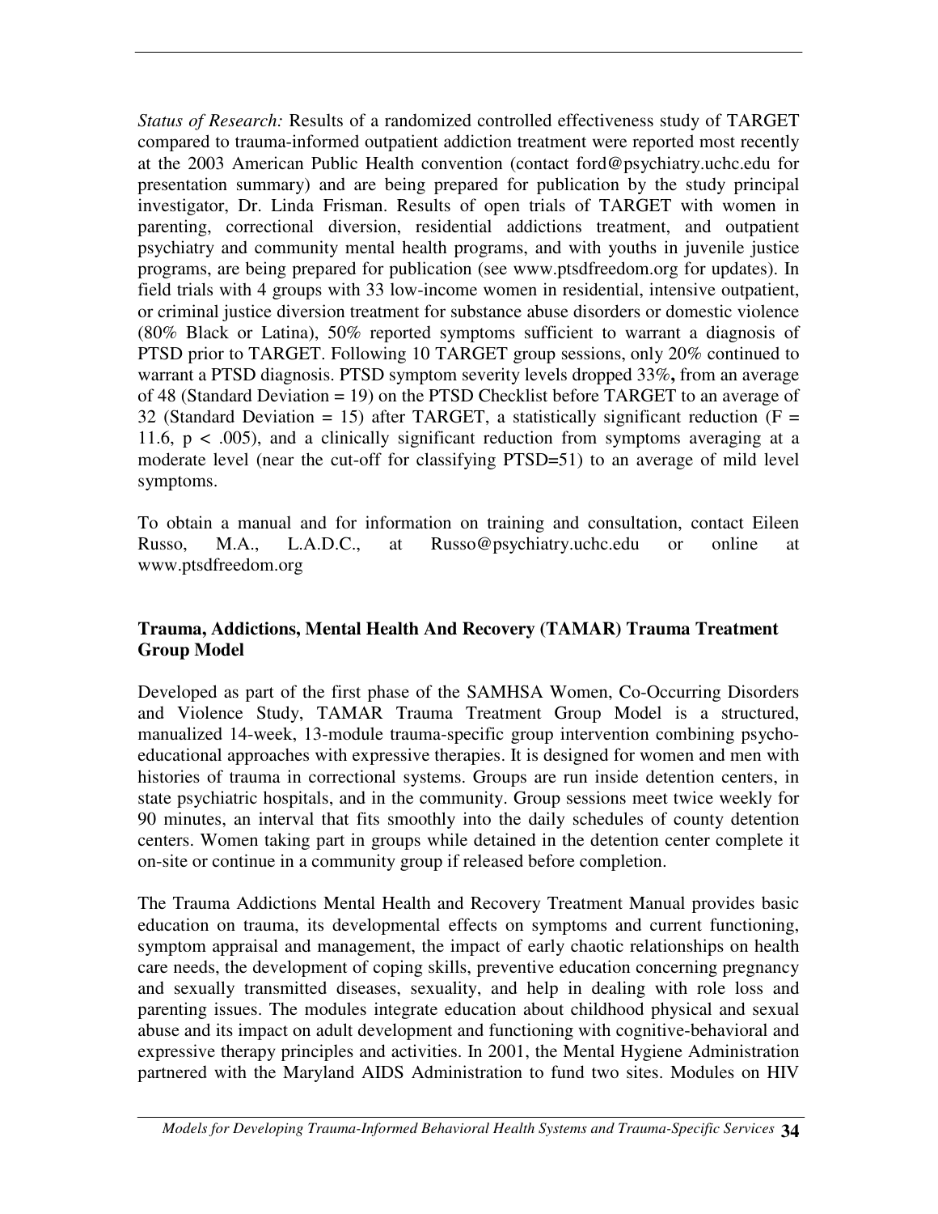*Status of Research:* Results of a randomized controlled effectiveness study of TARGET compared to trauma-informed outpatient addiction treatment were reported most recently at the 2003 American Public Health convention (contact ford@psychiatry.uchc.edu for presentation summary) and are being prepared for publication by the study principal investigator, Dr. Linda Frisman. Results of open trials of TARGET with women in parenting, correctional diversion, residential addictions treatment, and outpatient psychiatry and community mental health programs, and with youths in juvenile justice programs, are being prepared for publication (see www.ptsdfreedom.org for updates). In field trials with 4 groups with 33 low-income women in residential, intensive outpatient, or criminal justice diversion treatment for substance abuse disorders or domestic violence (80% Black or Latina), 50% reported symptoms sufficient to warrant a diagnosis of PTSD prior to TARGET. Following 10 TARGET group sessions, only 20% continued to warrant a PTSD diagnosis. PTSD symptom severity levels dropped 33%**,** from an average of 48 (Standard Deviation = 19) on the PTSD Checklist before TARGET to an average of 32 (Standard Deviation = 15) after TARGET, a statistically significant reduction ($F = 11.6$, $p < .005$), and a clinically significant reduction from symptoms averaging at a moderate level (near the cut-off for classifying PTSD=51) to an average of mild level symptoms.

To obtain a manual and for information on training and consultation, contact Eileen Russo, M.A., L.A.D.C., at Russo@psychiatry.uchc.edu or online at www.ptsdfreedom.org

**Trauma, Addictions, Mental Health And Recovery (TAMAR) Trauma Treatment Group Model**

Developed as part of the first phase of the SAMHSA Women, Co-Occurring Disorders and Violence Study, TAMAR Trauma Treatment Group Model is a structured, manualized 14-week, 13-module trauma-specific group intervention combining psycho-educational approaches with expressive therapies. It is designed for women and men with histories of trauma in correctional systems. Groups are run inside detention centers, in state psychiatric hospitals, and in the community. Group sessions meet twice weekly for 90 minutes, an interval that fits smoothly into the daily schedules of county detention centers. Women taking part in groups while detained in the detention center complete it on-site or continue in a community group if released before completion.

The Trauma Addictions Mental Health and Recovery Treatment Manual provides basic education on trauma, its developmental effects on symptoms and current functioning, symptom appraisal and management, the impact of early chaotic relationships on health care needs, the development of coping skills, preventive education concerning pregnancy and sexually transmitted diseases, sexuality, and help in dealing with role loss and parenting issues. The modules integrate education about childhood physical and sexual abuse and its impact on adult development and functioning with cognitive-behavioral and expressive therapy principles and activities. In 2001, the Mental Hygiene Administration partnered with the Maryland AIDS Administration to fund two sites. Modules on HIV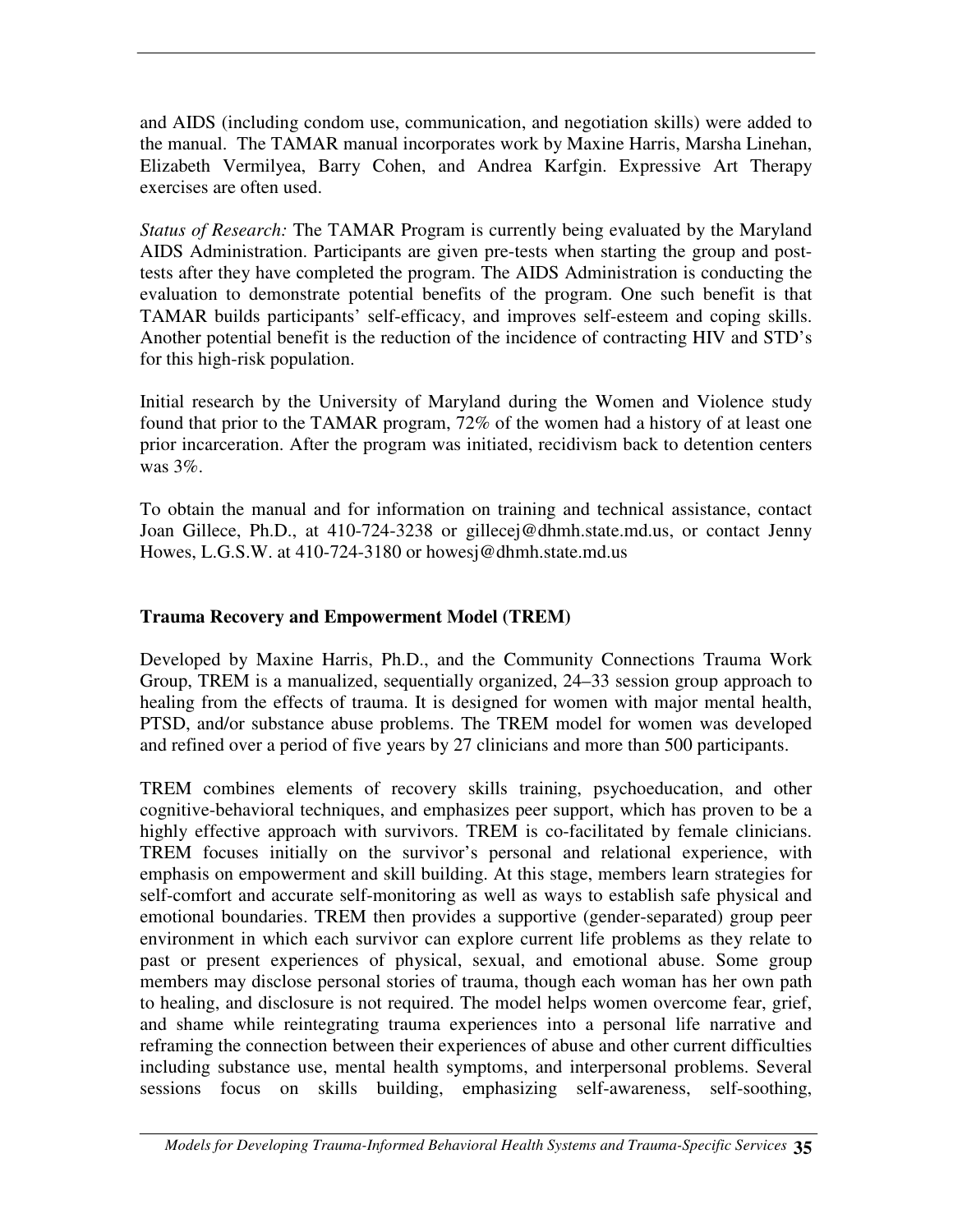and AIDS (including condom use, communication, and negotiation skills) were added to the manual. The TAMAR manual incorporates work by Maxine Harris, Marsha Linehan, Elizabeth Vermilyea, Barry Cohen, and Andrea Karfgin. Expressive Art Therapy exercises are often used.

*Status of Research:* The TAMAR Program is currently being evaluated by the Maryland AIDS Administration. Participants are given pre-tests when starting the group and post-tests after they have completed the program. The AIDS Administration is conducting the evaluation to demonstrate potential benefits of the program. One such benefit is that TAMAR builds participants' self-efficacy, and improves self-esteem and coping skills. Another potential benefit is the reduction of the incidence of contracting HIV and STD's for this high-risk population.

Initial research by the University of Maryland during the Women and Violence study found that prior to the TAMAR program, 72% of the women had a history of at least one prior incarceration. After the program was initiated, recidivism back to detention centers was 3%.

To obtain the manual and for information on training and technical assistance, contact Joan Gillece, Ph.D., at 410-724-3238 or gillecej@dhmh.state.md.us, or contact Jenny Howes, L.G.S.W. at 410-724-3180 or howesj@dhmh.state.md.us

### Trauma Recovery and Empowerment Model (TREM)

Developed by Maxine Harris, Ph.D., and the Community Connections Trauma Work Group, TREM is a manualized, sequentially organized, 24–33 session group approach to healing from the effects of trauma. It is designed for women with major mental health, PTSD, and/or substance abuse problems. The TREM model for women was developed and refined over a period of five years by 27 clinicians and more than 500 participants.

TREM combines elements of recovery skills training, psychoeducation, and other cognitive-behavioral techniques, and emphasizes peer support, which has proven to be a highly effective approach with survivors. TREM is co-facilitated by female clinicians. TREM focuses initially on the survivor's personal and relational experience, with emphasis on empowerment and skill building. At this stage, members learn strategies for self-comfort and accurate self-monitoring as well as ways to establish safe physical and emotional boundaries. TREM then provides a supportive (gender-separated) group peer environment in which each survivor can explore current life problems as they relate to past or present experiences of physical, sexual, and emotional abuse. Some group members may disclose personal stories of trauma, though each woman has her own path to healing, and disclosure is not required. The model helps women overcome fear, grief, and shame while reintegrating trauma experiences into a personal life narrative and reframing the connection between their experiences of abuse and other current difficulties including substance use, mental health symptoms, and interpersonal problems. Several sessions focus on skills building, emphasizing self-awareness, self-soothing,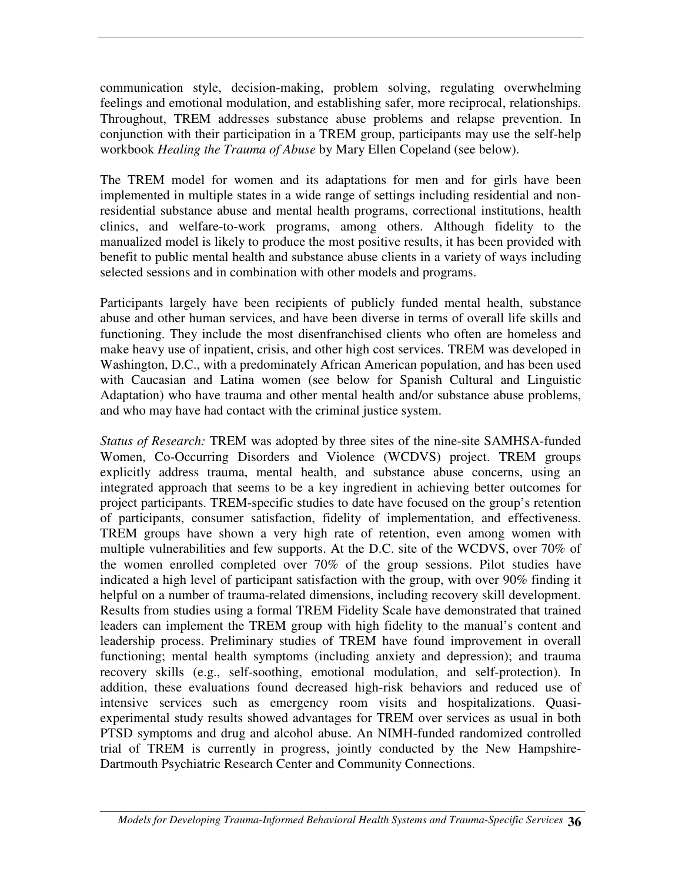communication style, decision-making, problem solving, regulating overwhelming feelings and emotional modulation, and establishing safer, more reciprocal, relationships. Throughout, TREM addresses substance abuse problems and relapse prevention. In conjunction with their participation in a TREM group, participants may use the self-help workbook *Healing the Trauma of Abuse* by Mary Ellen Copeland (see below).

The TREM model for women and its adaptations for men and for girls have been implemented in multiple states in a wide range of settings including residential and non-residential substance abuse and mental health programs, correctional institutions, health clinics, and welfare-to-work programs, among others. Although fidelity to the manualized model is likely to produce the most positive results, it has been provided with benefit to public mental health and substance abuse clients in a variety of ways including selected sessions and in combination with other models and programs.

Participants largely have been recipients of publicly funded mental health, substance abuse and other human services, and have been diverse in terms of overall life skills and functioning. They include the most disenfranchised clients who often are homeless and make heavy use of inpatient, crisis, and other high cost services. TREM was developed in Washington, D.C., with a predominately African American population, and has been used with Caucasian and Latina women (see below for Spanish Cultural and Linguistic Adaptation) who have trauma and other mental health and/or substance abuse problems, and who may have had contact with the criminal justice system.

*Status of Research:* TREM was adopted by three sites of the nine-site SAMHSA-funded Women, Co-Occurring Disorders and Violence (WCDVS) project. TREM groups explicitly address trauma, mental health, and substance abuse concerns, using an integrated approach that seems to be a key ingredient in achieving better outcomes for project participants. TREM-specific studies to date have focused on the group's retention of participants, consumer satisfaction, fidelity of implementation, and effectiveness. TREM groups have shown a very high rate of retention, even among women with multiple vulnerabilities and few supports. At the D.C. site of the WCDVS, over 70% of the women enrolled completed over 70% of the group sessions. Pilot studies have indicated a high level of participant satisfaction with the group, with over 90% finding it helpful on a number of trauma-related dimensions, including recovery skill development. Results from studies using a formal TREM Fidelity Scale have demonstrated that trained leaders can implement the TREM group with high fidelity to the manual's content and leadership process. Preliminary studies of TREM have found improvement in overall functioning; mental health symptoms (including anxiety and depression); and trauma recovery skills (e.g., self-soothing, emotional modulation, and self-protection). In addition, these evaluations found decreased high-risk behaviors and reduced use of intensive services such as emergency room visits and hospitalizations. Quasi-experimental study results showed advantages for TREM over services as usual in both PTSD symptoms and drug and alcohol abuse. An NIMH-funded randomized controlled trial of TREM is currently in progress, jointly conducted by the New Hampshire-Dartmouth Psychiatric Research Center and Community Connections.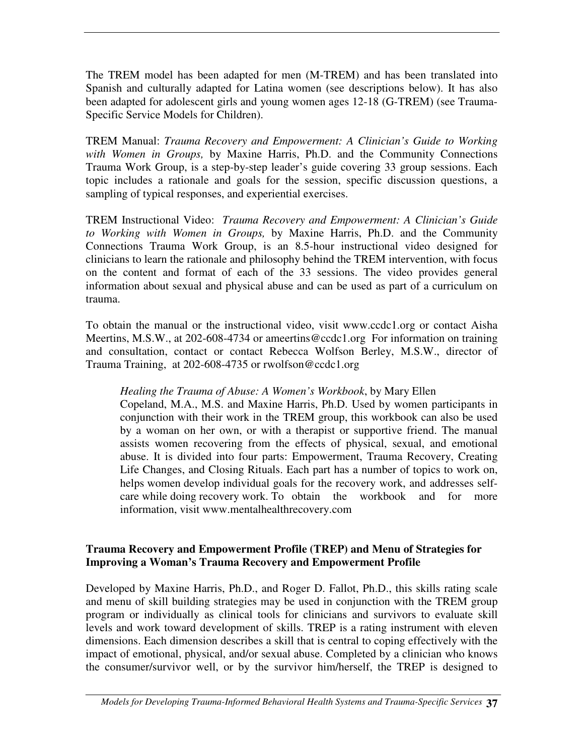The TREM model has been adapted for men (M-TREM) and has been translated into Spanish and culturally adapted for Latina women (see descriptions below). It has also been adapted for adolescent girls and young women ages 12-18 (G-TREM) (see Trauma-Specific Service Models for Children).

TREM Manual: *Trauma Recovery and Empowerment: A Clinician's Guide to Working with Women in Groups,* by Maxine Harris, Ph.D. and the Community Connections Trauma Work Group, is a step-by-step leader's guide covering 33 group sessions. Each topic includes a rationale and goals for the session, specific discussion questions, a sampling of typical responses, and experiential exercises.

TREM Instructional Video: *Trauma Recovery and Empowerment: A Clinician's Guide to Working with Women in Groups,* by Maxine Harris, Ph.D. and the Community Connections Trauma Work Group, is an 8.5-hour instructional video designed for clinicians to learn the rationale and philosophy behind the TREM intervention, with focus on the content and format of each of the 33 sessions. The video provides general information about sexual and physical abuse and can be used as part of a curriculum on trauma.

To obtain the manual or the instructional video, visit www.ccdc1.org or contact Aisha Meertins, M.S.W., at 202-608-4734 or ameertins@ccdc1.org For information on training and consultation, contact or contact Rebecca Wolfson Berley, M.S.W., director of Trauma Training, at 202-608-4735 or rwolfson@ccdc1.org

> *Healing the Trauma of Abuse: A Women's Workbook*, by Mary Ellen Copeland, M.A., M.S. and Maxine Harris, Ph.D. Used by women participants in conjunction with their work in the TREM group, this workbook can also be used by a woman on her own, or with a therapist or supportive friend. The manual assists women recovering from the effects of physical, sexual, and emotional abuse. It is divided into four parts: Empowerment, Trauma Recovery, Creating Life Changes, and Closing Rituals. Each part has a number of topics to work on, helps women develop individual goals for the recovery work, and addresses self-care while doing recovery work. To obtain the workbook and for more information, visit www.mentalhealthrecovery.com

**Trauma Recovery and Empowerment Profile (TREP) and Menu of Strategies for Improving a Woman's Trauma Recovery and Empowerment Profile**

Developed by Maxine Harris, Ph.D., and Roger D. Fallot, Ph.D., this skills rating scale and menu of skill building strategies may be used in conjunction with the TREM group program or individually as clinical tools for clinicians and survivors to evaluate skill levels and work toward development of skills. TREP is a rating instrument with eleven dimensions. Each dimension describes a skill that is central to coping effectively with the impact of emotional, physical, and/or sexual abuse. Completed by a clinician who knows the consumer/survivor well, or by the survivor him/herself, the TREP is designed to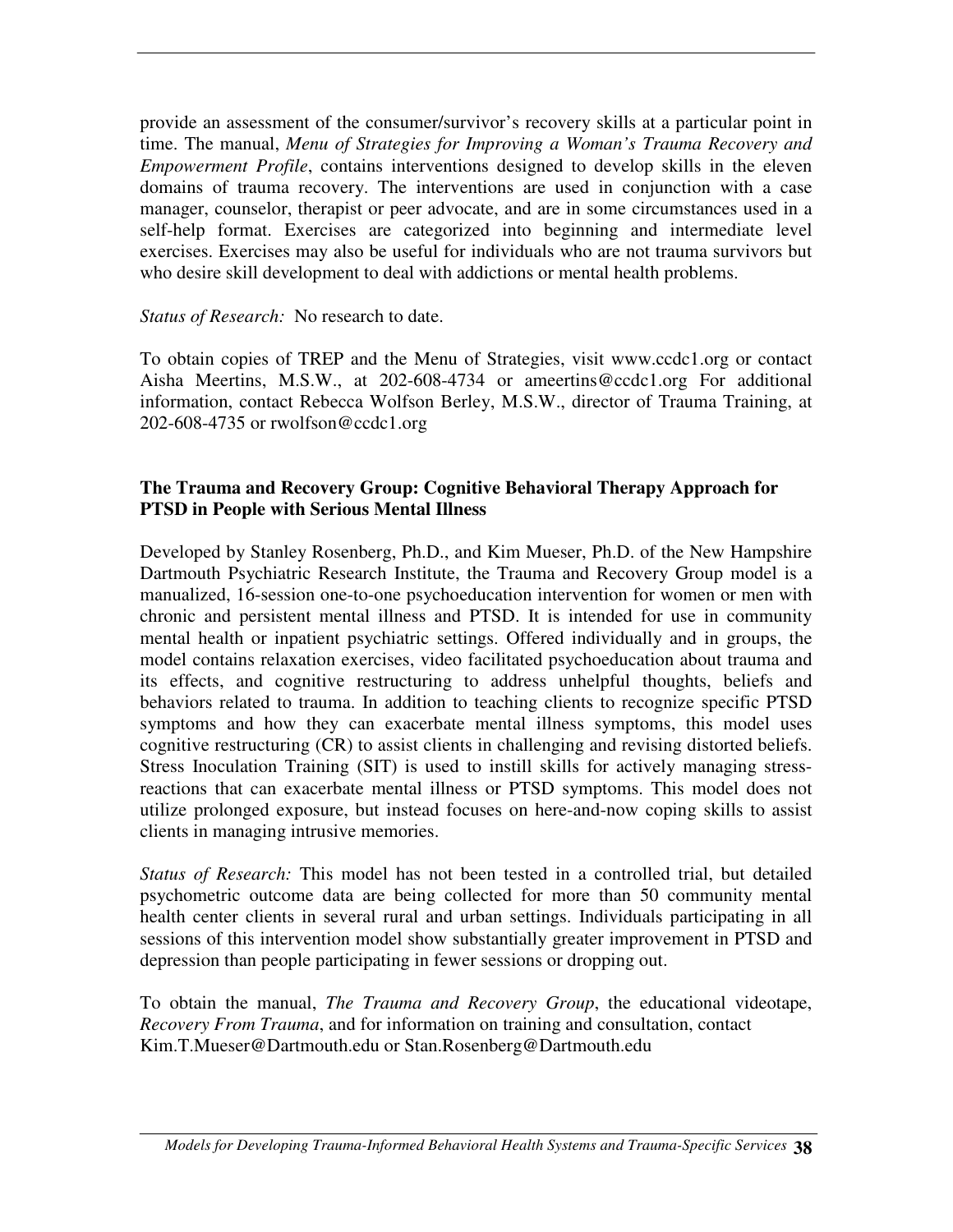provide an assessment of the consumer/survivor's recovery skills at a particular point in time. The manual, *Menu of Strategies for Improving a Woman's Trauma Recovery and Empowerment Profile*, contains interventions designed to develop skills in the eleven domains of trauma recovery. The interventions are used in conjunction with a case manager, counselor, therapist or peer advocate, and are in some circumstances used in a self-help format. Exercises are categorized into beginning and intermediate level exercises. Exercises may also be useful for individuals who are not trauma survivors but who desire skill development to deal with addictions or mental health problems.

*Status of Research:* No research to date.

To obtain copies of TREP and the Menu of Strategies, visit www.ccdc1.org or contact Aisha Meertins, M.S.W., at 202-608-4734 or ameertins@ccdc1.org For additional information, contact Rebecca Wolfson Berley, M.S.W., director of Trauma Training, at 202-608-4735 or rwolfson@ccdc1.org

**The Trauma and Recovery Group: Cognitive Behavioral Therapy Approach for PTSD in People with Serious Mental Illness**

Developed by Stanley Rosenberg, Ph.D., and Kim Mueser, Ph.D. of the New Hampshire Dartmouth Psychiatric Research Institute, the Trauma and Recovery Group model is a manualized, 16-session one-to-one psychoeducation intervention for women or men with chronic and persistent mental illness and PTSD. It is intended for use in community mental health or inpatient psychiatric settings. Offered individually and in groups, the model contains relaxation exercises, video facilitated psychoeducation about trauma and its effects, and cognitive restructuring to address unhelpful thoughts, beliefs and behaviors related to trauma. In addition to teaching clients to recognize specific PTSD symptoms and how they can exacerbate mental illness symptoms, this model uses cognitive restructuring (CR) to assist clients in challenging and revising distorted beliefs. Stress Inoculation Training (SIT) is used to instill skills for actively managing stress-reactions that can exacerbate mental illness or PTSD symptoms. This model does not utilize prolonged exposure, but instead focuses on here-and-now coping skills to assist clients in managing intrusive memories.

*Status of Research:* This model has not been tested in a controlled trial, but detailed psychometric outcome data are being collected for more than 50 community mental health center clients in several rural and urban settings. Individuals participating in all sessions of this intervention model show substantially greater improvement in PTSD and depression than people participating in fewer sessions or dropping out.

To obtain the manual, *The Trauma and Recovery Group*, the educational videotape, *Recovery From Trauma*, and for information on training and consultation, contact Kim.T.Mueser@Dartmouth.edu or Stan.Rosenberg@Dartmouth.edu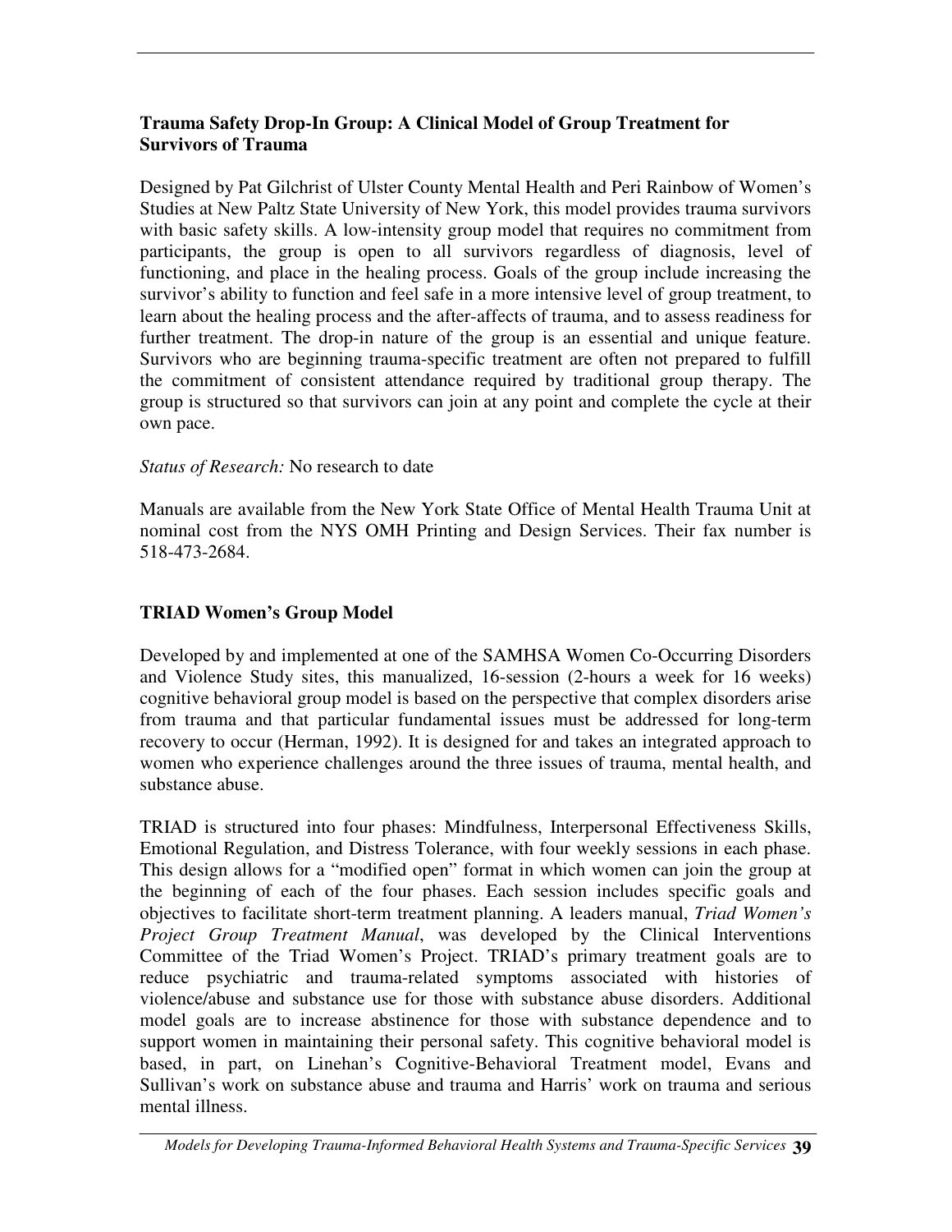**Trauma Safety Drop-In Group: A Clinical Model of Group Treatment for Survivors of Trauma**

Designed by Pat Gilchrist of Ulster County Mental Health and Peri Rainbow of Women's Studies at New Paltz State University of New York, this model provides trauma survivors with basic safety skills. A low-intensity group model that requires no commitment from participants, the group is open to all survivors regardless of diagnosis, level of functioning, and place in the healing process. Goals of the group include increasing the survivor's ability to function and feel safe in a more intensive level of group treatment, to learn about the healing process and the after-affects of trauma, and to assess readiness for further treatment. The drop-in nature of the group is an essential and unique feature. Survivors who are beginning trauma-specific treatment are often not prepared to fulfill the commitment of consistent attendance required by traditional group therapy. The group is structured so that survivors can join at any point and complete the cycle at their own pace.

*Status of Research:* No research to date

Manuals are available from the New York State Office of Mental Health Trauma Unit at nominal cost from the NYS OMH Printing and Design Services. Their fax number is 518-473-2684.

**TRIAD Women's Group Model**

Developed by and implemented at one of the SAMHSA Women Co-Occurring Disorders and Violence Study sites, this manualized, 16-session (2-hours a week for 16 weeks) cognitive behavioral group model is based on the perspective that complex disorders arise from trauma and that particular fundamental issues must be addressed for long-term recovery to occur (Herman, 1992). It is designed for and takes an integrated approach to women who experience challenges around the three issues of trauma, mental health, and substance abuse.

TRIAD is structured into four phases: Mindfulness, Interpersonal Effectiveness Skills, Emotional Regulation, and Distress Tolerance, with four weekly sessions in each phase. This design allows for a "modified open" format in which women can join the group at the beginning of each of the four phases. Each session includes specific goals and objectives to facilitate short-term treatment planning. A leaders manual, *Triad Women's Project Group Treatment Manual*, was developed by the Clinical Interventions Committee of the Triad Women's Project. TRIAD's primary treatment goals are to reduce psychiatric and trauma-related symptoms associated with histories of violence/abuse and substance use for those with substance abuse disorders. Additional model goals are to increase abstinence for those with substance dependence and to support women in maintaining their personal safety. This cognitive behavioral model is based, in part, on Linehan's Cognitive-Behavioral Treatment model, Evans and Sullivan's work on substance abuse and trauma and Harris' work on trauma and serious mental illness.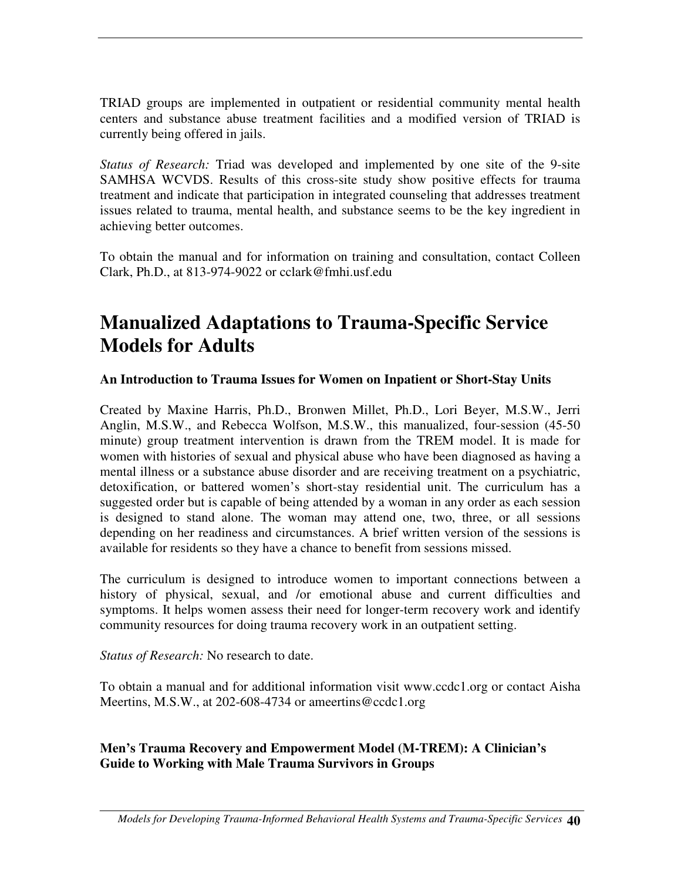TRIAD groups are implemented in outpatient or residential community mental health centers and substance abuse treatment facilities and a modified version of TRIAD is currently being offered in jails.

*Status of Research:* Triad was developed and implemented by one site of the 9-site SAMHSA WCVDS. Results of this cross-site study show positive effects for trauma treatment and indicate that participation in integrated counseling that addresses treatment issues related to trauma, mental health, and substance seems to be the key ingredient in achieving better outcomes.

To obtain the manual and for information on training and consultation, contact Colleen Clark, Ph.D., at 813-974-9022 or cclark@fmhi.usf.edu

# Manualized Adaptations to Trauma-Specific Service Models for Adults

**An Introduction to Trauma Issues for Women on Inpatient or Short-Stay Units**

Created by Maxine Harris, Ph.D., Bronwen Millet, Ph.D., Lori Beyer, M.S.W., Jerri Anglin, M.S.W., and Rebecca Wolfson, M.S.W., this manualized, four-session (45-50 minute) group treatment intervention is drawn from the TREM model. It is made for women with histories of sexual and physical abuse who have been diagnosed as having a mental illness or a substance abuse disorder and are receiving treatment on a psychiatric, detoxification, or battered women's short-stay residential unit. The curriculum has a suggested order but is capable of being attended by a woman in any order as each session is designed to stand alone. The woman may attend one, two, three, or all sessions depending on her readiness and circumstances. A brief written version of the sessions is available for residents so they have a chance to benefit from sessions missed.

The curriculum is designed to introduce women to important connections between a history of physical, sexual, and /or emotional abuse and current difficulties and symptoms. It helps women assess their need for longer-term recovery work and identify community resources for doing trauma recovery work in an outpatient setting.

*Status of Research:* No research to date.

To obtain a manual and for additional information visit www.ccdc1.org or contact Aisha Meertins, M.S.W., at 202-608-4734 or ameertins@ccdc1.org

**Men's Trauma Recovery and Empowerment Model (M-TREM): A Clinician's Guide to Working with Male Trauma Survivors in Groups**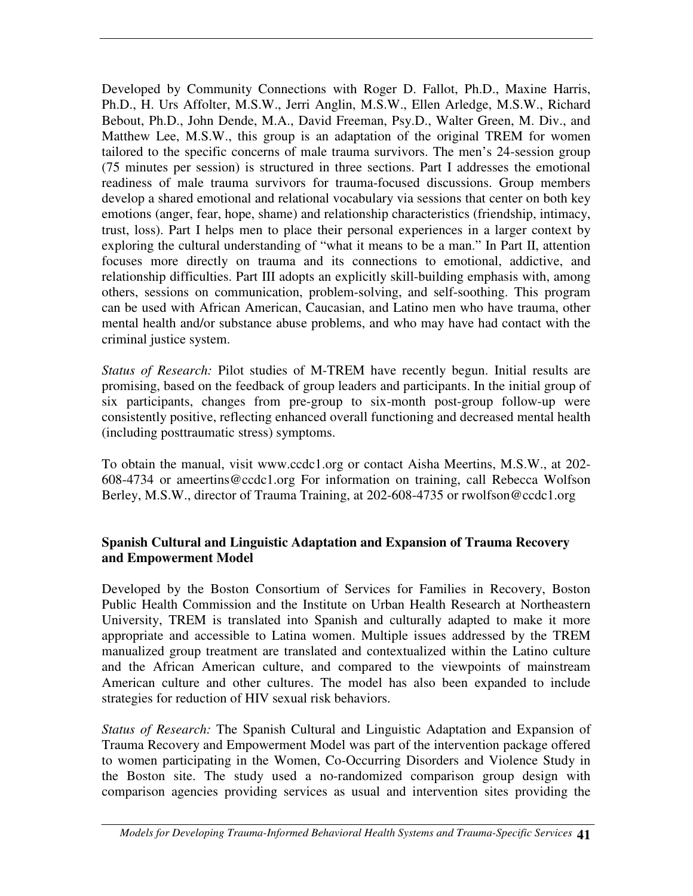Developed by Community Connections with Roger D. Fallot, Ph.D., Maxine Harris, Ph.D., H. Urs Affolter, M.S.W., Jerri Anglin, M.S.W., Ellen Arledge, M.S.W., Richard Bebout, Ph.D., John Dende, M.A., David Freeman, Psy.D., Walter Green, M. Div., and Matthew Lee, M.S.W., this group is an adaptation of the original TREM for women tailored to the specific concerns of male trauma survivors. The men's 24-session group (75 minutes per session) is structured in three sections. Part I addresses the emotional readiness of male trauma survivors for trauma-focused discussions. Group members develop a shared emotional and relational vocabulary via sessions that center on both key emotions (anger, fear, hope, shame) and relationship characteristics (friendship, intimacy, trust, loss). Part I helps men to place their personal experiences in a larger context by exploring the cultural understanding of "what it means to be a man." In Part II, attention focuses more directly on trauma and its connections to emotional, addictive, and relationship difficulties. Part III adopts an explicitly skill-building emphasis with, among others, sessions on communication, problem-solving, and self-soothing. This program can be used with African American, Caucasian, and Latino men who have trauma, other mental health and/or substance abuse problems, and who may have had contact with the criminal justice system.

*Status of Research:* Pilot studies of M-TREM have recently begun. Initial results are promising, based on the feedback of group leaders and participants. In the initial group of six participants, changes from pre-group to six-month post-group follow-up were consistently positive, reflecting enhanced overall functioning and decreased mental health (including posttraumatic stress) symptoms.

To obtain the manual, visit www.ccdc1.org or contact Aisha Meertins, M.S.W., at 202-608-4734 or ameertins@ccdc1.org For information on training, call Rebecca Wolfson Berley, M.S.W., director of Trauma Training, at 202-608-4735 or rwolfson@ccdc1.org

**Spanish Cultural and Linguistic Adaptation and Expansion of Trauma Recovery and Empowerment Model**

Developed by the Boston Consortium of Services for Families in Recovery, Boston Public Health Commission and the Institute on Urban Health Research at Northeastern University, TREM is translated into Spanish and culturally adapted to make it more appropriate and accessible to Latina women. Multiple issues addressed by the TREM manualized group treatment are translated and contextualized within the Latino culture and the African American culture, and compared to the viewpoints of mainstream American culture and other cultures. The model has also been expanded to include strategies for reduction of HIV sexual risk behaviors.

*Status of Research:* The Spanish Cultural and Linguistic Adaptation and Expansion of Trauma Recovery and Empowerment Model was part of the intervention package offered to women participating in the Women, Co-Occurring Disorders and Violence Study in the Boston site. The study used a no-randomized comparison group design with comparison agencies providing services as usual and intervention sites providing the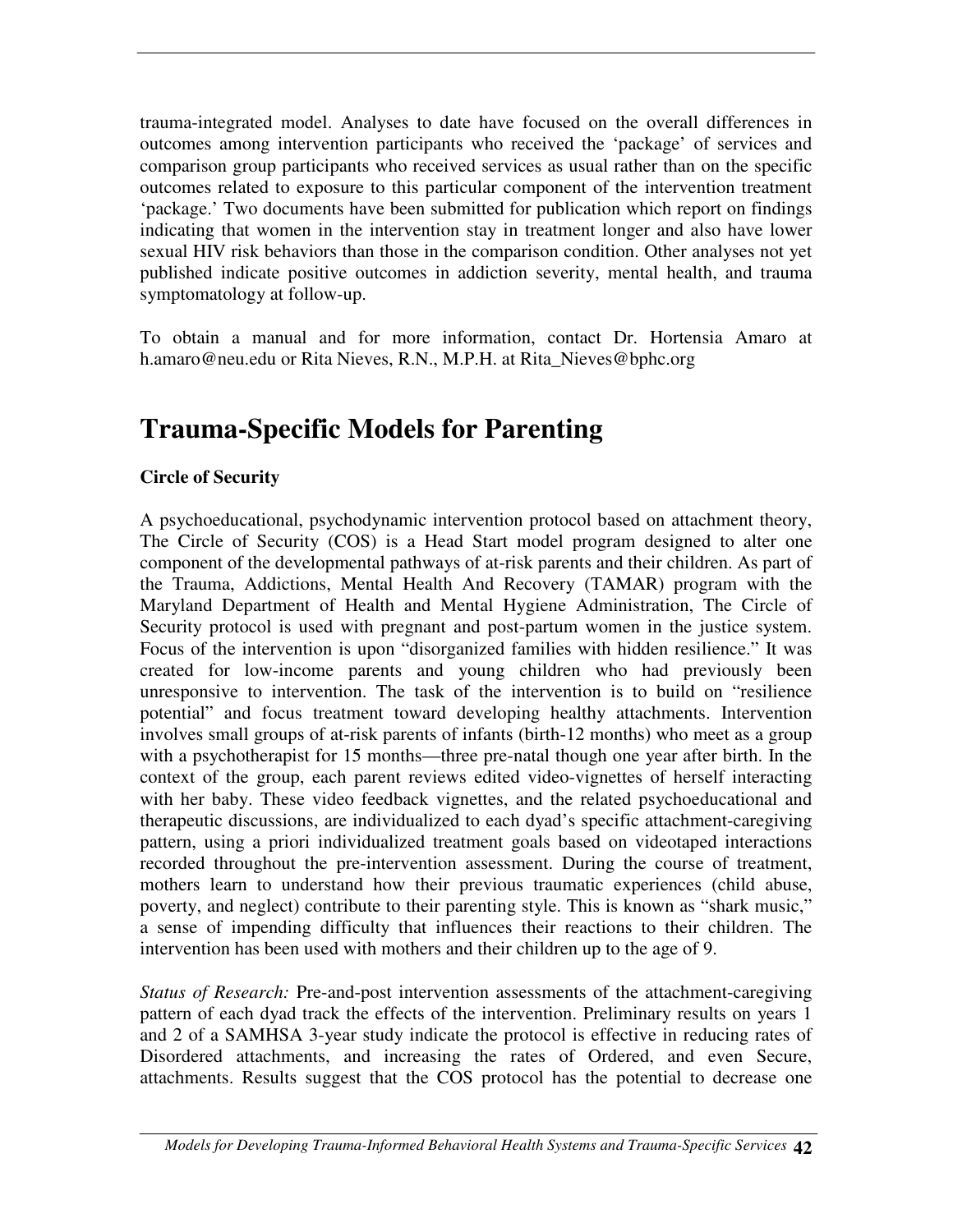trauma-integrated model. Analyses to date have focused on the overall differences in outcomes among intervention participants who received the 'package' of services and comparison group participants who received services as usual rather than on the specific outcomes related to exposure to this particular component of the intervention treatment 'package.' Two documents have been submitted for publication which report on findings indicating that women in the intervention stay in treatment longer and also have lower sexual HIV risk behaviors than those in the comparison condition. Other analyses not yet published indicate positive outcomes in addiction severity, mental health, and trauma symptomatology at follow-up.

To obtain a manual and for more information, contact Dr. Hortensia Amaro at h.amaro@neu.edu or Rita Nieves, R.N., M.P.H. at Rita_Nieves@bphc.org

# Trauma-Specific Models for Parenting

**Circle of Security**

A psychoeducational, psychodynamic intervention protocol based on attachment theory, The Circle of Security (COS) is a Head Start model program designed to alter one component of the developmental pathways of at-risk parents and their children. As part of the Trauma, Addictions, Mental Health And Recovery (TAMAR) program with the Maryland Department of Health and Mental Hygiene Administration, The Circle of Security protocol is used with pregnant and post-partum women in the justice system. Focus of the intervention is upon "disorganized families with hidden resilience." It was created for low-income parents and young children who had previously been unresponsive to intervention. The task of the intervention is to build on "resilience potential" and focus treatment toward developing healthy attachments. Intervention involves small groups of at-risk parents of infants (birth-12 months) who meet as a group with a psychotherapist for 15 months—three pre-natal though one year after birth. In the context of the group, each parent reviews edited video-vignettes of herself interacting with her baby. These video feedback vignettes, and the related psychoeducational and therapeutic discussions, are individualized to each dyad's specific attachment-caregiving pattern, using a priori individualized treatment goals based on videotaped interactions recorded throughout the pre-intervention assessment. During the course of treatment, mothers learn to understand how their previous traumatic experiences (child abuse, poverty, and neglect) contribute to their parenting style. This is known as "shark music," a sense of impending difficulty that influences their reactions to their children. The intervention has been used with mothers and their children up to the age of 9.

*Status of Research:* Pre-and-post intervention assessments of the attachment-caregiving pattern of each dyad track the effects of the intervention. Preliminary results on years 1 and 2 of a SAMHSA 3-year study indicate the protocol is effective in reducing rates of Disordered attachments, and increasing the rates of Ordered, and even Secure, attachments. Results suggest that the COS protocol has the potential to decrease one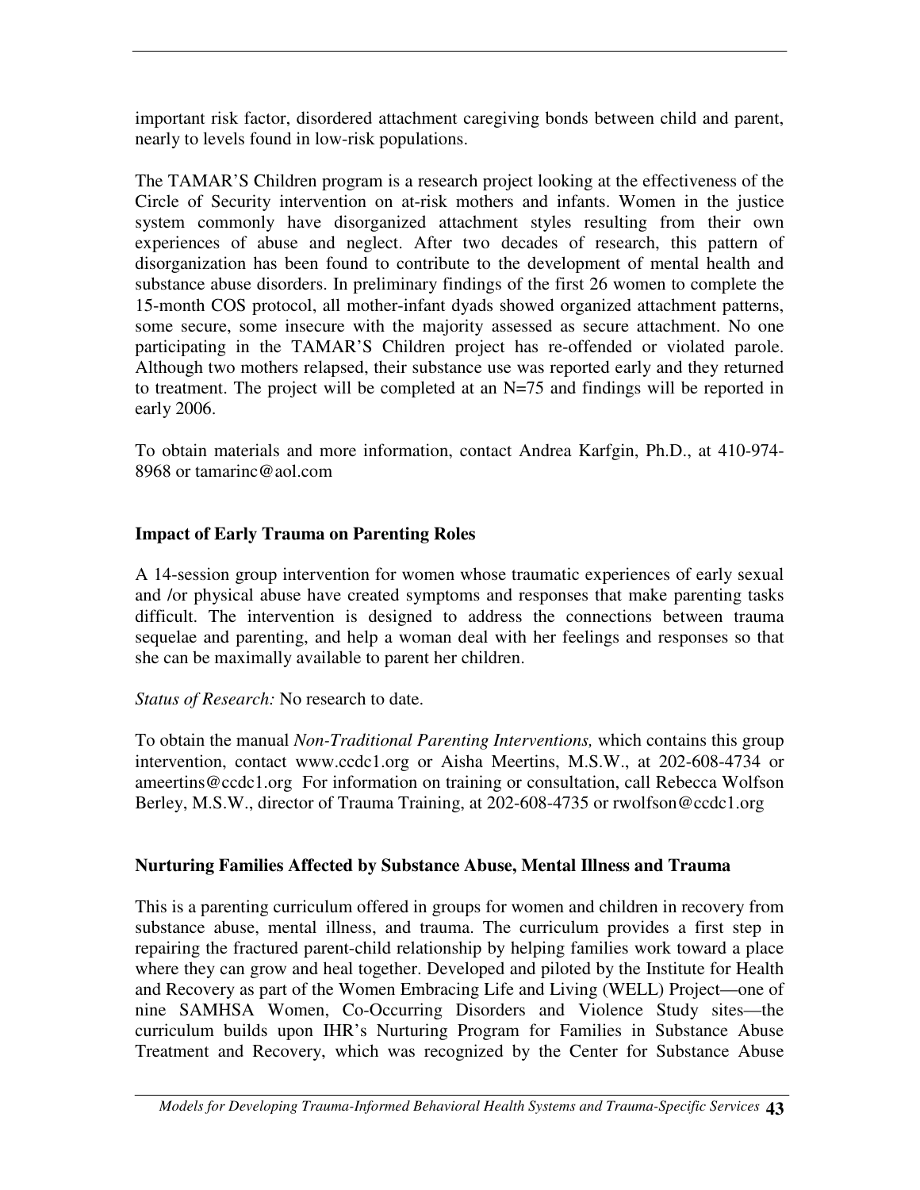important risk factor, disordered attachment caregiving bonds between child and parent, nearly to levels found in low-risk populations.

The TAMAR'S Children program is a research project looking at the effectiveness of the Circle of Security intervention on at-risk mothers and infants. Women in the justice system commonly have disorganized attachment styles resulting from their own experiences of abuse and neglect. After two decades of research, this pattern of disorganization has been found to contribute to the development of mental health and substance abuse disorders. In preliminary findings of the first 26 women to complete the 15-month COS protocol, all mother-infant dyads showed organized attachment patterns, some secure, some insecure with the majority assessed as secure attachment. No one participating in the TAMAR'S Children project has re-offended or violated parole. Although two mothers relapsed, their substance use was reported early and they returned to treatment. The project will be completed at an N=75 and findings will be reported in early 2006.

To obtain materials and more information, contact Andrea Karfgin, Ph.D., at 410-974-8968 or tamarinc@aol.com

### Impact of Early Trauma on Parenting Roles

A 14-session group intervention for women whose traumatic experiences of early sexual and /or physical abuse have created symptoms and responses that make parenting tasks difficult. The intervention is designed to address the connections between trauma sequelae and parenting, and help a woman deal with her feelings and responses so that she can be maximally available to parent her children.

*Status of Research:* No research to date.

To obtain the manual *Non-Traditional Parenting Interventions,* which contains this group intervention, contact www.ccdc1.org or Aisha Meertins, M.S.W., at 202-608-4734 or ameertins@ccdc1.org For information on training or consultation, call Rebecca Wolfson Berley, M.S.W., director of Trauma Training, at 202-608-4735 or rwolfson@ccdc1.org

### Nurturing Families Affected by Substance Abuse, Mental Illness and Trauma

This is a parenting curriculum offered in groups for women and children in recovery from substance abuse, mental illness, and trauma. The curriculum provides a first step in repairing the fractured parent-child relationship by helping families work toward a place where they can grow and heal together. Developed and piloted by the Institute for Health and Recovery as part of the Women Embracing Life and Living (WELL) Project—one of nine SAMHSA Women, Co-Occurring Disorders and Violence Study sites—the curriculum builds upon IHR's Nurturing Program for Families in Substance Abuse Treatment and Recovery, which was recognized by the Center for Substance Abuse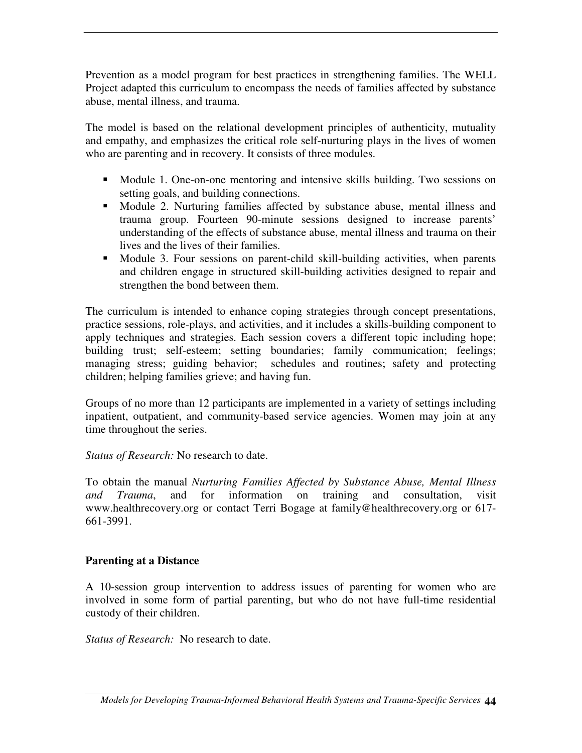Prevention as a model program for best practices in strengthening families. The WELL Project adapted this curriculum to encompass the needs of families affected by substance abuse, mental illness, and trauma.

The model is based on the relational development principles of authenticity, mutuality and empathy, and emphasizes the critical role self-nurturing plays in the lives of women who are parenting and in recovery. It consists of three modules.

- Module 1. One-on-one mentoring and intensive skills building. Two sessions on setting goals, and building connections.
- Module 2. Nurturing families affected by substance abuse, mental illness and trauma group. Fourteen 90-minute sessions designed to increase parents' understanding of the effects of substance abuse, mental illness and trauma on their lives and the lives of their families.
- Module 3. Four sessions on parent-child skill-building activities, when parents and children engage in structured skill-building activities designed to repair and strengthen the bond between them.

The curriculum is intended to enhance coping strategies through concept presentations, practice sessions, role-plays, and activities, and it includes a skills-building component to apply techniques and strategies. Each session covers a different topic including hope; building trust; self-esteem; setting boundaries; family communication; feelings; managing stress; guiding behavior; schedules and routines; safety and protecting children; helping families grieve; and having fun.

Groups of no more than 12 participants are implemented in a variety of settings including inpatient, outpatient, and community-based service agencies. Women may join at any time throughout the series.

*Status of Research:* No research to date.

To obtain the manual *Nurturing Families Affected by Substance Abuse, Mental Illness and Trauma*, and for information on training and consultation, visit www.healthrecovery.org or contact Terri Bogage at family@healthrecovery.org or 617-661-3991.

### Parenting at a Distance

A 10-session group intervention to address issues of parenting for women who are involved in some form of partial parenting, but who do not have full-time residential custody of their children.

*Status of Research:* No research to date.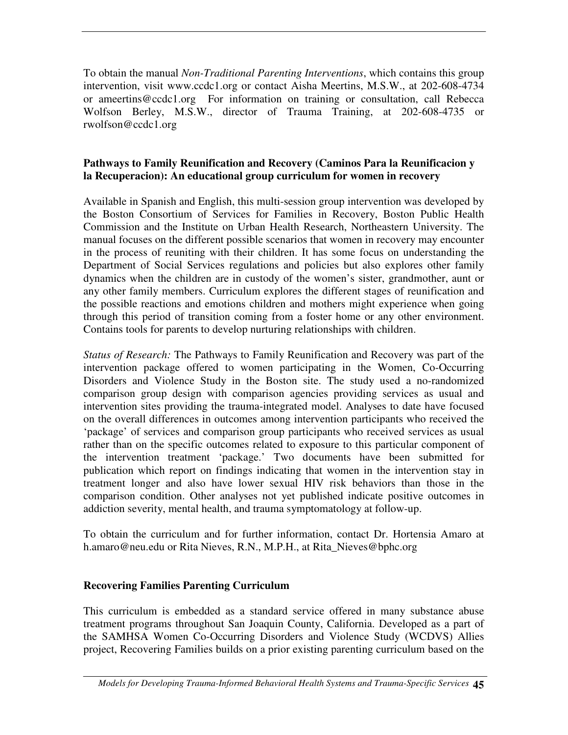To obtain the manual *Non-Traditional Parenting Interventions*, which contains this group intervention, visit www.ccdc1.org or contact Aisha Meertins, M.S.W., at 202-608-4734 or ameertins@ccdc1.org For information on training or consultation, call Rebecca Wolfson Berley, M.S.W., director of Trauma Training, at 202-608-4735 or rwolfson@ccdc1.org

**Pathways to Family Reunification and Recovery (Caminos Para la Reunificacion y la Recuperacion): An educational group curriculum for women in recovery**

Available in Spanish and English, this multi-session group intervention was developed by the Boston Consortium of Services for Families in Recovery, Boston Public Health Commission and the Institute on Urban Health Research, Northeastern University. The manual focuses on the different possible scenarios that women in recovery may encounter in the process of reuniting with their children. It has some focus on understanding the Department of Social Services regulations and policies but also explores other family dynamics when the children are in custody of the women's sister, grandmother, aunt or any other family members. Curriculum explores the different stages of reunification and the possible reactions and emotions children and mothers might experience when going through this period of transition coming from a foster home or any other environment. Contains tools for parents to develop nurturing relationships with children.

*Status of Research:* The Pathways to Family Reunification and Recovery was part of the intervention package offered to women participating in the Women, Co-Occurring Disorders and Violence Study in the Boston site. The study used a no-randomized comparison group design with comparison agencies providing services as usual and intervention sites providing the trauma-integrated model. Analyses to date have focused on the overall differences in outcomes among intervention participants who received the 'package' of services and comparison group participants who received services as usual rather than on the specific outcomes related to exposure to this particular component of the intervention treatment 'package.' Two documents have been submitted for publication which report on findings indicating that women in the intervention stay in treatment longer and also have lower sexual HIV risk behaviors than those in the comparison condition. Other analyses not yet published indicate positive outcomes in addiction severity, mental health, and trauma symptomatology at follow-up.

To obtain the curriculum and for further information, contact Dr. Hortensia Amaro at h.amaro@neu.edu or Rita Nieves, R.N., M.P.H., at Rita_Nieves@bphc.org

**Recovering Families Parenting Curriculum**

This curriculum is embedded as a standard service offered in many substance abuse treatment programs throughout San Joaquin County, California. Developed as a part of the SAMHSA Women Co-Occurring Disorders and Violence Study (WCDVS) Allies project, Recovering Families builds on a prior existing parenting curriculum based on the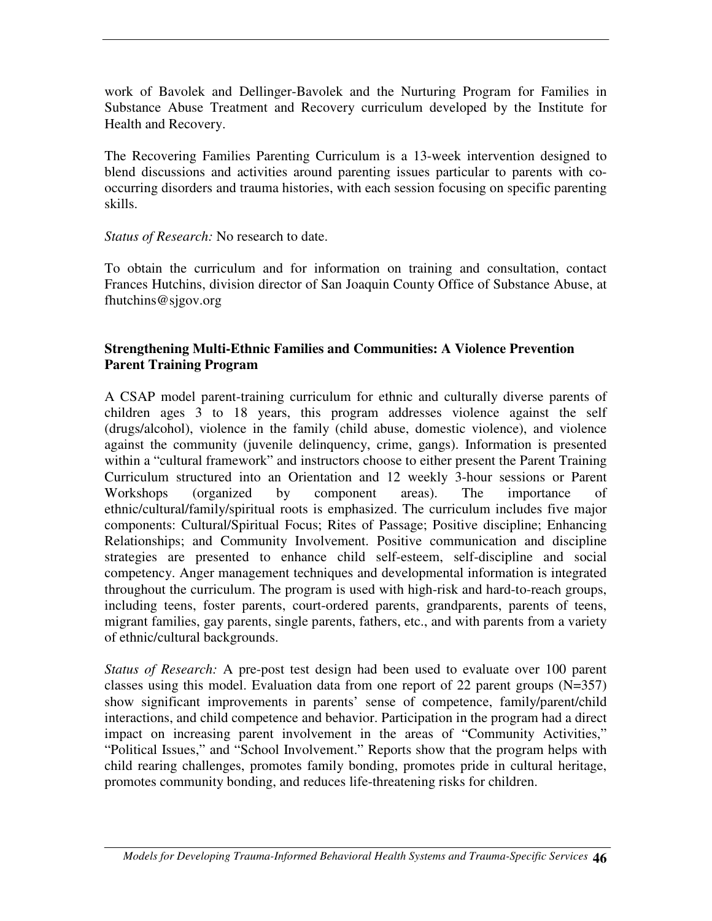work of Bavolek and Dellinger-Bavolek and the Nurturing Program for Families in Substance Abuse Treatment and Recovery curriculum developed by the Institute for Health and Recovery.

The Recovering Families Parenting Curriculum is a 13-week intervention designed to blend discussions and activities around parenting issues particular to parents with co-occurring disorders and trauma histories, with each session focusing on specific parenting skills.

*Status of Research:* No research to date.

To obtain the curriculum and for information on training and consultation, contact Frances Hutchins, division director of San Joaquin County Office of Substance Abuse, at fhutchins@sjgov.org

**Strengthening Multi-Ethnic Families and Communities: A Violence Prevention Parent Training Program**

A CSAP model parent-training curriculum for ethnic and culturally diverse parents of children ages 3 to 18 years, this program addresses violence against the self (drugs/alcohol), violence in the family (child abuse, domestic violence), and violence against the community (juvenile delinquency, crime, gangs). Information is presented within a "cultural framework" and instructors choose to either present the Parent Training Curriculum structured into an Orientation and 12 weekly 3-hour sessions or Parent Workshops (organized by component areas). The importance of ethnic/cultural/family/spiritual roots is emphasized. The curriculum includes five major components: Cultural/Spiritual Focus; Rites of Passage; Positive discipline; Enhancing Relationships; and Community Involvement. Positive communication and discipline strategies are presented to enhance child self-esteem, self-discipline and social competency. Anger management techniques and developmental information is integrated throughout the curriculum. The program is used with high-risk and hard-to-reach groups, including teens, foster parents, court-ordered parents, grandparents, parents of teens, migrant families, gay parents, single parents, fathers, etc., and with parents from a variety of ethnic/cultural backgrounds.

*Status of Research:* A pre-post test design had been used to evaluate over 100 parent classes using this model. Evaluation data from one report of 22 parent groups (N=357) show significant improvements in parents' sense of competence, family/parent/child interactions, and child competence and behavior. Participation in the program had a direct impact on increasing parent involvement in the areas of "Community Activities," "Political Issues," and "School Involvement." Reports show that the program helps with child rearing challenges, promotes family bonding, promotes pride in cultural heritage, promotes community bonding, and reduces life-threatening risks for children.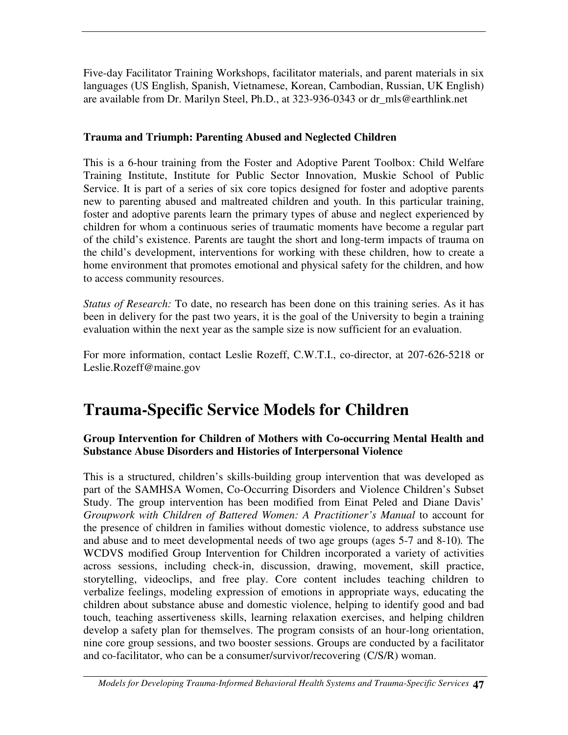Five-day Facilitator Training Workshops, facilitator materials, and parent materials in six languages (US English, Spanish, Vietnamese, Korean, Cambodian, Russian, UK English) are available from Dr. Marilyn Steel, Ph.D., at 323-936-0343 or dr_mls@earthlink.net

**Trauma and Triumph: Parenting Abused and Neglected Children**

This is a 6-hour training from the Foster and Adoptive Parent Toolbox: Child Welfare Training Institute, Institute for Public Sector Innovation, Muskie School of Public Service. It is part of a series of six core topics designed for foster and adoptive parents new to parenting abused and maltreated children and youth. In this particular training, foster and adoptive parents learn the primary types of abuse and neglect experienced by children for whom a continuous series of traumatic moments have become a regular part of the child's existence. Parents are taught the short and long-term impacts of trauma on the child's development, interventions for working with these children, how to create a home environment that promotes emotional and physical safety for the children, and how to access community resources.

*Status of Research:* To date, no research has been done on this training series. As it has been in delivery for the past two years, it is the goal of the University to begin a training evaluation within the next year as the sample size is now sufficient for an evaluation.

For more information, contact Leslie Rozeff, C.W.T.I., co-director, at 207-626-5218 or Leslie.Rozeff@maine.gov

# Trauma-Specific Service Models for Children

**Group Intervention for Children of Mothers with Co-occurring Mental Health and Substance Abuse Disorders and Histories of Interpersonal Violence**

This is a structured, children's skills-building group intervention that was developed as part of the SAMHSA Women, Co-Occurring Disorders and Violence Children's Subset Study. The group intervention has been modified from Einat Peled and Diane Davis' *Groupwork with Children of Battered Women: A Practitioner's Manual* to account for the presence of children in families without domestic violence, to address substance use and abuse and to meet developmental needs of two age groups (ages 5-7 and 8-10). The WCDVS modified Group Intervention for Children incorporated a variety of activities across sessions, including check-in, discussion, drawing, movement, skill practice, storytelling, videoclips, and free play. Core content includes teaching children to verbalize feelings, modeling expression of emotions in appropriate ways, educating the children about substance abuse and domestic violence, helping to identify good and bad touch, teaching assertiveness skills, learning relaxation exercises, and helping children develop a safety plan for themselves. The program consists of an hour-long orientation, nine core group sessions, and two booster sessions. Groups are conducted by a facilitator and co-facilitator, who can be a consumer/survivor/recovering (C/S/R) woman.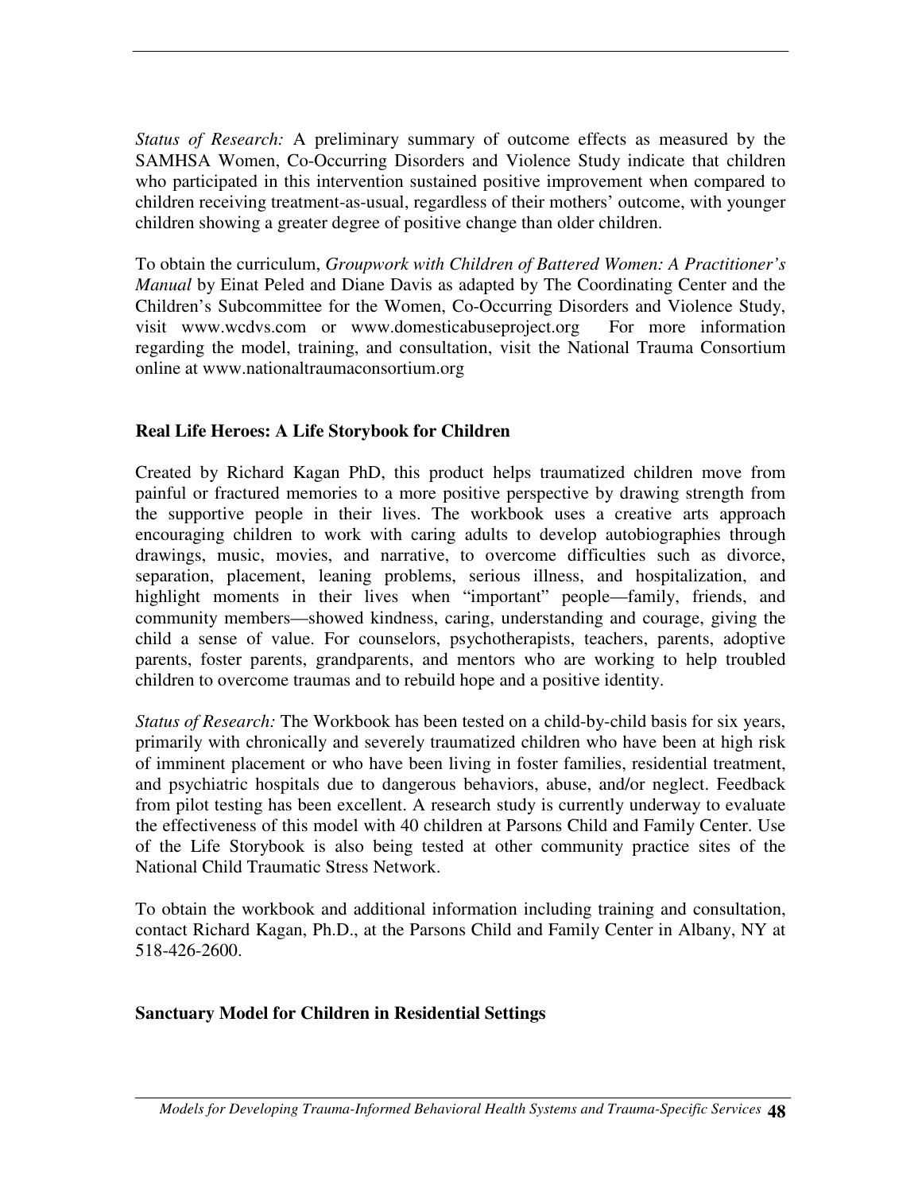*Status of Research:* A preliminary summary of outcome effects as measured by the SAMHSA Women, Co-Occurring Disorders and Violence Study indicate that children who participated in this intervention sustained positive improvement when compared to children receiving treatment-as-usual, regardless of their mothers' outcome, with younger children showing a greater degree of positive change than older children.

To obtain the curriculum, *Groupwork with Children of Battered Women: A Practitioner's Manual* by Einat Peled and Diane Davis as adapted by The Coordinating Center and the Children's Subcommittee for the Women, Co-Occurring Disorders and Violence Study, visit www.wcdvs.com or www.domesticabuseproject.org For more information regarding the model, training, and consultation, visit the National Trauma Consortium online at www.nationaltraumaconsortium.org

**Real Life Heroes: A Life Storybook for Children**

Created by Richard Kagan PhD, this product helps traumatized children move from painful or fractured memories to a more positive perspective by drawing strength from the supportive people in their lives. The workbook uses a creative arts approach encouraging children to work with caring adults to develop autobiographies through drawings, music, movies, and narrative, to overcome difficulties such as divorce, separation, placement, leaning problems, serious illness, and hospitalization, and highlight moments in their lives when "important" people—family, friends, and community members—showed kindness, caring, understanding and courage, giving the child a sense of value. For counselors, psychotherapists, teachers, parents, adoptive parents, foster parents, grandparents, and mentors who are working to help troubled children to overcome traumas and to rebuild hope and a positive identity.

*Status of Research:* The Workbook has been tested on a child-by-child basis for six years, primarily with chronically and severely traumatized children who have been at high risk of imminent placement or who have been living in foster families, residential treatment, and psychiatric hospitals due to dangerous behaviors, abuse, and/or neglect. Feedback from pilot testing has been excellent. A research study is currently underway to evaluate the effectiveness of this model with 40 children at Parsons Child and Family Center. Use of the Life Storybook is also being tested at other community practice sites of the National Child Traumatic Stress Network.

To obtain the workbook and additional information including training and consultation, contact Richard Kagan, Ph.D., at the Parsons Child and Family Center in Albany, NY at 518-426-2600.

**Sanctuary Model for Children in Residential Settings**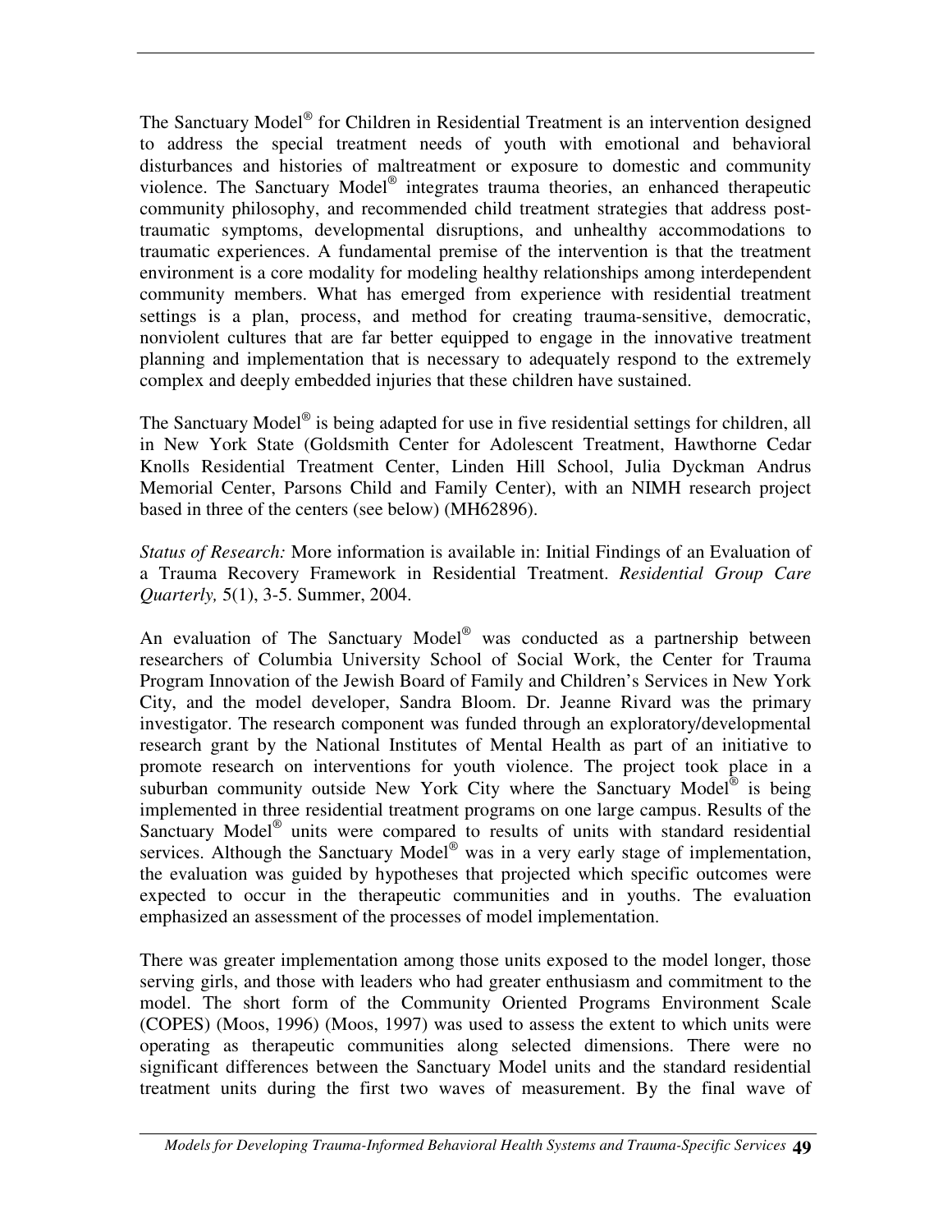The Sanctuary Model® for Children in Residential Treatment is an intervention designed to address the special treatment needs of youth with emotional and behavioral disturbances and histories of maltreatment or exposure to domestic and community violence. The Sanctuary Model® integrates trauma theories, an enhanced therapeutic community philosophy, and recommended child treatment strategies that address post-traumatic symptoms, developmental disruptions, and unhealthy accommodations to traumatic experiences. A fundamental premise of the intervention is that the treatment environment is a core modality for modeling healthy relationships among interdependent community members. What has emerged from experience with residential treatment settings is a plan, process, and method for creating trauma-sensitive, democratic, nonviolent cultures that are far better equipped to engage in the innovative treatment planning and implementation that is necessary to adequately respond to the extremely complex and deeply embedded injuries that these children have sustained.

The Sanctuary Model® is being adapted for use in five residential settings for children, all in New York State (Goldsmith Center for Adolescent Treatment, Hawthorne Cedar Knolls Residential Treatment Center, Linden Hill School, Julia Dyckman Andrus Memorial Center, Parsons Child and Family Center), with an NIMH research project based in three of the centers (see below) (MH62896).

*Status of Research:* More information is available in: Initial Findings of an Evaluation of a Trauma Recovery Framework in Residential Treatment. *Residential Group Care Quarterly,* 5(1), 3-5. Summer, 2004.

An evaluation of The Sanctuary Model® was conducted as a partnership between researchers of Columbia University School of Social Work, the Center for Trauma Program Innovation of the Jewish Board of Family and Children's Services in New York City, and the model developer, Sandra Bloom. Dr. Jeanne Rivard was the primary investigator. The research component was funded through an exploratory/developmental research grant by the National Institutes of Mental Health as part of an initiative to promote research on interventions for youth violence. The project took place in a suburban community outside New York City where the Sanctuary Model® is being implemented in three residential treatment programs on one large campus. Results of the Sanctuary Model® units were compared to results of units with standard residential services. Although the Sanctuary Model® was in a very early stage of implementation, the evaluation was guided by hypotheses that projected which specific outcomes were expected to occur in the therapeutic communities and in youths. The evaluation emphasized an assessment of the processes of model implementation.

There was greater implementation among those units exposed to the model longer, those serving girls, and those with leaders who had greater enthusiasm and commitment to the model. The short form of the Community Oriented Programs Environment Scale (COPES) (Moos, 1996) (Moos, 1997) was used to assess the extent to which units were operating as therapeutic communities along selected dimensions. There were no significant differences between the Sanctuary Model units and the standard residential treatment units during the first two waves of measurement. By the final wave of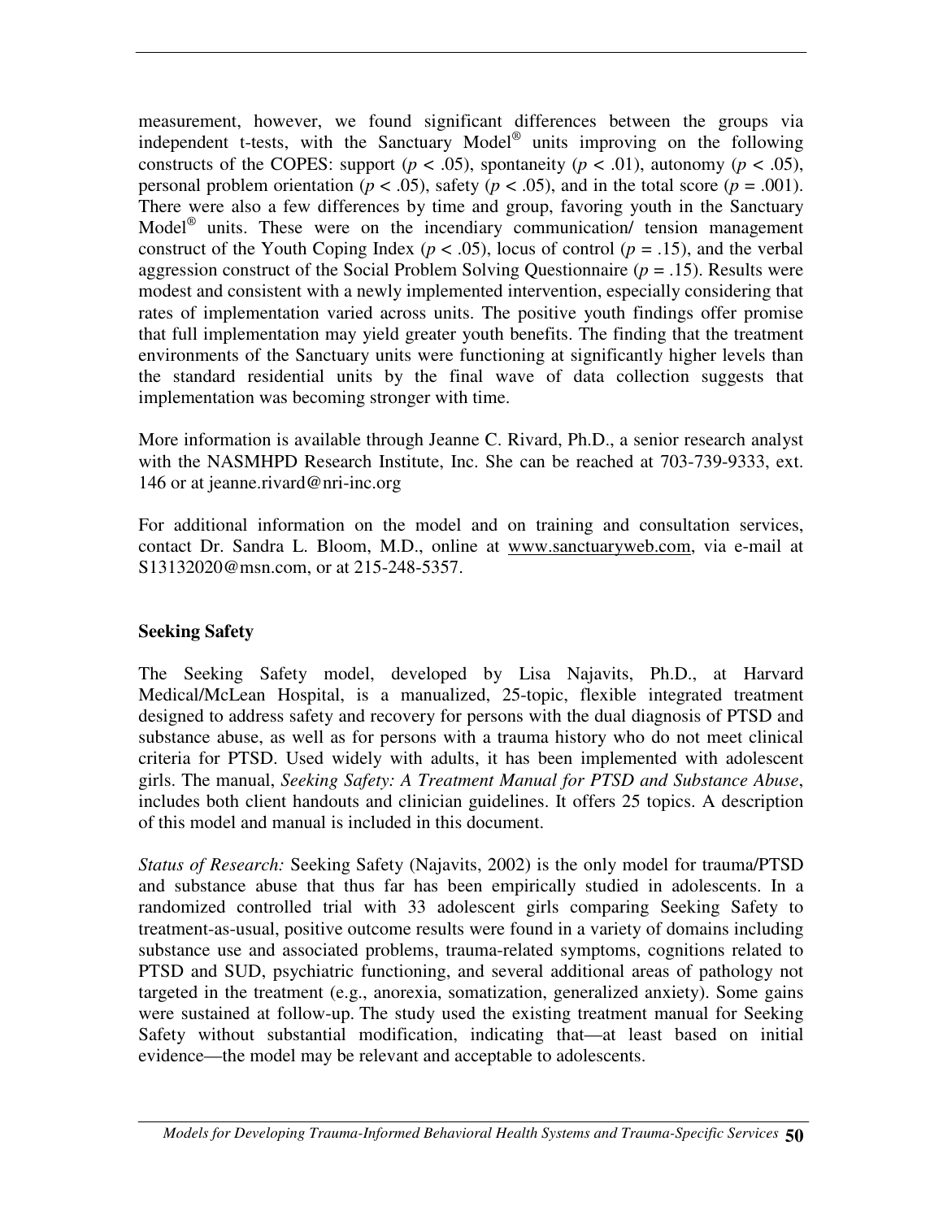measurement, however, we found significant differences between the groups via independent t-tests, with the Sanctuary Model® units improving on the following constructs of the COPES: support ($p < .05$), spontaneity ($p < .01$), autonomy ($p < .05$), personal problem orientation ($p < .05$), safety ($p < .05$), and in the total score ($p = .001$). There were also a few differences by time and group, favoring youth in the Sanctuary Model® units. These were on the incendiary communication/ tension management construct of the Youth Coping Index ($p < .05$), locus of control ($p = .15$), and the verbal aggression construct of the Social Problem Solving Questionnaire ($p = .15$). Results were modest and consistent with a newly implemented intervention, especially considering that rates of implementation varied across units. The positive youth findings offer promise that full implementation may yield greater youth benefits. The finding that the treatment environments of the Sanctuary units were functioning at significantly higher levels than the standard residential units by the final wave of data collection suggests that implementation was becoming stronger with time.

More information is available through Jeanne C. Rivard, Ph.D., a senior research analyst with the NASMHPD Research Institute, Inc. She can be reached at 703-739-9333, ext. 146 or at jeanne.rivard@nri-inc.org

For additional information on the model and on training and consultation services, contact Dr. Sandra L. Bloom, M.D., online at www.sanctuaryweb.com, via e-mail at S13132020@msn.com, or at 215-248-5357.

**Seeking Safety**

The Seeking Safety model, developed by Lisa Najavits, Ph.D., at Harvard Medical/McLean Hospital, is a manualized, 25-topic, flexible integrated treatment designed to address safety and recovery for persons with the dual diagnosis of PTSD and substance abuse, as well as for persons with a trauma history who do not meet clinical criteria for PTSD. Used widely with adults, it has been implemented with adolescent girls. The manual, *Seeking Safety: A Treatment Manual for PTSD and Substance Abuse*, includes both client handouts and clinician guidelines. It offers 25 topics. A description of this model and manual is included in this document.

*Status of Research:* Seeking Safety (Najavits, 2002) is the only model for trauma/PTSD and substance abuse that thus far has been empirically studied in adolescents. In a randomized controlled trial with 33 adolescent girls comparing Seeking Safety to treatment-as-usual, positive outcome results were found in a variety of domains including substance use and associated problems, trauma-related symptoms, cognitions related to PTSD and SUD, psychiatric functioning, and several additional areas of pathology not targeted in the treatment (e.g., anorexia, somatization, generalized anxiety). Some gains were sustained at follow-up. The study used the existing treatment manual for Seeking Safety without substantial modification, indicating that—at least based on initial evidence—the model may be relevant and acceptable to adolescents.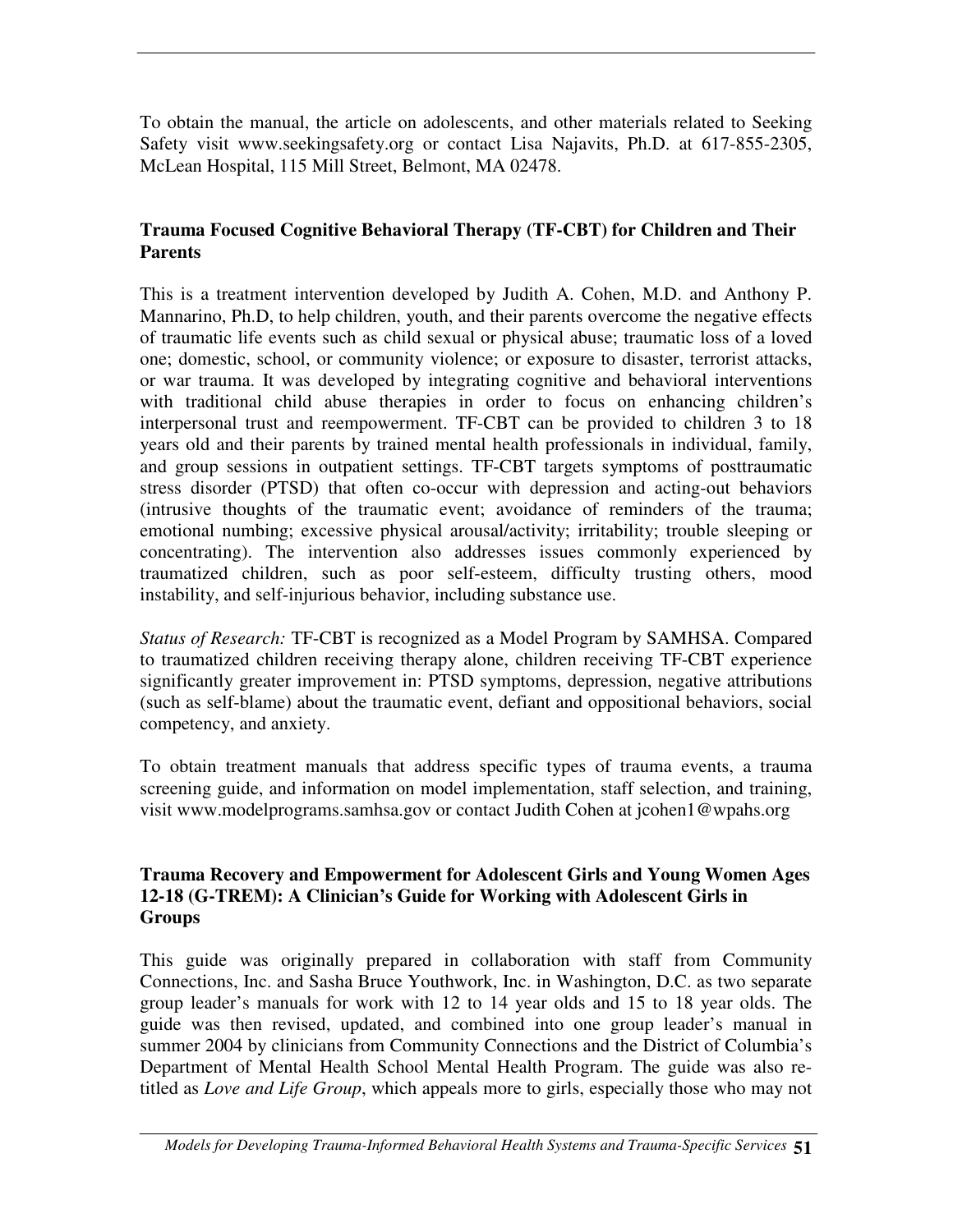To obtain the manual, the article on adolescents, and other materials related to Seeking Safety visit www.seekingsafety.org or contact Lisa Najavits, Ph.D. at 617-855-2305, McLean Hospital, 115 Mill Street, Belmont, MA 02478.

**Trauma Focused Cognitive Behavioral Therapy (TF-CBT) for Children and Their Parents**

This is a treatment intervention developed by Judith A. Cohen, M.D. and Anthony P. Mannarino, Ph.D, to help children, youth, and their parents overcome the negative effects of traumatic life events such as child sexual or physical abuse; traumatic loss of a loved one; domestic, school, or community violence; or exposure to disaster, terrorist attacks, or war trauma. It was developed by integrating cognitive and behavioral interventions with traditional child abuse therapies in order to focus on enhancing children's interpersonal trust and reempowerment. TF-CBT can be provided to children 3 to 18 years old and their parents by trained mental health professionals in individual, family, and group sessions in outpatient settings. TF-CBT targets symptoms of posttraumatic stress disorder (PTSD) that often co-occur with depression and acting-out behaviors (intrusive thoughts of the traumatic event; avoidance of reminders of the trauma; emotional numbing; excessive physical arousal/activity; irritability; trouble sleeping or concentrating). The intervention also addresses issues commonly experienced by traumatized children, such as poor self-esteem, difficulty trusting others, mood instability, and self-injurious behavior, including substance use.

*Status of Research:* TF-CBT is recognized as a Model Program by SAMHSA. Compared to traumatized children receiving therapy alone, children receiving TF-CBT experience significantly greater improvement in: PTSD symptoms, depression, negative attributions (such as self-blame) about the traumatic event, defiant and oppositional behaviors, social competency, and anxiety.

To obtain treatment manuals that address specific types of trauma events, a trauma screening guide, and information on model implementation, staff selection, and training, visit www.modelprograms.samhsa.gov or contact Judith Cohen at jcohen1@wpahs.org

**Trauma Recovery and Empowerment for Adolescent Girls and Young Women Ages 12-18 (G-TREM): A Clinician's Guide for Working with Adolescent Girls in Groups**

This guide was originally prepared in collaboration with staff from Community Connections, Inc. and Sasha Bruce Youthwork, Inc. in Washington, D.C. as two separate group leader's manuals for work with 12 to 14 year olds and 15 to 18 year olds. The guide was then revised, updated, and combined into one group leader's manual in summer 2004 by clinicians from Community Connections and the District of Columbia's Department of Mental Health School Mental Health Program. The guide was also re-titled as *Love and Life Group*, which appeals more to girls, especially those who may not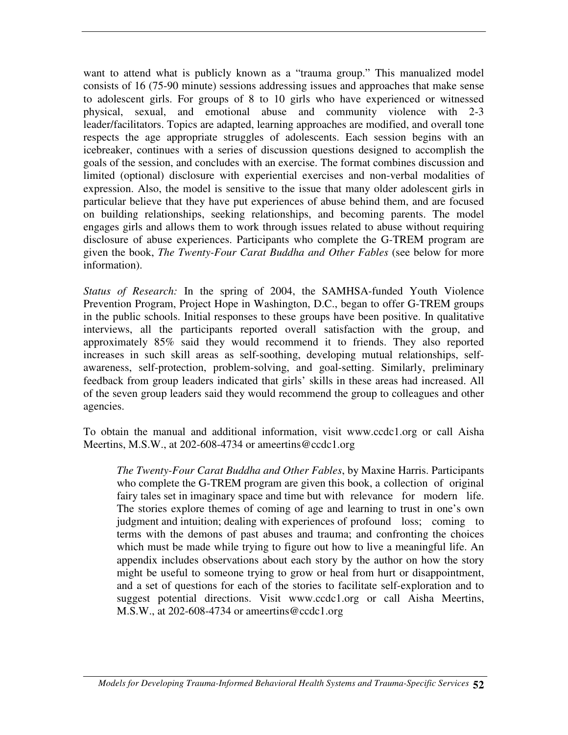want to attend what is publicly known as a "trauma group." This manualized model consists of 16 (75-90 minute) sessions addressing issues and approaches that make sense to adolescent girls. For groups of 8 to 10 girls who have experienced or witnessed physical, sexual, and emotional abuse and community violence with 2-3 leader/facilitators. Topics are adapted, learning approaches are modified, and overall tone respects the age appropriate struggles of adolescents. Each session begins with an icebreaker, continues with a series of discussion questions designed to accomplish the goals of the session, and concludes with an exercise. The format combines discussion and limited (optional) disclosure with experiential exercises and non-verbal modalities of expression. Also, the model is sensitive to the issue that many older adolescent girls in particular believe that they have put experiences of abuse behind them, and are focused on building relationships, seeking relationships, and becoming parents. The model engages girls and allows them to work through issues related to abuse without requiring disclosure of abuse experiences. Participants who complete the G-TREM program are given the book, *The Twenty-Four Carat Buddha and Other Fables* (see below for more information).

*Status of Research:* In the spring of 2004, the SAMHSA-funded Youth Violence Prevention Program, Project Hope in Washington, D.C., began to offer G-TREM groups in the public schools. Initial responses to these groups have been positive. In qualitative interviews, all the participants reported overall satisfaction with the group, and approximately 85% said they would recommend it to friends. They also reported increases in such skill areas as self-soothing, developing mutual relationships, self-awareness, self-protection, problem-solving, and goal-setting. Similarly, preliminary feedback from group leaders indicated that girls' skills in these areas had increased. All of the seven group leaders said they would recommend the group to colleagues and other agencies.

To obtain the manual and additional information, visit www.ccdc1.org or call Aisha Meertins, M.S.W., at 202-608-4734 or ameertins@ccdc1.org

> *The Twenty-Four Carat Buddha and Other Fables*, by Maxine Harris. Participants who complete the G-TREM program are given this book, a collection of original fairy tales set in imaginary space and time but with relevance for modern life. The stories explore themes of coming of age and learning to trust in one's own judgment and intuition; dealing with experiences of profound loss; coming to terms with the demons of past abuses and trauma; and confronting the choices which must be made while trying to figure out how to live a meaningful life. An appendix includes observations about each story by the author on how the story might be useful to someone trying to grow or heal from hurt or disappointment, and a set of questions for each of the stories to facilitate self-exploration and to suggest potential directions. Visit www.ccdc1.org or call Aisha Meertins, M.S.W., at 202-608-4734 or ameertins@ccdc1.org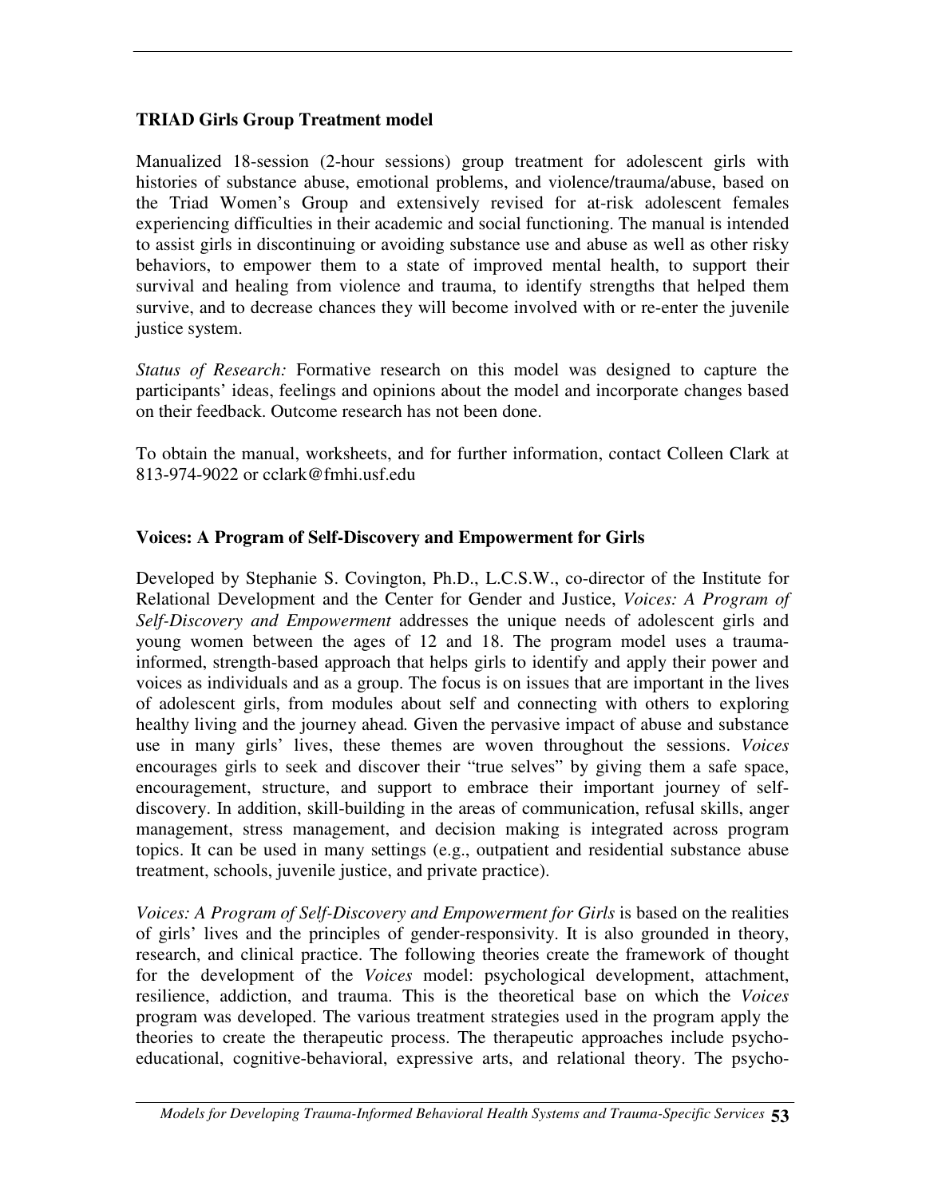### TRIAD Girls Group Treatment model

Manualized 18-session (2-hour sessions) group treatment for adolescent girls with histories of substance abuse, emotional problems, and violence/trauma/abuse, based on the Triad Women's Group and extensively revised for at-risk adolescent females experiencing difficulties in their academic and social functioning. The manual is intended to assist girls in discontinuing or avoiding substance use and abuse as well as other risky behaviors, to empower them to a state of improved mental health, to support their survival and healing from violence and trauma, to identify strengths that helped them survive, and to decrease chances they will become involved with or re-enter the juvenile justice system.

*Status of Research:* Formative research on this model was designed to capture the participants' ideas, feelings and opinions about the model and incorporate changes based on their feedback. Outcome research has not been done.

To obtain the manual, worksheets, and for further information, contact Colleen Clark at 813-974-9022 or cclark@fmhi.usf.edu

### Voices: A Program of Self-Discovery and Empowerment for Girls

Developed by Stephanie S. Covington, Ph.D., L.C.S.W., co-director of the Institute for Relational Development and the Center for Gender and Justice, *Voices: A Program of Self-Discovery and Empowerment* addresses the unique needs of adolescent girls and young women between the ages of 12 and 18. The program model uses a trauma-informed, strength-based approach that helps girls to identify and apply their power and voices as individuals and as a group. The focus is on issues that are important in the lives of adolescent girls, from modules about self and connecting with others to exploring healthy living and the journey ahead. Given the pervasive impact of abuse and substance use in many girls' lives, these themes are woven throughout the sessions. *Voices* encourages girls to seek and discover their "true selves" by giving them a safe space, encouragement, structure, and support to embrace their important journey of self-discovery. In addition, skill-building in the areas of communication, refusal skills, anger management, stress management, and decision making is integrated across program topics. It can be used in many settings (e.g., outpatient and residential substance abuse treatment, schools, juvenile justice, and private practice).

*Voices: A Program of Self-Discovery and Empowerment for Girls* is based on the realities of girls' lives and the principles of gender-responsivity. It is also grounded in theory, research, and clinical practice. The following theories create the framework of thought for the development of the *Voices* model: psychological development, attachment, resilience, addiction, and trauma. This is the theoretical base on which the *Voices* program was developed. The various treatment strategies used in the program apply the theories to create the therapeutic process. The therapeutic approaches include psycho-educational, cognitive-behavioral, expressive arts, and relational theory. The psycho-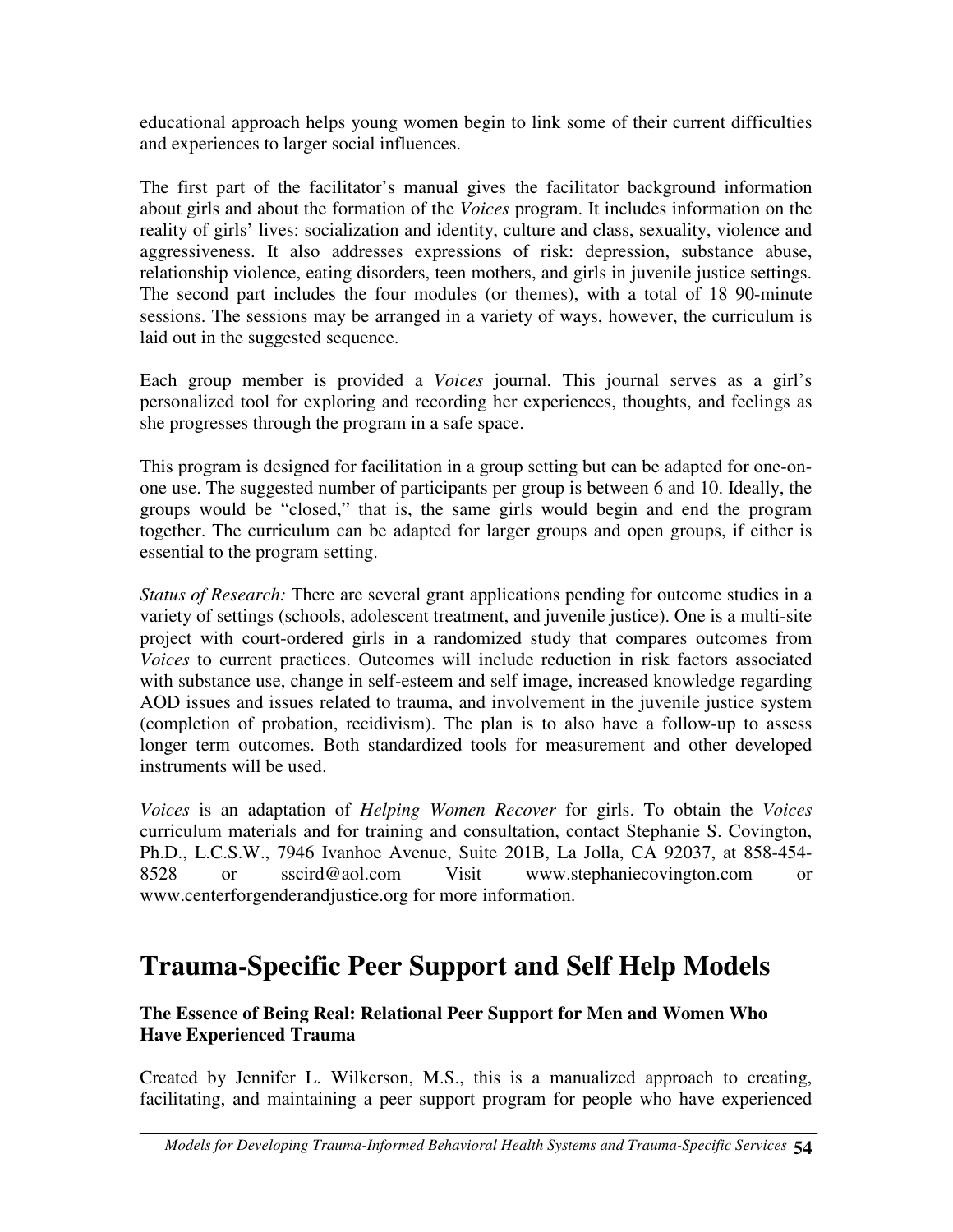educational approach helps young women begin to link some of their current difficulties and experiences to larger social influences.

The first part of the facilitator's manual gives the facilitator background information about girls and about the formation of the *Voices* program. It includes information on the reality of girls' lives: socialization and identity, culture and class, sexuality, violence and aggressiveness. It also addresses expressions of risk: depression, substance abuse, relationship violence, eating disorders, teen mothers, and girls in juvenile justice settings. The second part includes the four modules (or themes), with a total of 18 90-minute sessions. The sessions may be arranged in a variety of ways, however, the curriculum is laid out in the suggested sequence.

Each group member is provided a *Voices* journal. This journal serves as a girl's personalized tool for exploring and recording her experiences, thoughts, and feelings as she progresses through the program in a safe space.

This program is designed for facilitation in a group setting but can be adapted for one-on-one use. The suggested number of participants per group is between 6 and 10. Ideally, the groups would be "closed," that is, the same girls would begin and end the program together. The curriculum can be adapted for larger groups and open groups, if either is essential to the program setting.

*Status of Research:* There are several grant applications pending for outcome studies in a variety of settings (schools, adolescent treatment, and juvenile justice). One is a multi-site project with court-ordered girls in a randomized study that compares outcomes from *Voices* to current practices. Outcomes will include reduction in risk factors associated with substance use, change in self-esteem and self image, increased knowledge regarding AOD issues and issues related to trauma, and involvement in the juvenile justice system (completion of probation, recidivism). The plan is to also have a follow-up to assess longer term outcomes. Both standardized tools for measurement and other developed instruments will be used.

*Voices* is an adaptation of *Helping Women Recover* for girls. To obtain the *Voices* curriculum materials and for training and consultation, contact Stephanie S. Covington, Ph.D., L.C.S.W., 7946 Ivanhoe Avenue, Suite 201B, La Jolla, CA 92037, at 858-454-8528 or sscird@aol.com Visit www.stephaniecovington.com or www.centerforgenderandjustice.org for more information.

# Trauma-Specific Peer Support and Self Help Models

**The Essence of Being Real: Relational Peer Support for Men and Women Who Have Experienced Trauma**

Created by Jennifer L. Wilkerson, M.S., this is a manualized approach to creating, facilitating, and maintaining a peer support program for people who have experienced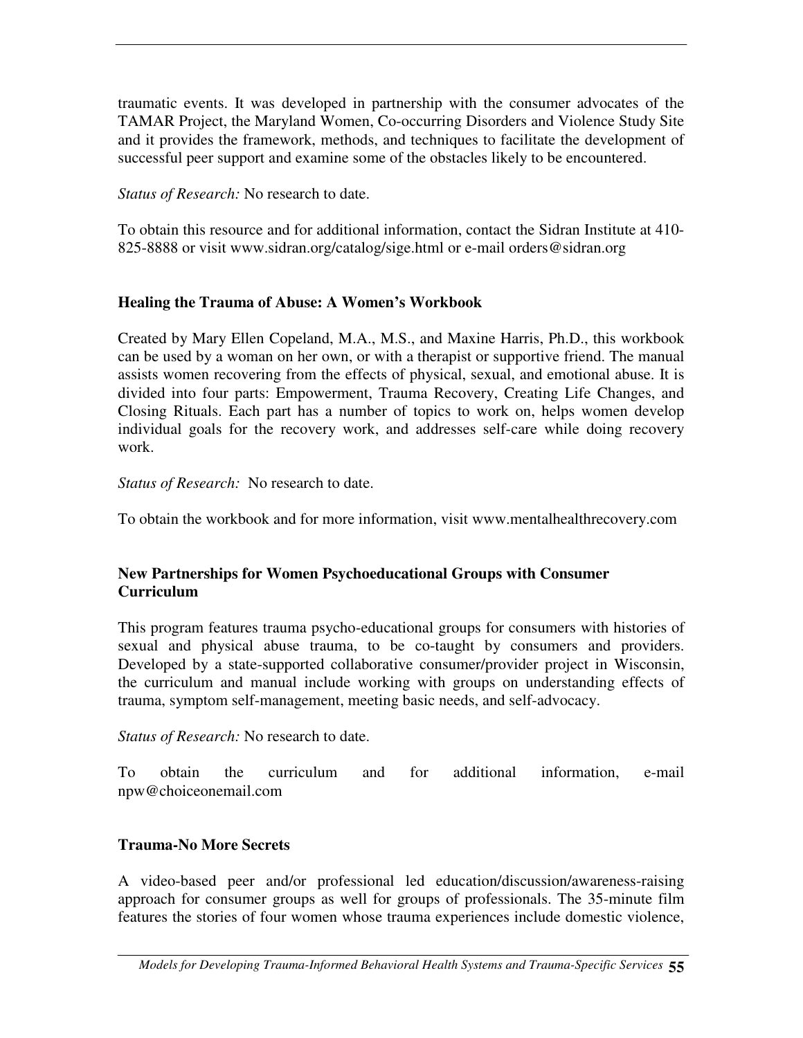traumatic events. It was developed in partnership with the consumer advocates of the TAMAR Project, the Maryland Women, Co-occurring Disorders and Violence Study Site and it provides the framework, methods, and techniques to facilitate the development of successful peer support and examine some of the obstacles likely to be encountered.

*Status of Research:* No research to date.

To obtain this resource and for additional information, contact the Sidran Institute at 410-825-8888 or visit www.sidran.org/catalog/sige.html or e-mail orders@sidran.org

**Healing the Trauma of Abuse: A Women's Workbook**

Created by Mary Ellen Copeland, M.A., M.S., and Maxine Harris, Ph.D., this workbook can be used by a woman on her own, or with a therapist or supportive friend. The manual assists women recovering from the effects of physical, sexual, and emotional abuse. It is divided into four parts: Empowerment, Trauma Recovery, Creating Life Changes, and Closing Rituals. Each part has a number of topics to work on, helps women develop individual goals for the recovery work, and addresses self-care while doing recovery work.

*Status of Research:* No research to date.

To obtain the workbook and for more information, visit www.mentalhealthrecovery.com

**New Partnerships for Women Psychoeducational Groups with Consumer Curriculum**

This program features trauma psycho-educational groups for consumers with histories of sexual and physical abuse trauma, to be co-taught by consumers and providers. Developed by a state-supported collaborative consumer/provider project in Wisconsin, the curriculum and manual include working with groups on understanding effects of trauma, symptom self-management, meeting basic needs, and self-advocacy.

*Status of Research:* No research to date.

To obtain the curriculum and for additional information, e-mail npw@choiceonemail.com

**Trauma-No More Secrets**

A video-based peer and/or professional led education/discussion/awareness-raising approach for consumer groups as well for groups of professionals. The 35-minute film features the stories of four women whose trauma experiences include domestic violence,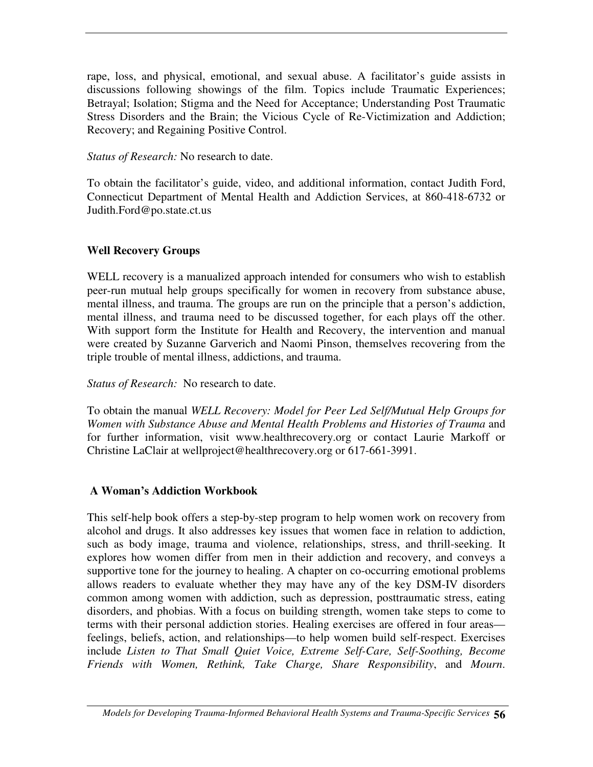rape, loss, and physical, emotional, and sexual abuse. A facilitator's guide assists in discussions following showings of the film. Topics include Traumatic Experiences; Betrayal; Isolation; Stigma and the Need for Acceptance; Understanding Post Traumatic Stress Disorders and the Brain; the Vicious Cycle of Re-Victimization and Addiction; Recovery; and Regaining Positive Control.

*Status of Research:* No research to date.

To obtain the facilitator's guide, video, and additional information, contact Judith Ford, Connecticut Department of Mental Health and Addiction Services, at 860-418-6732 or Judith.Ford@po.state.ct.us

**Well Recovery Groups**

WELL recovery is a manualized approach intended for consumers who wish to establish peer-run mutual help groups specifically for women in recovery from substance abuse, mental illness, and trauma. The groups are run on the principle that a person's addiction, mental illness, and trauma need to be discussed together, for each plays off the other. With support form the Institute for Health and Recovery, the intervention and manual were created by Suzanne Garverich and Naomi Pinson, themselves recovering from the triple trouble of mental illness, addictions, and trauma.

*Status of Research:* No research to date.

To obtain the manual *WELL Recovery: Model for Peer Led Self/Mutual Help Groups for Women with Substance Abuse and Mental Health Problems and Histories of Trauma* and for further information, visit www.healthrecovery.org or contact Laurie Markoff or Christine LaClair at wellproject@healthrecovery.org or 617-661-3991.

**A Woman's Addiction Workbook**

This self-help book offers a step-by-step program to help women work on recovery from alcohol and drugs. It also addresses key issues that women face in relation to addiction, such as body image, trauma and violence, relationships, stress, and thrill-seeking. It explores how women differ from men in their addiction and recovery, and conveys a supportive tone for the journey to healing. A chapter on co-occurring emotional problems allows readers to evaluate whether they may have any of the key DSM-IV disorders common among women with addiction, such as depression, posttraumatic stress, eating disorders, and phobias. With a focus on building strength, women take steps to come to terms with their personal addiction stories. Healing exercises are offered in four areas—feelings, beliefs, action, and relationships—to help women build self-respect. Exercises include *Listen to That Small Quiet Voice, Extreme Self-Care, Self-Soothing, Become Friends with Women, Rethink, Take Charge, Share Responsibility*, and *Mourn*.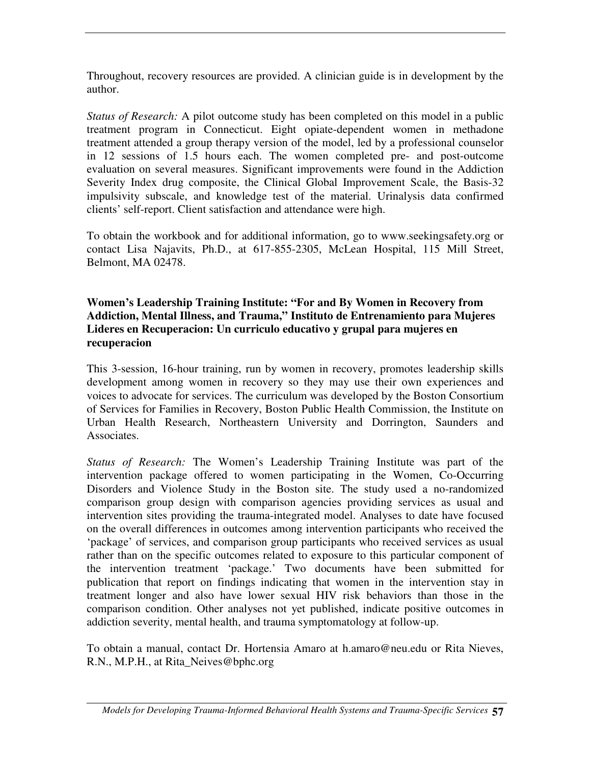Throughout, recovery resources are provided. A clinician guide is in development by the author.

*Status of Research:* A pilot outcome study has been completed on this model in a public treatment program in Connecticut. Eight opiate-dependent women in methadone treatment attended a group therapy version of the model, led by a professional counselor in 12 sessions of 1.5 hours each. The women completed pre- and post-outcome evaluation on several measures. Significant improvements were found in the Addiction Severity Index drug composite, the Clinical Global Improvement Scale, the Basis-32 impulsivity subscale, and knowledge test of the material. Urinalysis data confirmed clients' self-report. Client satisfaction and attendance were high.

To obtain the workbook and for additional information, go to www.seekingsafety.org or contact Lisa Najavits, Ph.D., at 617-855-2305, McLean Hospital, 115 Mill Street, Belmont, MA 02478.

**Women's Leadership Training Institute: "For and By Women in Recovery from Addiction, Mental Illness, and Trauma," Instituto de Entrenamiento para Mujeres Lideres en Recuperacion: Un curriculo educativo y grupal para mujeres en recuperacion**

This 3-session, 16-hour training, run by women in recovery, promotes leadership skills development among women in recovery so they may use their own experiences and voices to advocate for services. The curriculum was developed by the Boston Consortium of Services for Families in Recovery, Boston Public Health Commission, the Institute on Urban Health Research, Northeastern University and Dorrington, Saunders and Associates.

*Status of Research:* The Women's Leadership Training Institute was part of the intervention package offered to women participating in the Women, Co-Occurring Disorders and Violence Study in the Boston site. The study used a no-randomized comparison group design with comparison agencies providing services as usual and intervention sites providing the trauma-integrated model. Analyses to date have focused on the overall differences in outcomes among intervention participants who received the 'package' of services, and comparison group participants who received services as usual rather than on the specific outcomes related to exposure to this particular component of the intervention treatment 'package.' Two documents have been submitted for publication that report on findings indicating that women in the intervention stay in treatment longer and also have lower sexual HIV risk behaviors than those in the comparison condition. Other analyses not yet published, indicate positive outcomes in addiction severity, mental health, and trauma symptomatology at follow-up.

To obtain a manual, contact Dr. Hortensia Amaro at h.amaro@neu.edu or Rita Nieves, R.N., M.P.H., at Rita_Neives@bphc.org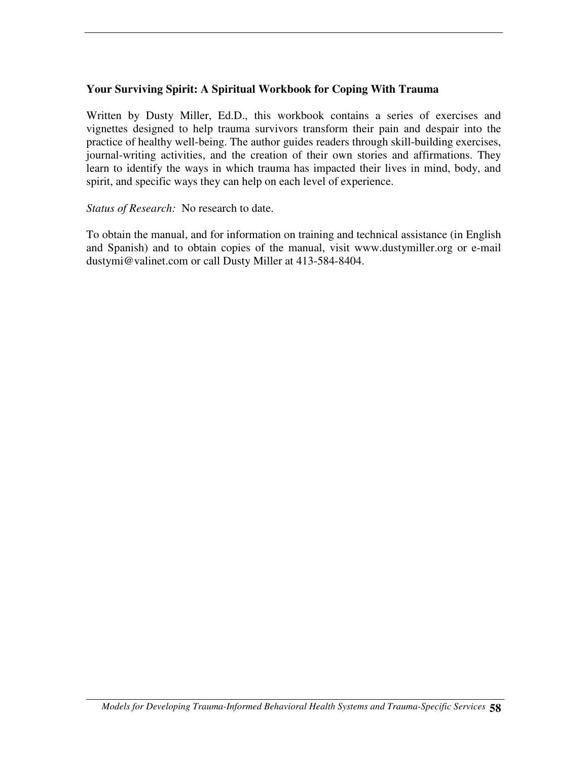**Your Surviving Spirit: A Spiritual Workbook for Coping With Trauma**

Written by Dusty Miller, Ed.D., this workbook contains a series of exercises and vignettes designed to help trauma survivors transform their pain and despair into the practice of healthy well-being. The author guides readers through skill-building exercises, journal-writing activities, and the creation of their own stories and affirmations. They learn to identify the ways in which trauma has impacted their lives in mind, body, and spirit, and specific ways they can help on each level of experience.

*Status of Research:* No research to date.

To obtain the manual, and for information on training and technical assistance (in English and Spanish) and to obtain copies of the manual, visit www.dustymiller.org or e-mail dustymi@valinet.com or call Dusty Miller at 413-584-8404.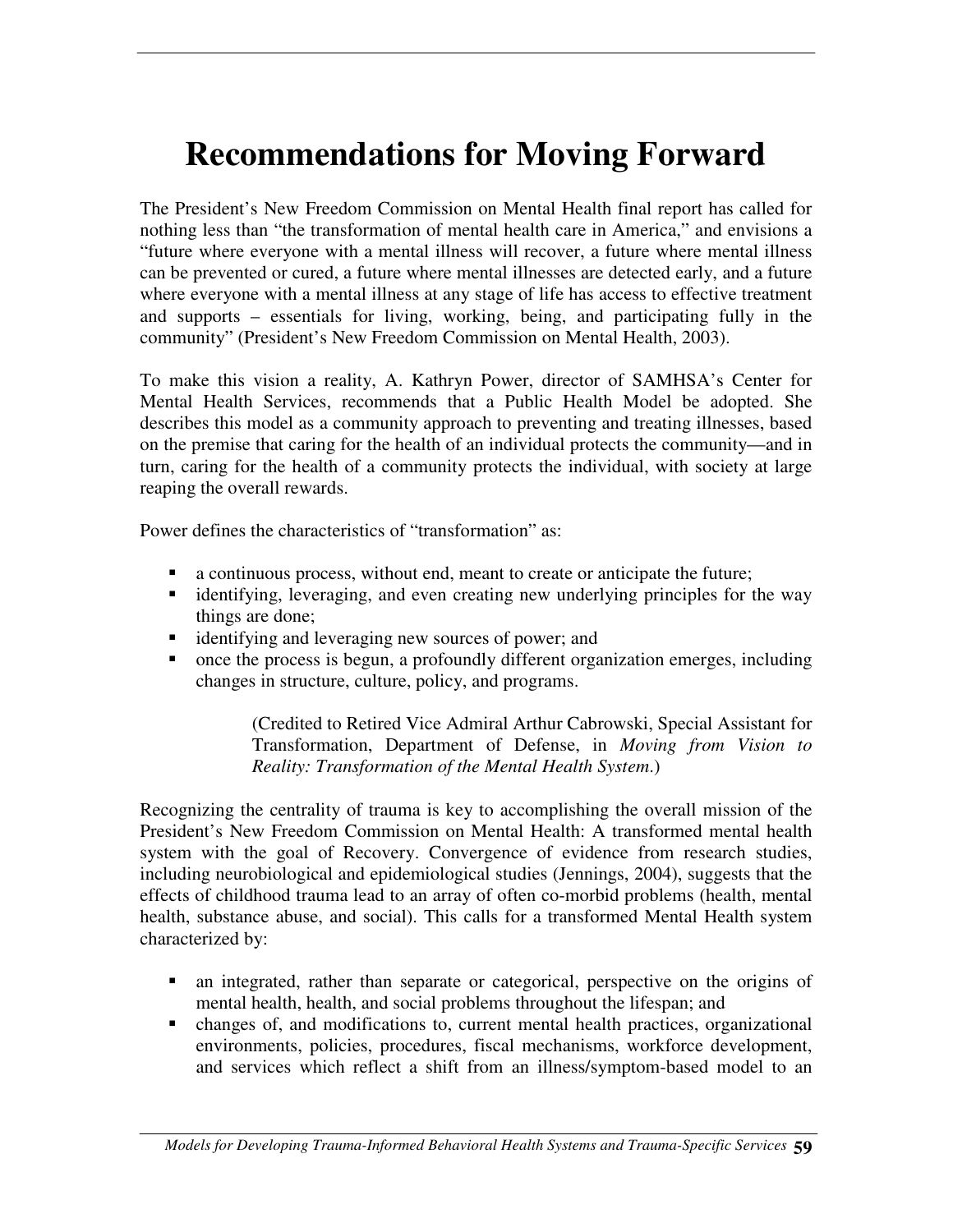# Recommendations for Moving Forward

The President's New Freedom Commission on Mental Health final report has called for nothing less than "the transformation of mental health care in America," and envisions a "future where everyone with a mental illness will recover, a future where mental illness can be prevented or cured, a future where mental illnesses are detected early, and a future where everyone with a mental illness at any stage of life has access to effective treatment and supports – essentials for living, working, being, and participating fully in the community" (President's New Freedom Commission on Mental Health, 2003).

To make this vision a reality, A. Kathryn Power, director of SAMHSA's Center for Mental Health Services, recommends that a Public Health Model be adopted. She describes this model as a community approach to preventing and treating illnesses, based on the premise that caring for the health of an individual protects the community—and in turn, caring for the health of a community protects the individual, with society at large reaping the overall rewards.

Power defines the characteristics of "transformation" as:

- a continuous process, without end, meant to create or anticipate the future;
- identifying, leveraging, and even creating new underlying principles for the way things are done;
- identifying and leveraging new sources of power; and
- once the process is begun, a profoundly different organization emerges, including changes in structure, culture, policy, and programs.

> (Credited to Retired Vice Admiral Arthur Cabrowski, Special Assistant for Transformation, Department of Defense, in *Moving from Vision to Reality: Transformation of the Mental Health System*.)

Recognizing the centrality of trauma is key to accomplishing the overall mission of the President's New Freedom Commission on Mental Health: A transformed mental health system with the goal of Recovery. Convergence of evidence from research studies, including neurobiological and epidemiological studies (Jennings, 2004), suggests that the effects of childhood trauma lead to an array of often co-morbid problems (health, mental health, substance abuse, and social). This calls for a transformed Mental Health system characterized by:

- an integrated, rather than separate or categorical, perspective on the origins of mental health, health, and social problems throughout the lifespan; and
- changes of, and modifications to, current mental health practices, organizational environments, policies, procedures, fiscal mechanisms, workforce development, and services which reflect a shift from an illness/symptom-based model to an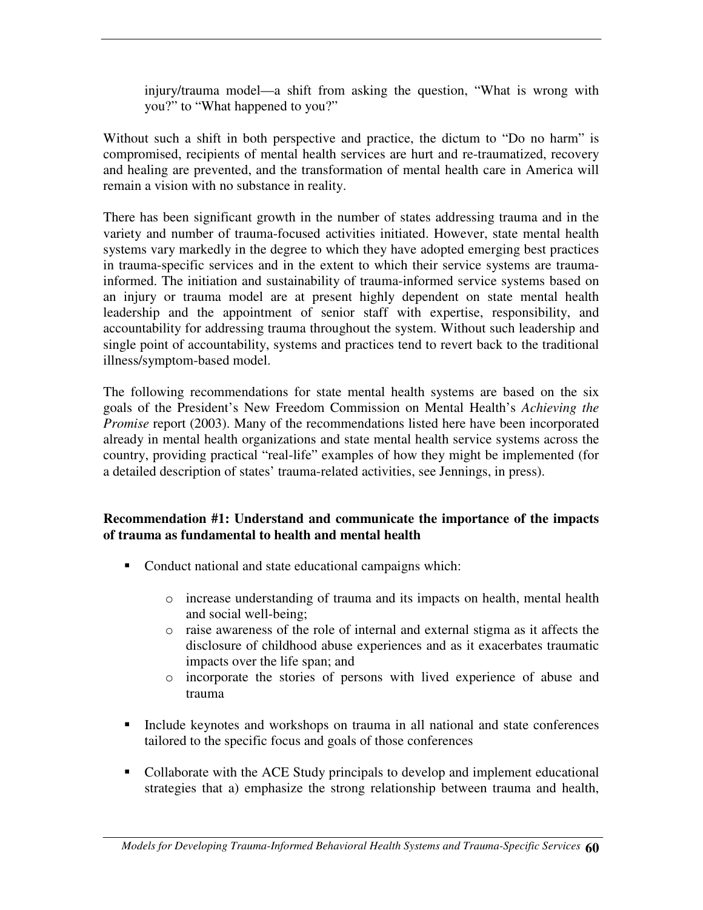injury/trauma model—a shift from asking the question, "What is wrong with you?" to "What happened to you?"

Without such a shift in both perspective and practice, the dictum to "Do no harm" is compromised, recipients of mental health services are hurt and re-traumatized, recovery and healing are prevented, and the transformation of mental health care in America will remain a vision with no substance in reality.

There has been significant growth in the number of states addressing trauma and in the variety and number of trauma-focused activities initiated. However, state mental health systems vary markedly in the degree to which they have adopted emerging best practices in trauma-specific services and in the extent to which their service systems are trauma-informed. The initiation and sustainability of trauma-informed service systems based on an injury or trauma model are at present highly dependent on state mental health leadership and the appointment of senior staff with expertise, responsibility, and accountability for addressing trauma throughout the system. Without such leadership and single point of accountability, systems and practices tend to revert back to the traditional illness/symptom-based model.

The following recommendations for state mental health systems are based on the six goals of the President's New Freedom Commission on Mental Health's *Achieving the Promise* report (2003). Many of the recommendations listed here have been incorporated already in mental health organizations and state mental health service systems across the country, providing practical "real-life" examples of how they might be implemented (for a detailed description of states' trauma-related activities, see Jennings, in press).

**Recommendation #1: Understand and communicate the importance of the impacts of trauma as fundamental to health and mental health**

- Conduct national and state educational campaigns which:
  - increase understanding of trauma and its impacts on health, mental health and social well-being;
  - raise awareness of the role of internal and external stigma as it affects the disclosure of childhood abuse experiences and as it exacerbates traumatic impacts over the life span; and
  - incorporate the stories of persons with lived experience of abuse and trauma
- Include keynotes and workshops on trauma in all national and state conferences tailored to the specific focus and goals of those conferences
- Collaborate with the ACE Study principals to develop and implement educational strategies that a) emphasize the strong relationship between trauma and health,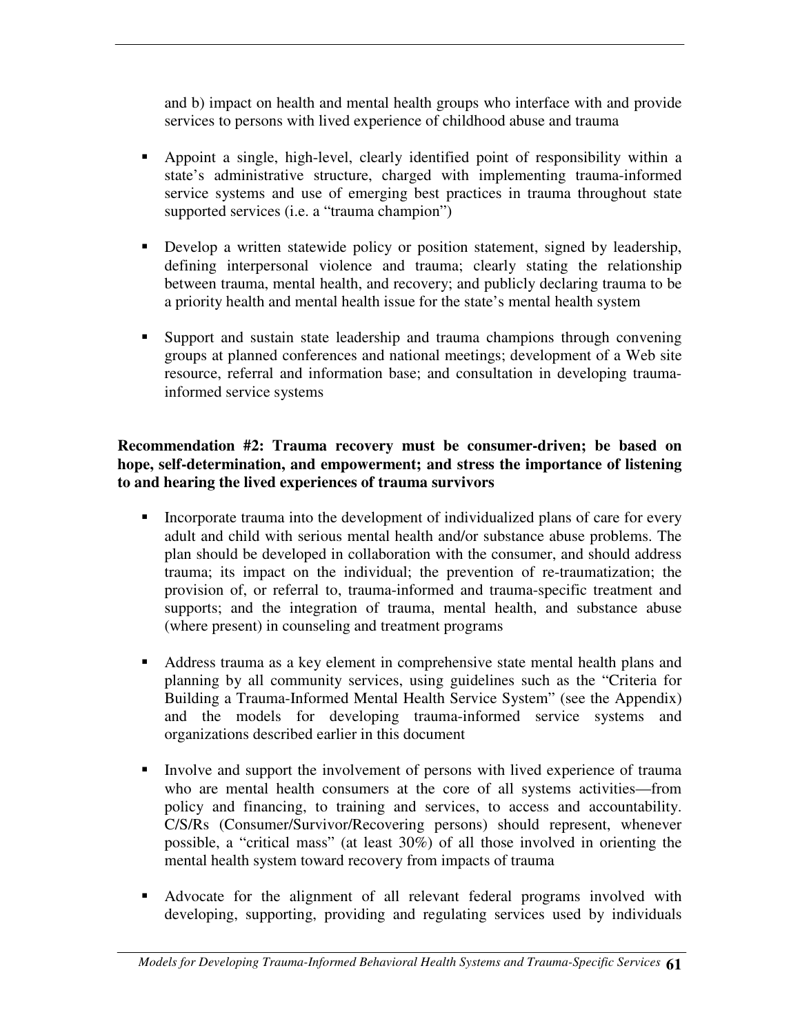and b) impact on health and mental health groups who interface with and provide services to persons with lived experience of childhood abuse and trauma

- Appoint a single, high-level, clearly identified point of responsibility within a state's administrative structure, charged with implementing trauma-informed service systems and use of emerging best practices in trauma throughout state supported services (i.e. a "trauma champion")

- Develop a written statewide policy or position statement, signed by leadership, defining interpersonal violence and trauma; clearly stating the relationship between trauma, mental health, and recovery; and publicly declaring trauma to be a priority health and mental health issue for the state's mental health system

- Support and sustain state leadership and trauma champions through convening groups at planned conferences and national meetings; development of a Web site resource, referral and information base; and consultation in developing trauma-informed service systems

**Recommendation #2: Trauma recovery must be consumer-driven; be based on hope, self-determination, and empowerment; and stress the importance of listening to and hearing the lived experiences of trauma survivors**

- Incorporate trauma into the development of individualized plans of care for every adult and child with serious mental health and/or substance abuse problems. The plan should be developed in collaboration with the consumer, and should address trauma; its impact on the individual; the prevention of re-traumatization; the provision of, or referral to, trauma-informed and trauma-specific treatment and supports; and the integration of trauma, mental health, and substance abuse (where present) in counseling and treatment programs

- Address trauma as a key element in comprehensive state mental health plans and planning by all community services, using guidelines such as the "Criteria for Building a Trauma-Informed Mental Health Service System" (see the Appendix) and the models for developing trauma-informed service systems and organizations described earlier in this document

- Involve and support the involvement of persons with lived experience of trauma who are mental health consumers at the core of all systems activities—from policy and financing, to training and services, to access and accountability. C/S/Rs (Consumer/Survivor/Recovering persons) should represent, whenever possible, a "critical mass" (at least 30%) of all those involved in orienting the mental health system toward recovery from impacts of trauma

- Advocate for the alignment of all relevant federal programs involved with developing, supporting, providing and regulating services used by individuals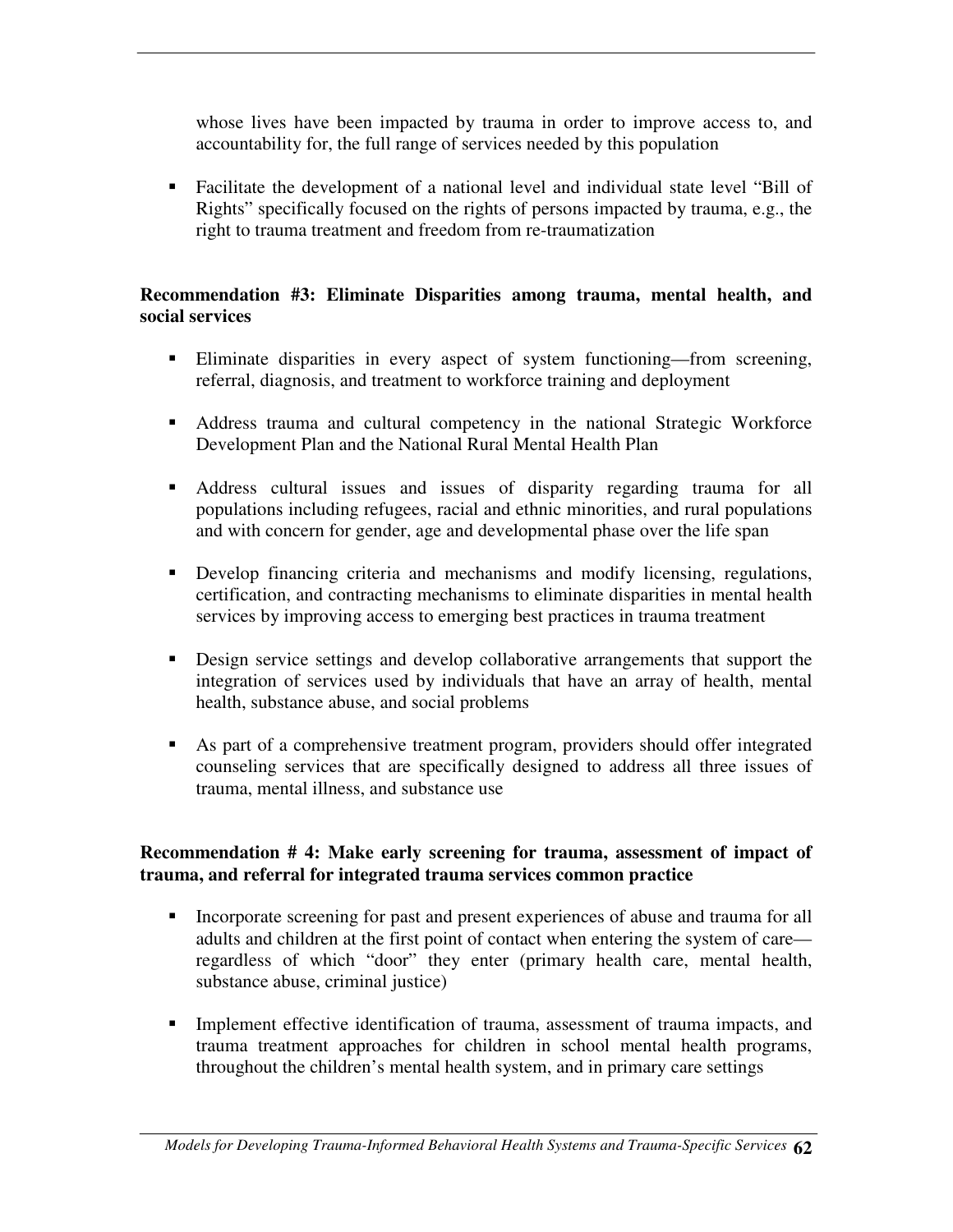whose lives have been impacted by trauma in order to improve access to, and accountability for, the full range of services needed by this population

- Facilitate the development of a national level and individual state level "Bill of Rights" specifically focused on the rights of persons impacted by trauma, e.g., the right to trauma treatment and freedom from re-traumatization

**Recommendation #3: Eliminate Disparities among trauma, mental health, and social services**

- Eliminate disparities in every aspect of system functioning—from screening, referral, diagnosis, and treatment to workforce training and deployment
- Address trauma and cultural competency in the national Strategic Workforce Development Plan and the National Rural Mental Health Plan
- Address cultural issues and issues of disparity regarding trauma for all populations including refugees, racial and ethnic minorities, and rural populations and with concern for gender, age and developmental phase over the life span
- Develop financing criteria and mechanisms and modify licensing, regulations, certification, and contracting mechanisms to eliminate disparities in mental health services by improving access to emerging best practices in trauma treatment
- Design service settings and develop collaborative arrangements that support the integration of services used by individuals that have an array of health, mental health, substance abuse, and social problems
- As part of a comprehensive treatment program, providers should offer integrated counseling services that are specifically designed to address all three issues of trauma, mental illness, and substance use

**Recommendation # 4: Make early screening for trauma, assessment of impact of trauma, and referral for integrated trauma services common practice**

- Incorporate screening for past and present experiences of abuse and trauma for all adults and children at the first point of contact when entering the system of care—regardless of which "door" they enter (primary health care, mental health, substance abuse, criminal justice)
- Implement effective identification of trauma, assessment of trauma impacts, and trauma treatment approaches for children in school mental health programs, throughout the children's mental health system, and in primary care settings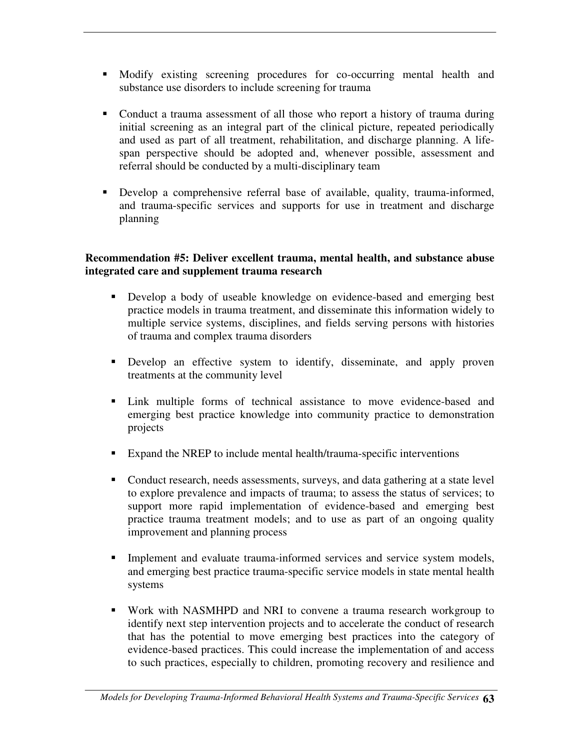- Modify existing screening procedures for co-occurring mental health and substance use disorders to include screening for trauma

- Conduct a trauma assessment of all those who report a history of trauma during initial screening as an integral part of the clinical picture, repeated periodically and used as part of all treatment, rehabilitation, and discharge planning. A life-span perspective should be adopted and, whenever possible, assessment and referral should be conducted by a multi-disciplinary team

- Develop a comprehensive referral base of available, quality, trauma-informed, and trauma-specific services and supports for use in treatment and discharge planning

**Recommendation #5: Deliver excellent trauma, mental health, and substance abuse integrated care and supplement trauma research**

- Develop a body of useable knowledge on evidence-based and emerging best practice models in trauma treatment, and disseminate this information widely to multiple service systems, disciplines, and fields serving persons with histories of trauma and complex trauma disorders

- Develop an effective system to identify, disseminate, and apply proven treatments at the community level

- Link multiple forms of technical assistance to move evidence-based and emerging best practice knowledge into community practice to demonstration projects

- Expand the NREP to include mental health/trauma-specific interventions

- Conduct research, needs assessments, surveys, and data gathering at a state level to explore prevalence and impacts of trauma; to assess the status of services; to support more rapid implementation of evidence-based and emerging best practice trauma treatment models; and to use as part of an ongoing quality improvement and planning process

- Implement and evaluate trauma-informed services and service system models, and emerging best practice trauma-specific service models in state mental health systems

- Work with NASMHPD and NRI to convene a trauma research workgroup to identify next step intervention projects and to accelerate the conduct of research that has the potential to move emerging best practices into the category of evidence-based practices. This could increase the implementation of and access to such practices, especially to children, promoting recovery and resilience and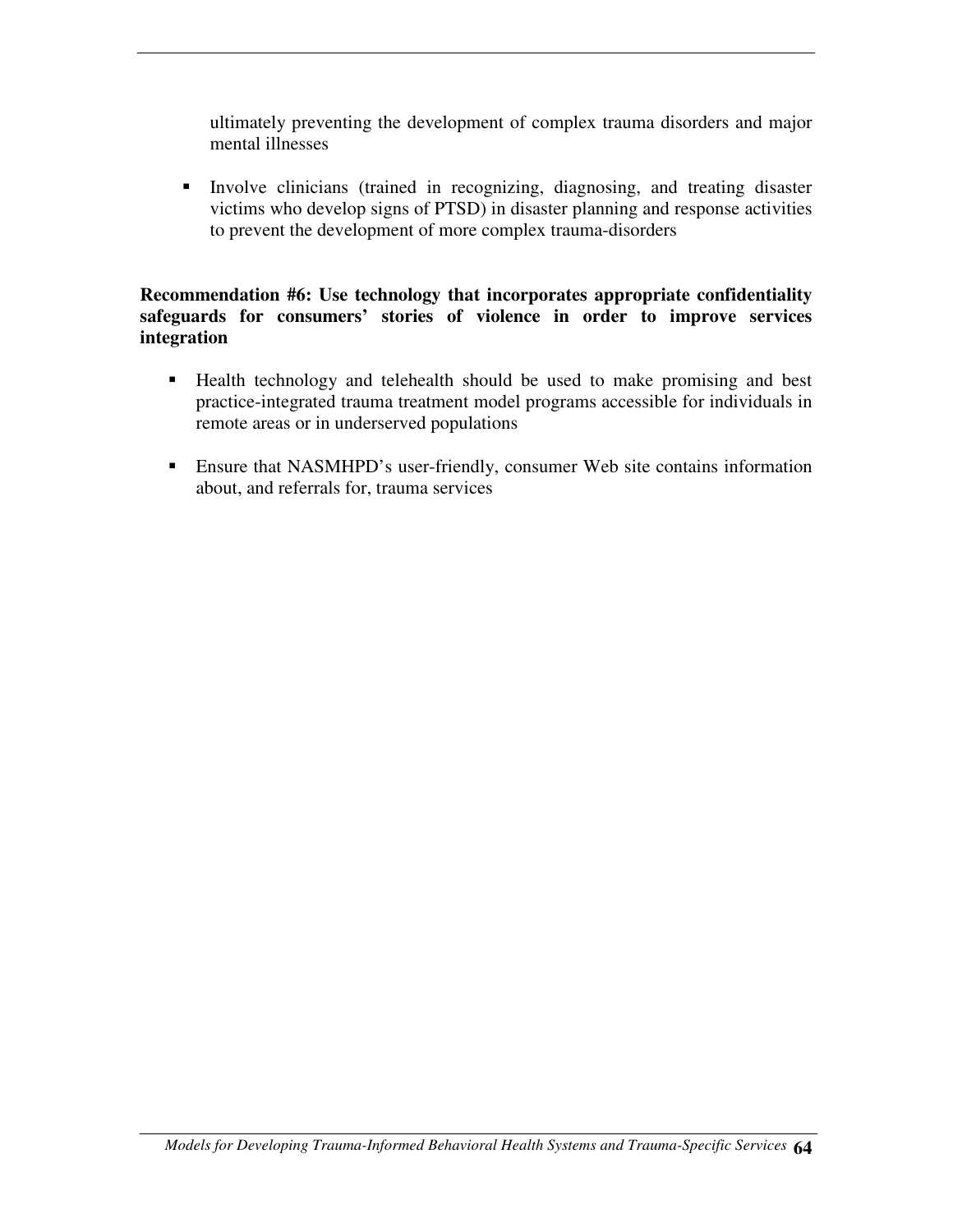ultimately preventing the development of complex trauma disorders and major mental illnesses

- Involve clinicians (trained in recognizing, diagnosing, and treating disaster victims who develop signs of PTSD) in disaster planning and response activities to prevent the development of more complex trauma-disorders

**Recommendation #6: Use technology that incorporates appropriate confidentiality safeguards for consumers' stories of violence in order to improve services integration**

- Health technology and telehealth should be used to make promising and best practice-integrated trauma treatment model programs accessible for individuals in remote areas or in underserved populations

- Ensure that NASMHPD's user-friendly, consumer Web site contains information about, and referrals for, trauma services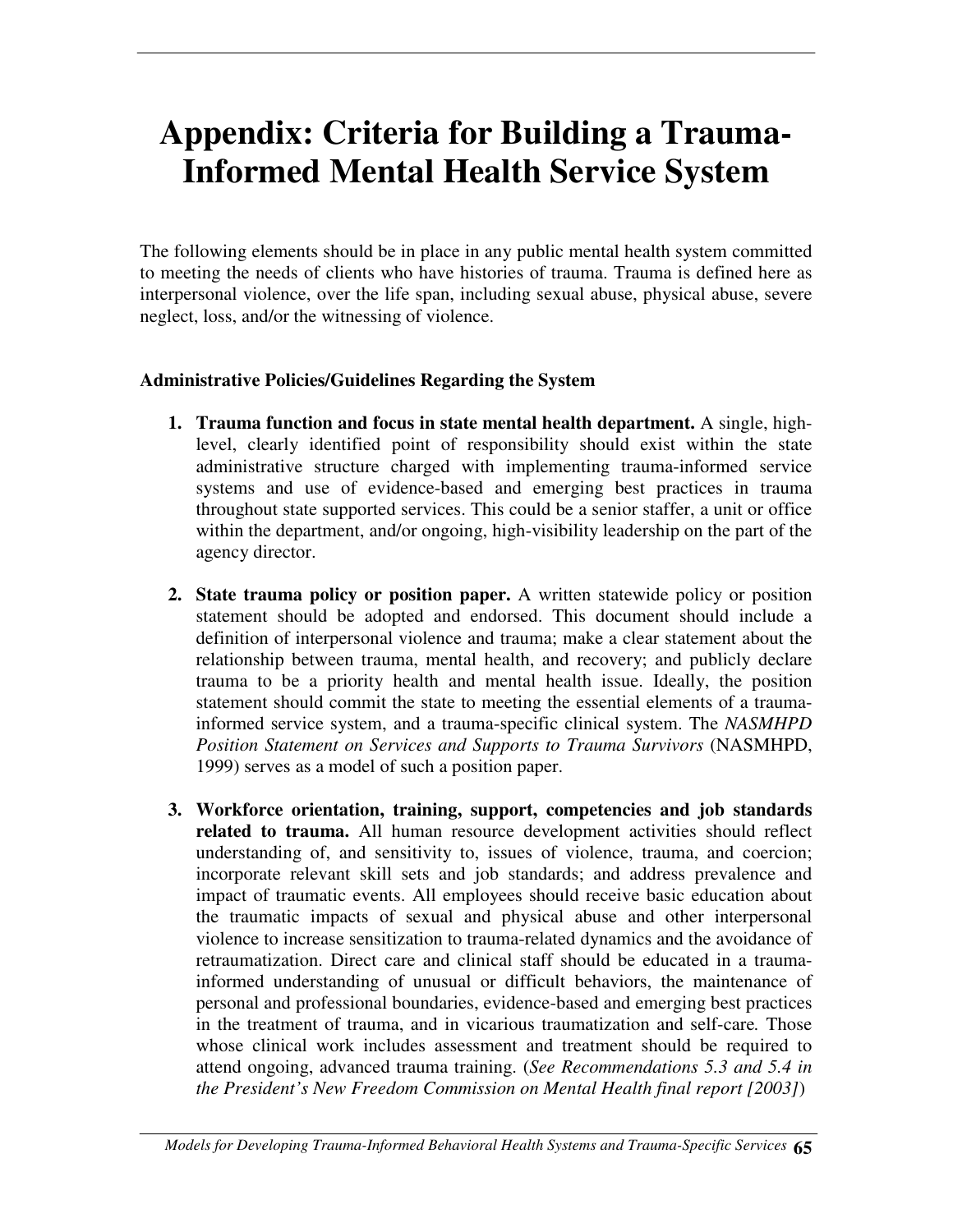# Appendix: Criteria for Building a Trauma-Informed Mental Health Service System

The following elements should be in place in any public mental health system committed to meeting the needs of clients who have histories of trauma. Trauma is defined here as interpersonal violence, over the life span, including sexual abuse, physical abuse, severe neglect, loss, and/or the witnessing of violence.

**Administrative Policies/Guidelines Regarding the System**

1. **Trauma function and focus in state mental health department.** A single, high-level, clearly identified point of responsibility should exist within the state administrative structure charged with implementing trauma-informed service systems and use of evidence-based and emerging best practices in trauma throughout state supported services. This could be a senior staffer, a unit or office within the department, and/or ongoing, high-visibility leadership on the part of the agency director.

2. **State trauma policy or position paper.** A written statewide policy or position statement should be adopted and endorsed. This document should include a definition of interpersonal violence and trauma; make a clear statement about the relationship between trauma, mental health, and recovery; and publicly declare trauma to be a priority health and mental health issue. Ideally, the position statement should commit the state to meeting the essential elements of a trauma-informed service system, and a trauma-specific clinical system. The *NASMHPD Position Statement on Services and Supports to Trauma Survivors* (NASMHPD, 1999) serves as a model of such a position paper.

3. **Workforce orientation, training, support, competencies and job standards related to trauma.** All human resource development activities should reflect understanding of, and sensitivity to, issues of violence, trauma, and coercion; incorporate relevant skill sets and job standards; and address prevalence and impact of traumatic events. All employees should receive basic education about the traumatic impacts of sexual and physical abuse and other interpersonal violence to increase sensitization to trauma-related dynamics and the avoidance of retraumatization. Direct care and clinical staff should be educated in a trauma-informed understanding of unusual or difficult behaviors, the maintenance of personal and professional boundaries, evidence-based and emerging best practices in the treatment of trauma, and in vicarious traumatization and self-care. Those whose clinical work includes assessment and treatment should be required to attend ongoing, advanced trauma training. (*See Recommendations 5.3 and 5.4 in the President's New Freedom Commission on Mental Health final report [2003]*)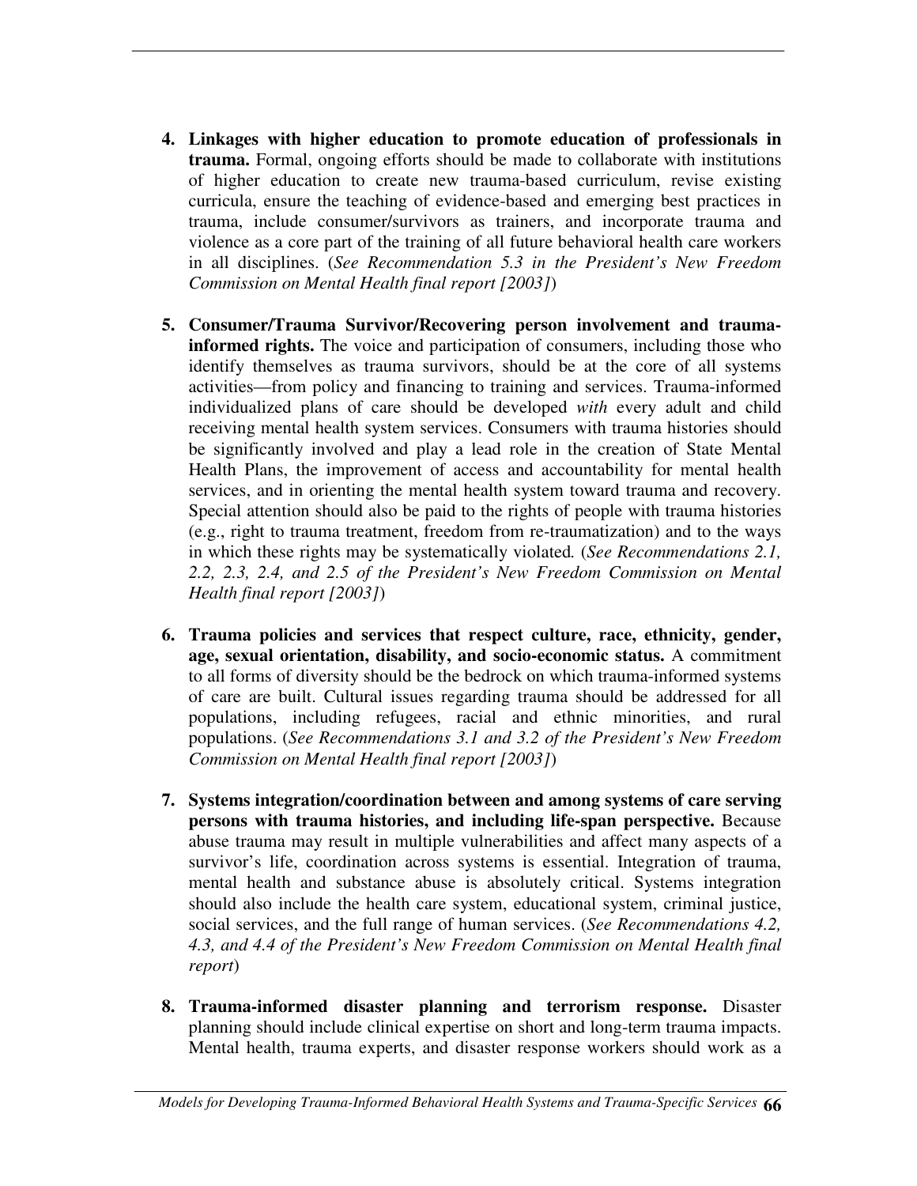4. **Linkages with higher education to promote education of professionals in trauma.** Formal, ongoing efforts should be made to collaborate with institutions of higher education to create new trauma-based curriculum, revise existing curricula, ensure the teaching of evidence-based and emerging best practices in trauma, include consumer/survivors as trainers, and incorporate trauma and violence as a core part of the training of all future behavioral health care workers in all disciplines. (*See Recommendation 5.3 in the President's New Freedom Commission on Mental Health final report [2003]*)

5. **Consumer/Trauma Survivor/Recovering person involvement and trauma-informed rights.** The voice and participation of consumers, including those who identify themselves as trauma survivors, should be at the core of all systems activities—from policy and financing to training and services. Trauma-informed individualized plans of care should be developed *with* every adult and child receiving mental health system services. Consumers with trauma histories should be significantly involved and play a lead role in the creation of State Mental Health Plans, the improvement of access and accountability for mental health services, and in orienting the mental health system toward trauma and recovery. Special attention should also be paid to the rights of people with trauma histories (e.g., right to trauma treatment, freedom from re-traumatization) and to the ways in which these rights may be systematically violated. (*See Recommendations 2.1, 2.2, 2.3, 2.4, and 2.5 of the President's New Freedom Commission on Mental Health final report [2003]*)

6. **Trauma policies and services that respect culture, race, ethnicity, gender, age, sexual orientation, disability, and socio-economic status.** A commitment to all forms of diversity should be the bedrock on which trauma-informed systems of care are built. Cultural issues regarding trauma should be addressed for all populations, including refugees, racial and ethnic minorities, and rural populations. (*See Recommendations 3.1 and 3.2 of the President's New Freedom Commission on Mental Health final report [2003]*)

7. **Systems integration/coordination between and among systems of care serving persons with trauma histories, and including life-span perspective.** Because abuse trauma may result in multiple vulnerabilities and affect many aspects of a survivor's life, coordination across systems is essential. Integration of trauma, mental health and substance abuse is absolutely critical. Systems integration should also include the health care system, educational system, criminal justice, social services, and the full range of human services. (*See Recommendations 4.2, 4.3, and 4.4 of the President's New Freedom Commission on Mental Health final report*)

8. **Trauma-informed disaster planning and terrorism response.** Disaster planning should include clinical expertise on short and long-term trauma impacts. Mental health, trauma experts, and disaster response workers should work as a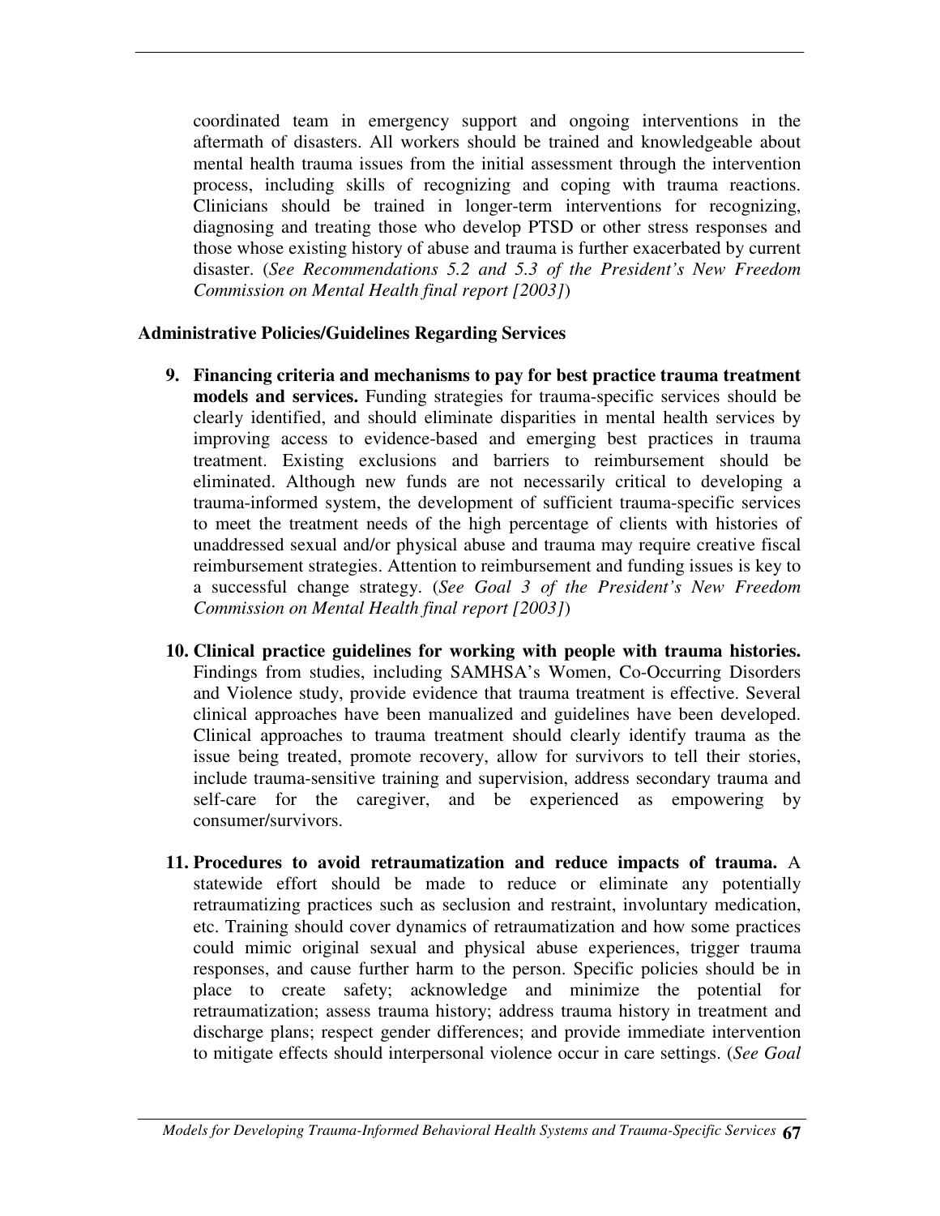coordinated team in emergency support and ongoing interventions in the aftermath of disasters. All workers should be trained and knowledgeable about mental health trauma issues from the initial assessment through the intervention process, including skills of recognizing and coping with trauma reactions. Clinicians should be trained in longer-term interventions for recognizing, diagnosing and treating those who develop PTSD or other stress responses and those whose existing history of abuse and trauma is further exacerbated by current disaster. (*See Recommendations 5.2 and 5.3 of the President's New Freedom Commission on Mental Health final report [2003]*)

**Administrative Policies/Guidelines Regarding Services**

9. **Financing criteria and mechanisms to pay for best practice trauma treatment models and services.** Funding strategies for trauma-specific services should be clearly identified, and should eliminate disparities in mental health services by improving access to evidence-based and emerging best practices in trauma treatment. Existing exclusions and barriers to reimbursement should be eliminated. Although new funds are not necessarily critical to developing a trauma-informed system, the development of sufficient trauma-specific services to meet the treatment needs of the high percentage of clients with histories of unaddressed sexual and/or physical abuse and trauma may require creative fiscal reimbursement strategies. Attention to reimbursement and funding issues is key to a successful change strategy. (*See Goal 3 of the President's New Freedom Commission on Mental Health final report [2003]*)

10. **Clinical practice guidelines for working with people with trauma histories.** Findings from studies, including SAMHSA's Women, Co-Occurring Disorders and Violence study, provide evidence that trauma treatment is effective. Several clinical approaches have been manualized and guidelines have been developed. Clinical approaches to trauma treatment should clearly identify trauma as the issue being treated, promote recovery, allow for survivors to tell their stories, include trauma-sensitive training and supervision, address secondary trauma and self-care for the caregiver, and be experienced as empowering by consumer/survivors.

11. **Procedures to avoid retraumatization and reduce impacts of trauma.** A statewide effort should be made to reduce or eliminate any potentially retraumatizing practices such as seclusion and restraint, involuntary medication, etc. Training should cover dynamics of retraumatization and how some practices could mimic original sexual and physical abuse experiences, trigger trauma responses, and cause further harm to the person. Specific policies should be in place to create safety; acknowledge and minimize the potential for retraumatization; assess trauma history; address trauma history in treatment and discharge plans; respect gender differences; and provide immediate intervention to mitigate effects should interpersonal violence occur in care settings. (*See Goal*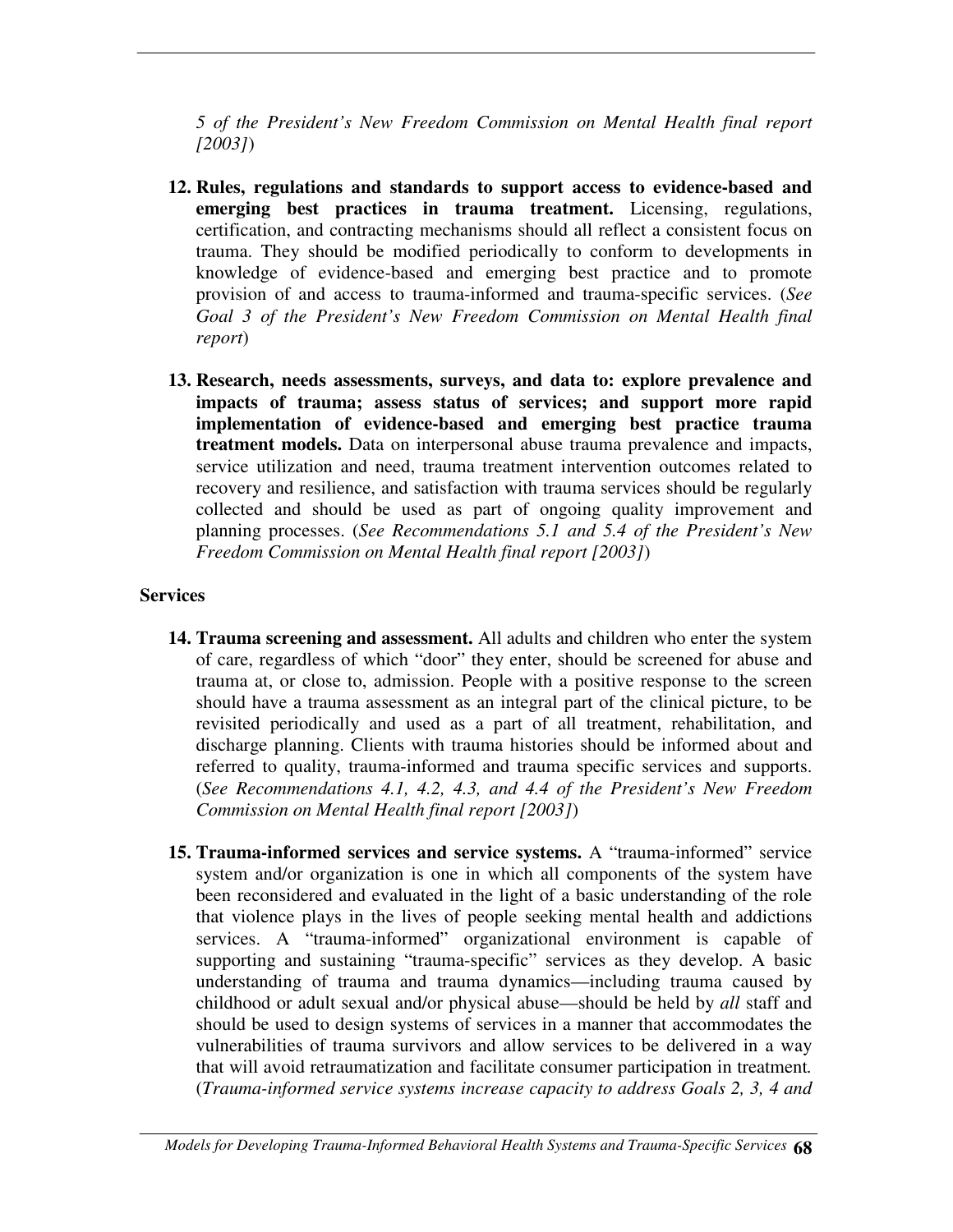*5 of the President's New Freedom Commission on Mental Health final report [2003]*)

12. **Rules, regulations and standards to support access to evidence-based and emerging best practices in trauma treatment.** Licensing, regulations, certification, and contracting mechanisms should all reflect a consistent focus on trauma. They should be modified periodically to conform to developments in knowledge of evidence-based and emerging best practice and to promote provision of and access to trauma-informed and trauma-specific services. (*See Goal 3 of the President's New Freedom Commission on Mental Health final report*)

13. **Research, needs assessments, surveys, and data to: explore prevalence and impacts of trauma; assess status of services; and support more rapid implementation of evidence-based and emerging best practice trauma treatment models.** Data on interpersonal abuse trauma prevalence and impacts, service utilization and need, trauma treatment intervention outcomes related to recovery and resilience, and satisfaction with trauma services should be regularly collected and should be used as part of ongoing quality improvement and planning processes. (*See Recommendations 5.1 and 5.4 of the President's New Freedom Commission on Mental Health final report [2003]*)

**Services**

14. **Trauma screening and assessment.** All adults and children who enter the system of care, regardless of which "door" they enter, should be screened for abuse and trauma at, or close to, admission. People with a positive response to the screen should have a trauma assessment as an integral part of the clinical picture, to be revisited periodically and used as a part of all treatment, rehabilitation, and discharge planning. Clients with trauma histories should be informed about and referred to quality, trauma-informed and trauma specific services and supports. (*See Recommendations 4.1, 4.2, 4.3, and 4.4 of the President's New Freedom Commission on Mental Health final report [2003]*)

15. **Trauma-informed services and service systems.** A "trauma-informed" service system and/or organization is one in which all components of the system have been reconsidered and evaluated in the light of a basic understanding of the role that violence plays in the lives of people seeking mental health and addictions services. A "trauma-informed" organizational environment is capable of supporting and sustaining "trauma-specific" services as they develop. A basic understanding of trauma and trauma dynamics—including trauma caused by childhood or adult sexual and/or physical abuse—should be held by *all* staff and should be used to design systems of services in a manner that accommodates the vulnerabilities of trauma survivors and allow services to be delivered in a way that will avoid retraumatization and facilitate consumer participation in treatment. (*Trauma-informed service systems increase capacity to address Goals 2, 3, 4 and*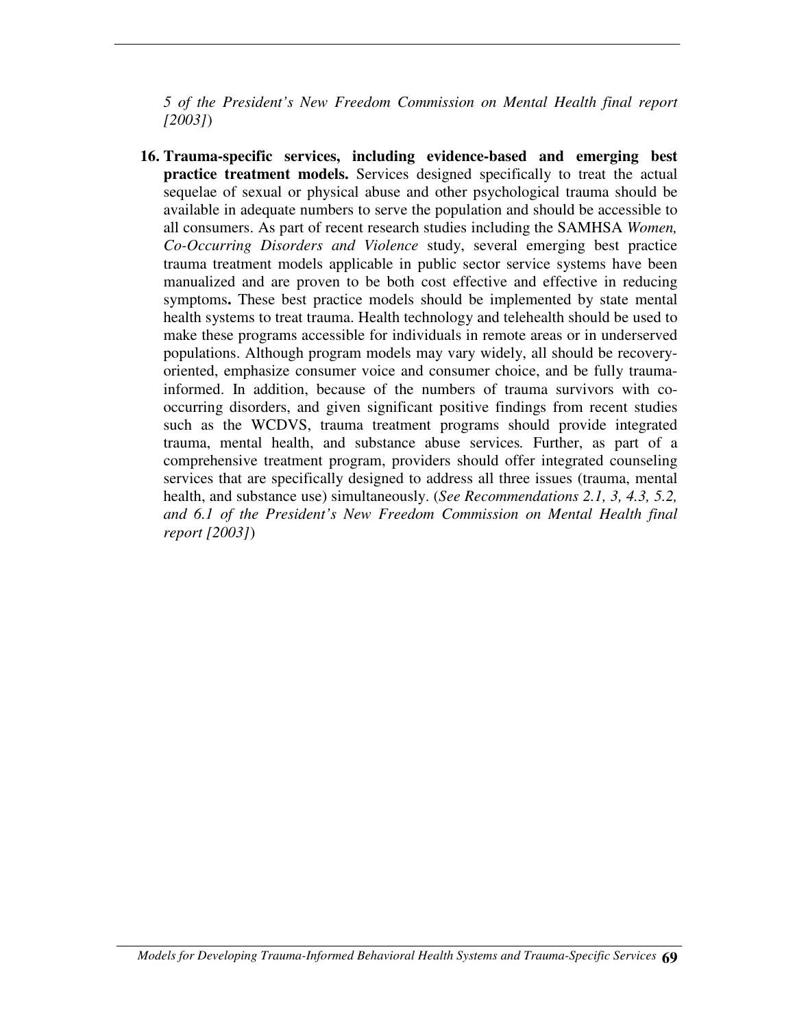*5 of the President's New Freedom Commission on Mental Health final report [2003]*)

16. **Trauma-specific services, including evidence-based and emerging best practice treatment models.** Services designed specifically to treat the actual sequelae of sexual or physical abuse and other psychological trauma should be available in adequate numbers to serve the population and should be accessible to all consumers. As part of recent research studies including the SAMHSA *Women, Co-Occurring Disorders and Violence* study, several emerging best practice trauma treatment models applicable in public sector service systems have been manualized and are proven to be both cost effective and effective in reducing symptoms**.** These best practice models should be implemented by state mental health systems to treat trauma. Health technology and telehealth should be used to make these programs accessible for individuals in remote areas or in underserved populations. Although program models may vary widely, all should be recovery-oriented, emphasize consumer voice and consumer choice, and be fully trauma-informed. In addition, because of the numbers of trauma survivors with co-occurring disorders, and given significant positive findings from recent studies such as the WCDVS, trauma treatment programs should provide integrated trauma, mental health, and substance abuse services*.* Further, as part of a comprehensive treatment program, providers should offer integrated counseling services that are specifically designed to address all three issues (trauma, mental health, and substance use) simultaneously. (*See Recommendations 2.1, 3, 4.3, 5.2, and 6.1 of the President's New Freedom Commission on Mental Health final report [2003]*)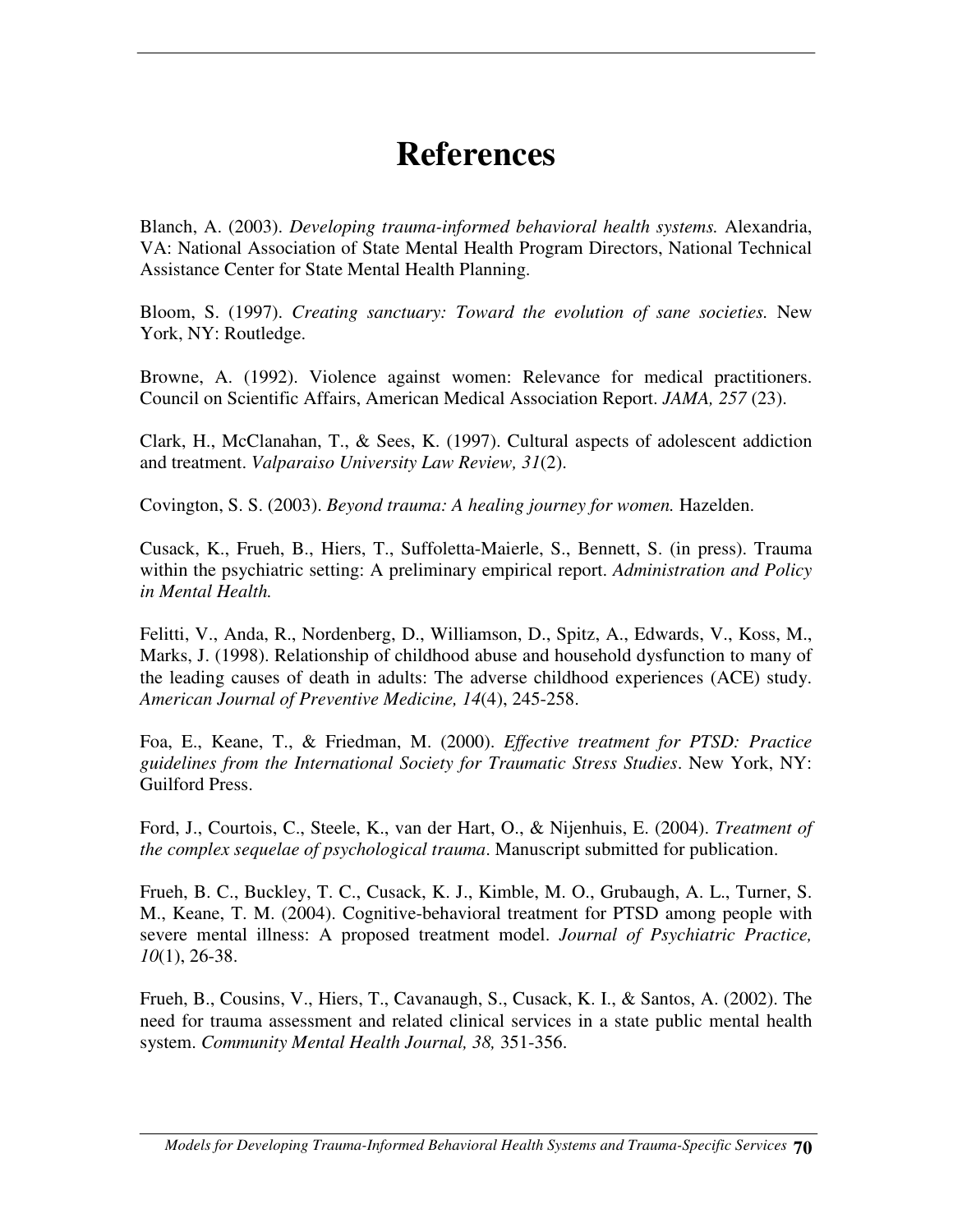# References

Blanch, A. (2003). *Developing trauma-informed behavioral health systems.* Alexandria, VA: National Association of State Mental Health Program Directors, National Technical Assistance Center for State Mental Health Planning.

Bloom, S. (1997). *Creating sanctuary: Toward the evolution of sane societies.* New York, NY: Routledge.

Browne, A. (1992). Violence against women: Relevance for medical practitioners. Council on Scientific Affairs, American Medical Association Report. *JAMA, 257* (23).

Clark, H., McClanahan, T., & Sees, K. (1997). Cultural aspects of adolescent addiction and treatment. *Valparaiso University Law Review, 31*(2).

Covington, S. S. (2003). *Beyond trauma: A healing journey for women.* Hazelden.

Cusack, K., Frueh, B., Hiers, T., Suffoletta-Maierle, S., Bennett, S. (in press). Trauma within the psychiatric setting: A preliminary empirical report. *Administration and Policy in Mental Health.*

Felitti, V., Anda, R., Nordenberg, D., Williamson, D., Spitz, A., Edwards, V., Koss, M., Marks, J. (1998). Relationship of childhood abuse and household dysfunction to many of the leading causes of death in adults: The adverse childhood experiences (ACE) study. *American Journal of Preventive Medicine, 14*(4), 245-258.

Foa, E., Keane, T., & Friedman, M. (2000). *Effective treatment for PTSD: Practice guidelines from the International Society for Traumatic Stress Studies*. New York, NY: Guilford Press.

Ford, J., Courtois, C., Steele, K., van der Hart, O., & Nijenhuis, E. (2004). *Treatment of the complex sequelae of psychological trauma*. Manuscript submitted for publication.

Frueh, B. C., Buckley, T. C., Cusack, K. J., Kimble, M. O., Grubaugh, A. L., Turner, S. M., Keane, T. M. (2004). Cognitive-behavioral treatment for PTSD among people with severe mental illness: A proposed treatment model. *Journal of Psychiatric Practice, 10*(1), 26-38.

Frueh, B., Cousins, V., Hiers, T., Cavanaugh, S., Cusack, K. I., & Santos, A. (2002). The need for trauma assessment and related clinical services in a state public mental health system. *Community Mental Health Journal, 38,* 351-356.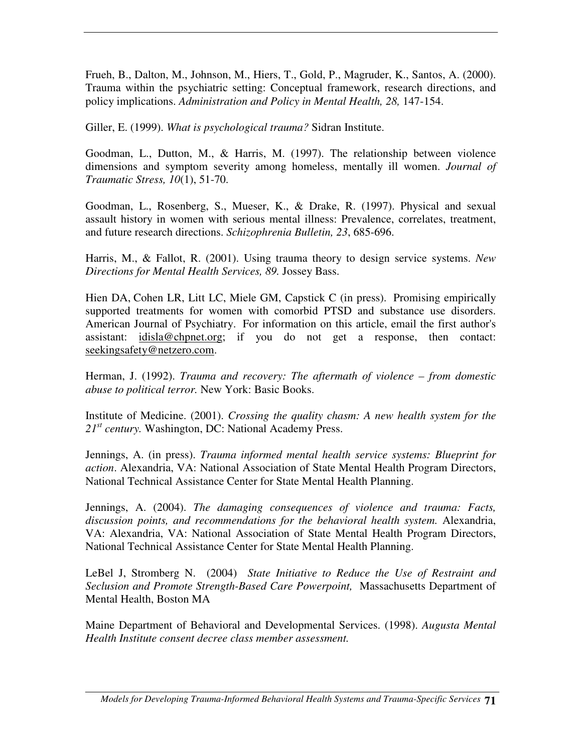Frueh, B., Dalton, M., Johnson, M., Hiers, T., Gold, P., Magruder, K., Santos, A. (2000). Trauma within the psychiatric setting: Conceptual framework, research directions, and policy implications. *Administration and Policy in Mental Health, 28,* 147-154.

Giller, E. (1999). *What is psychological trauma?* Sidran Institute.

Goodman, L., Dutton, M., & Harris, M. (1997). The relationship between violence dimensions and symptom severity among homeless, mentally ill women. *Journal of Traumatic Stress, 10*(1), 51-70.

Goodman, L., Rosenberg, S., Mueser, K., & Drake, R. (1997). Physical and sexual assault history in women with serious mental illness: Prevalence, correlates, treatment, and future research directions. *Schizophrenia Bulletin, 23*, 685-696.

Harris, M., & Fallot, R. (2001). Using trauma theory to design service systems. *New Directions for Mental Health Services, 89.* Jossey Bass.

Hien DA, Cohen LR, Litt LC, Miele GM, Capstick C (in press). Promising empirically supported treatments for women with comorbid PTSD and substance use disorders. American Journal of Psychiatry. For information on this article, email the first author's assistant: idisla@chpnet.org; if you do not get a response, then contact: seekingsafety@netzero.com.

Herman, J. (1992). *Trauma and recovery: The aftermath of violence – from domestic abuse to political terror.* New York: Basic Books.

Institute of Medicine. (2001). *Crossing the quality chasm: A new health system for the 21st century.* Washington, DC: National Academy Press.

Jennings, A. (in press). *Trauma informed mental health service systems: Blueprint for action*. Alexandria, VA: National Association of State Mental Health Program Directors, National Technical Assistance Center for State Mental Health Planning.

Jennings, A. (2004). *The damaging consequences of violence and trauma: Facts, discussion points, and recommendations for the behavioral health system.* Alexandria, VA: Alexandria, VA: National Association of State Mental Health Program Directors, National Technical Assistance Center for State Mental Health Planning.

LeBel J, Stromberg N. (2004) *State Initiative to Reduce the Use of Restraint and Seclusion and Promote Strength-Based Care Powerpoint,* Massachusetts Department of Mental Health, Boston MA

Maine Department of Behavioral and Developmental Services. (1998). *Augusta Mental Health Institute consent decree class member assessment.*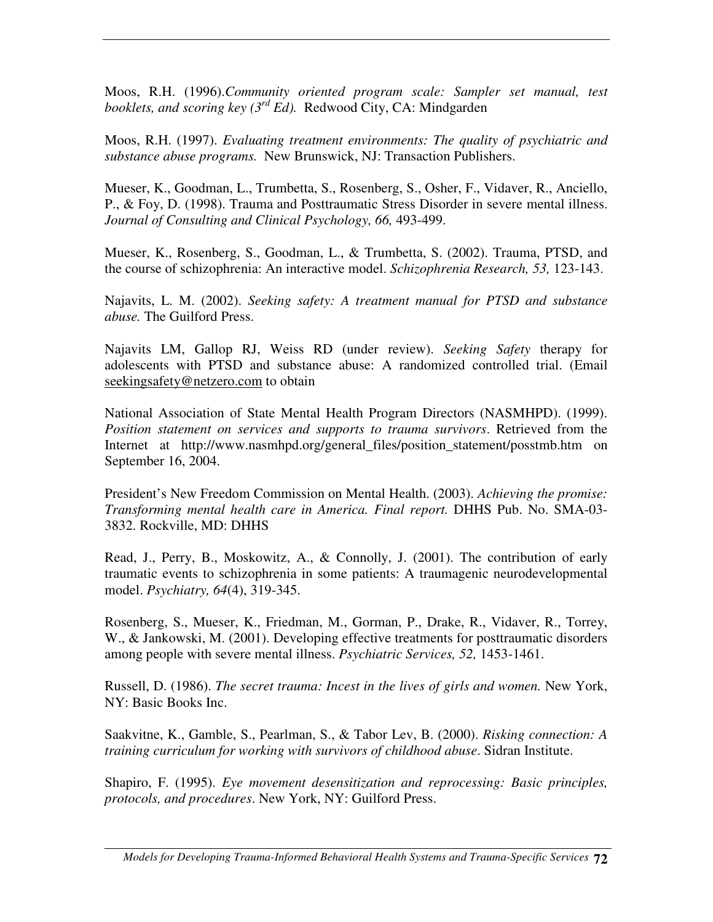Moos, R.H. (1996).*Community oriented program scale: Sampler set manual, test booklets, and scoring key (3rd Ed).* Redwood City, CA: Mindgarden

Moos, R.H. (1997). *Evaluating treatment environments: The quality of psychiatric and substance abuse programs.* New Brunswick, NJ: Transaction Publishers.

Mueser, K., Goodman, L., Trumbetta, S., Rosenberg, S., Osher, F., Vidaver, R., Anciello, P., & Foy, D. (1998). Trauma and Posttraumatic Stress Disorder in severe mental illness. *Journal of Consulting and Clinical Psychology, 66,* 493-499.

Mueser, K., Rosenberg, S., Goodman, L., & Trumbetta, S. (2002). Trauma, PTSD, and the course of schizophrenia: An interactive model. *Schizophrenia Research, 53,* 123-143.

Najavits, L. M. (2002). *Seeking safety: A treatment manual for PTSD and substance abuse.* The Guilford Press.

Najavits LM, Gallop RJ, Weiss RD (under review). *Seeking Safety* therapy for adolescents with PTSD and substance abuse: A randomized controlled trial. (Email seekingsafety@netzero.com to obtain

National Association of State Mental Health Program Directors (NASMHPD). (1999). *Position statement on services and supports to trauma survivors*. Retrieved from the Internet at http://www.nasmhpd.org/general_files/position_statement/posstmb.htm on September 16, 2004.

President's New Freedom Commission on Mental Health. (2003). *Achieving the promise: Transforming mental health care in America. Final report.* DHHS Pub. No. SMA-03-3832. Rockville, MD: DHHS

Read, J., Perry, B., Moskowitz, A., & Connolly, J. (2001). The contribution of early traumatic events to schizophrenia in some patients: A traumagenic neurodevelopmental model. *Psychiatry, 64*(4), 319-345.

Rosenberg, S., Mueser, K., Friedman, M., Gorman, P., Drake, R., Vidaver, R., Torrey, W., & Jankowski, M. (2001). Developing effective treatments for posttraumatic disorders among people with severe mental illness. *Psychiatric Services, 52,* 1453-1461.

Russell, D. (1986). *The secret trauma: Incest in the lives of girls and women.* New York, NY: Basic Books Inc.

Saakvitne, K., Gamble, S., Pearlman, S., & Tabor Lev, B. (2000). *Risking connection: A training curriculum for working with survivors of childhood abuse*. Sidran Institute.

Shapiro, F. (1995). *Eye movement desensitization and reprocessing: Basic principles, protocols, and procedures*. New York, NY: Guilford Press.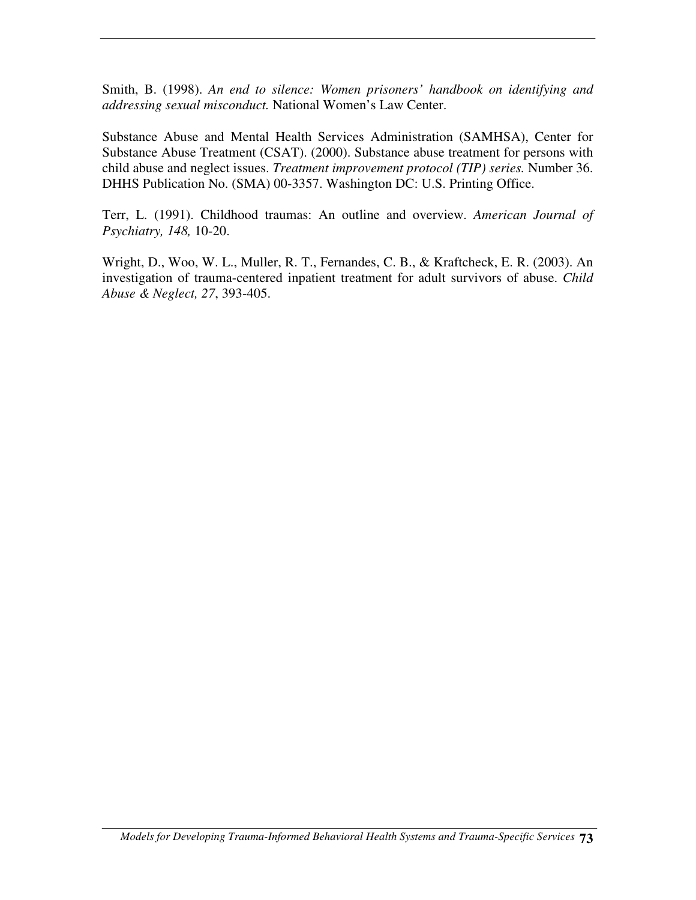Smith, B. (1998). *An end to silence: Women prisoners' handbook on identifying and addressing sexual misconduct.* National Women's Law Center.

Substance Abuse and Mental Health Services Administration (SAMHSA), Center for Substance Abuse Treatment (CSAT). (2000). Substance abuse treatment for persons with child abuse and neglect issues. *Treatment improvement protocol (TIP) series.* Number 36. DHHS Publication No. (SMA) 00-3357. Washington DC: U.S. Printing Office.

Terr, L. (1991). Childhood traumas: An outline and overview. *American Journal of Psychiatry, 148,* 10-20.

Wright, D., Woo, W. L., Muller, R. T., Fernandes, C. B., & Kraftcheck, E. R. (2003). An investigation of trauma-centered inpatient treatment for adult survivors of abuse. *Child Abuse & Neglect, 27*, 393-405.